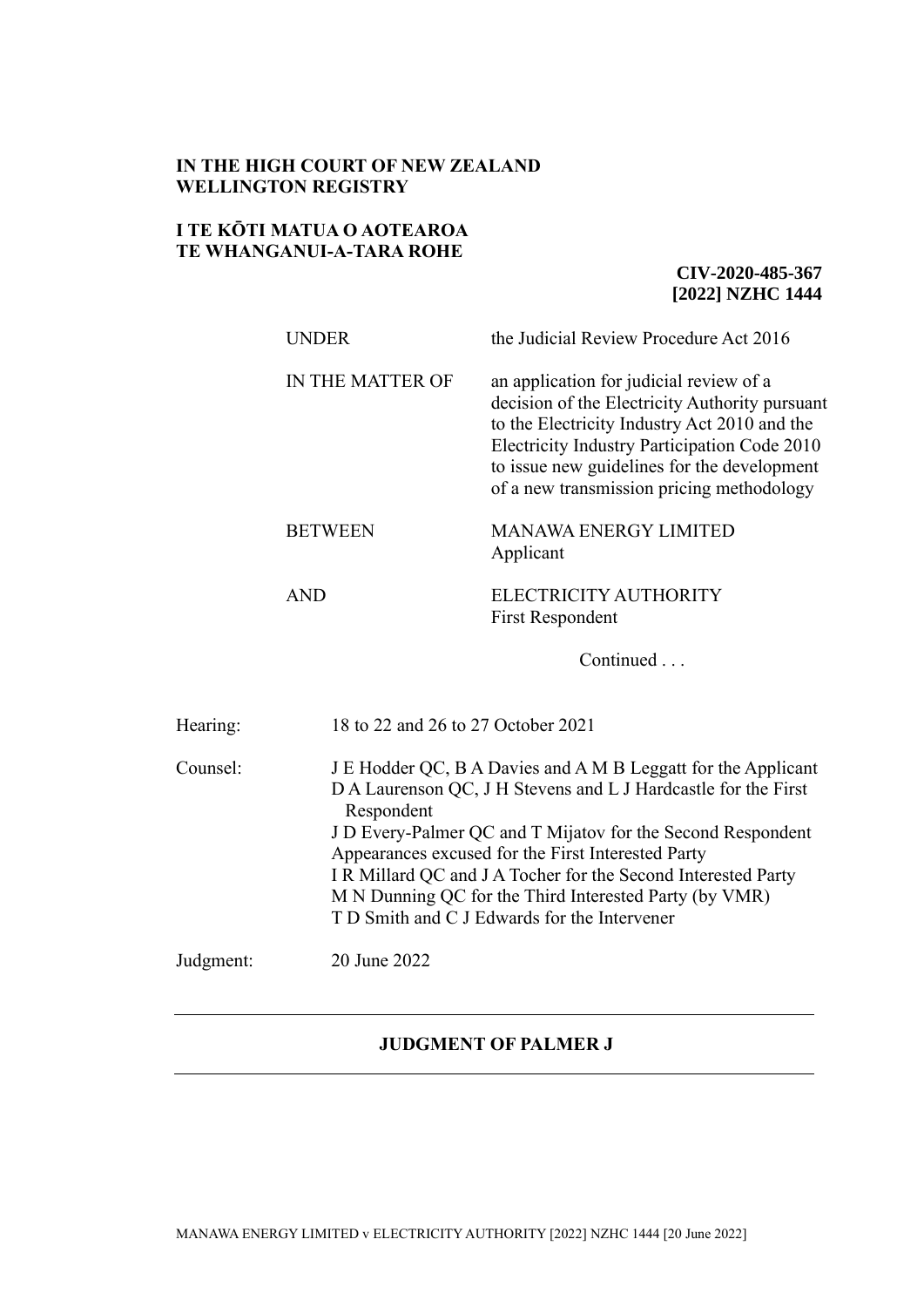**IN THE HIGH COURT OF NEW ZEALAND**
**WELLINGTON REGISTRY**

**I TE KŌTI MATUA O AOTEAROA**
**TE WHANGANUI-A-TARA ROHE**

**CIV-2020-485-367**
**[2022] NZHC 1444**

| | |
|---|---|
| UNDER | the Judicial Review Procedure Act 2016 |
| IN THE MATTER OF | an application for judicial review of a decision of the Electricity Authority pursuant to the Electricity Industry Act 2010 and the Electricity Industry Participation Code 2010 to issue new guidelines for the development of a new transmission pricing methodology |
| BETWEEN | MANAWA ENERGY LIMITED<br>Applicant |
| AND | ELECTRICITY AUTHORITY<br>First Respondent |

Continued . . .

| | |
|---|---|
| Hearing: | 18 to 22 and 26 to 27 October 2021 |
| Counsel: | J E Hodder QC, B A Davies and A M B Leggatt for the Applicant<br>D A Laurenson QC, J H Stevens and L J Hardcastle for the First Respondent<br>J D Every-Palmer QC and T Mijatov for the Second Respondent<br>Appearances excused for the First Interested Party<br>I R Millard QC and J A Tocher for the Second Interested Party<br>M N Dunning QC for the Third Interested Party (by VMR)<br>T D Smith and C J Edwards for the Intervener |
| Judgment: | 20 June 2022 |

---

**JUDGMENT OF PALMER J**

---

MANAWA ENERGY LIMITED v ELECTRICITY AUTHORITY [2022] NZHC 1444 [20 June 2022]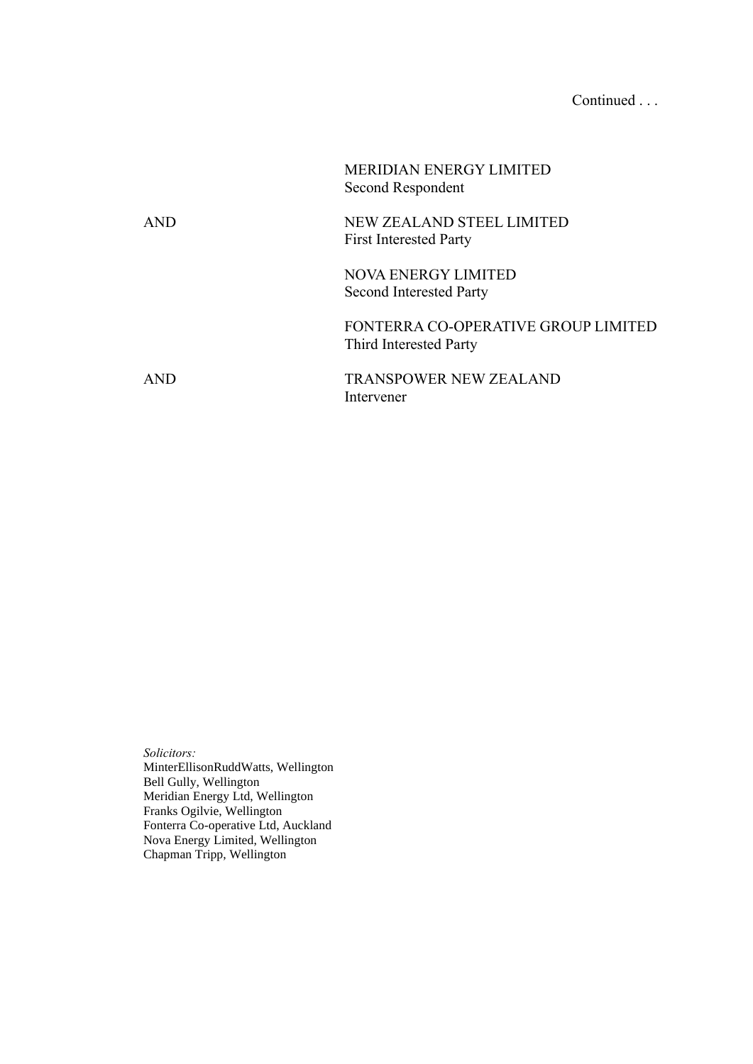Continued . . .

| | |
|---|---|
| | MERIDIAN ENERGY LIMITED<br>Second Respondent |
| AND | NEW ZEALAND STEEL LIMITED<br>First Interested Party |
| | NOVA ENERGY LIMITED<br>Second Interested Party |
| | FONTERRA CO-OPERATIVE GROUP LIMITED<br>Third Interested Party |
| AND | TRANSPOWER NEW ZEALAND<br>Intervener |

*Solicitors:*
MinterEllisonRuddWatts, Wellington
Bell Gully, Wellington
Meridian Energy Ltd, Wellington
Franks Ogilvie, Wellington
Fonterra Co-operative Ltd, Auckland
Nova Energy Limited, Wellington
Chapman Tripp, Wellington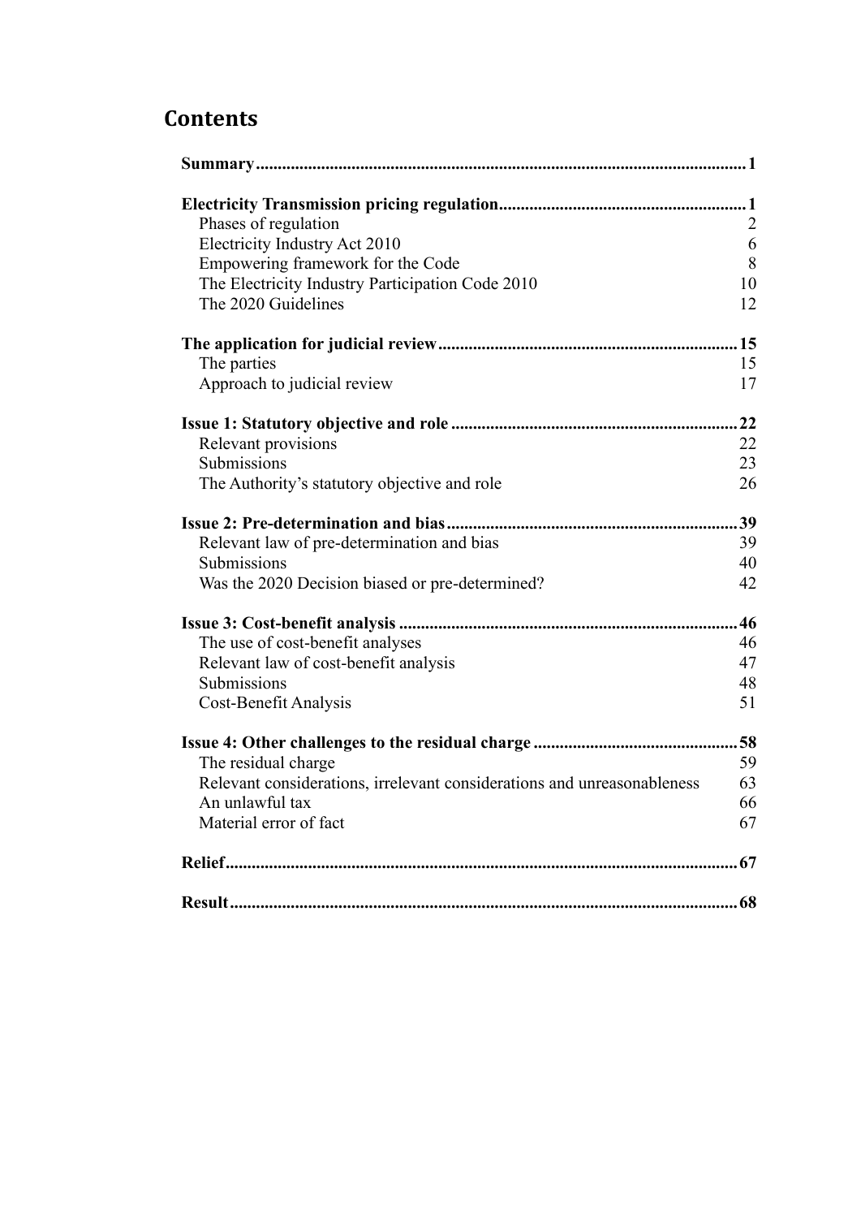# Contents

| | |
|---|---|
| **Summary** | **1** |
| **Electricity Transmission pricing regulation** | **1** |
| Phases of regulation | 2 |
| Electricity Industry Act 2010 | 6 |
| Empowering framework for the Code | 8 |
| The Electricity Industry Participation Code 2010 | 10 |
| The 2020 Guidelines | 12 |
| **The application for judicial review** | **15** |
| The parties | 15 |
| Approach to judicial review | 17 |
| **Issue 1: Statutory objective and role** | **22** |
| Relevant provisions | 22 |
| Submissions | 23 |
| The Authority's statutory objective and role | 26 |
| **Issue 2: Pre-determination and bias** | **39** |
| Relevant law of pre-determination and bias | 39 |
| Submissions | 40 |
| Was the 2020 Decision biased or pre-determined? | 42 |
| **Issue 3: Cost-benefit analysis** | **46** |
| The use of cost-benefit analyses | 46 |
| Relevant law of cost-benefit analysis | 47 |
| Submissions | 48 |
| Cost-Benefit Analysis | 51 |
| **Issue 4: Other challenges to the residual charge** | **58** |
| The residual charge | 59 |
| Relevant considerations, irrelevant considerations and unreasonableness | 63 |
| An unlawful tax | 66 |
| Material error of fact | 67 |
| **Relief** | **67** |
| **Result** | **68** |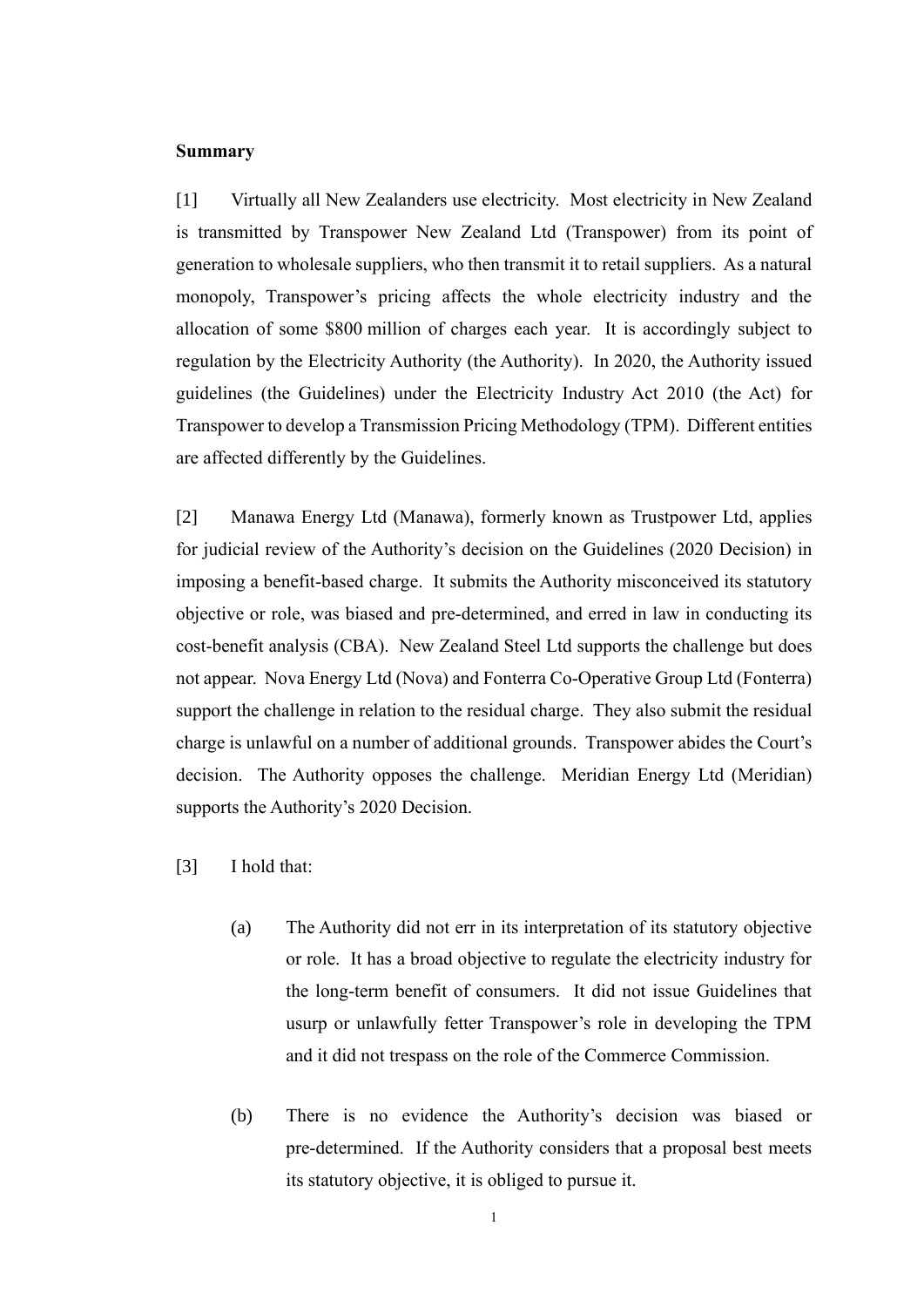**Summary**

[1] Virtually all New Zealanders use electricity. Most electricity in New Zealand is transmitted by Transpower New Zealand Ltd (Transpower) from its point of generation to wholesale suppliers, who then transmit it to retail suppliers. As a natural monopoly, Transpower's pricing affects the whole electricity industry and the allocation of some $800 million of charges each year. It is accordingly subject to regulation by the Electricity Authority (the Authority). In 2020, the Authority issued guidelines (the Guidelines) under the Electricity Industry Act 2010 (the Act) for Transpower to develop a Transmission Pricing Methodology (TPM). Different entities are affected differently by the Guidelines.

[2] Manawa Energy Ltd (Manawa), formerly known as Trustpower Ltd, applies for judicial review of the Authority's decision on the Guidelines (2020 Decision) in imposing a benefit-based charge. It submits the Authority misconceived its statutory objective or role, was biased and pre-determined, and erred in law in conducting its cost-benefit analysis (CBA). New Zealand Steel Ltd supports the challenge but does not appear. Nova Energy Ltd (Nova) and Fonterra Co-Operative Group Ltd (Fonterra) support the challenge in relation to the residual charge. They also submit the residual charge is unlawful on a number of additional grounds. Transpower abides the Court's decision. The Authority opposes the challenge. Meridian Energy Ltd (Meridian) supports the Authority's 2020 Decision.

[3] I hold that:

(a) The Authority did not err in its interpretation of its statutory objective or role. It has a broad objective to regulate the electricity industry for the long-term benefit of consumers. It did not issue Guidelines that usurp or unlawfully fetter Transpower's role in developing the TPM and it did not trespass on the role of the Commerce Commission.

(b) There is no evidence the Authority's decision was biased or pre-determined. If the Authority considers that a proposal best meets its statutory objective, it is obliged to pursue it.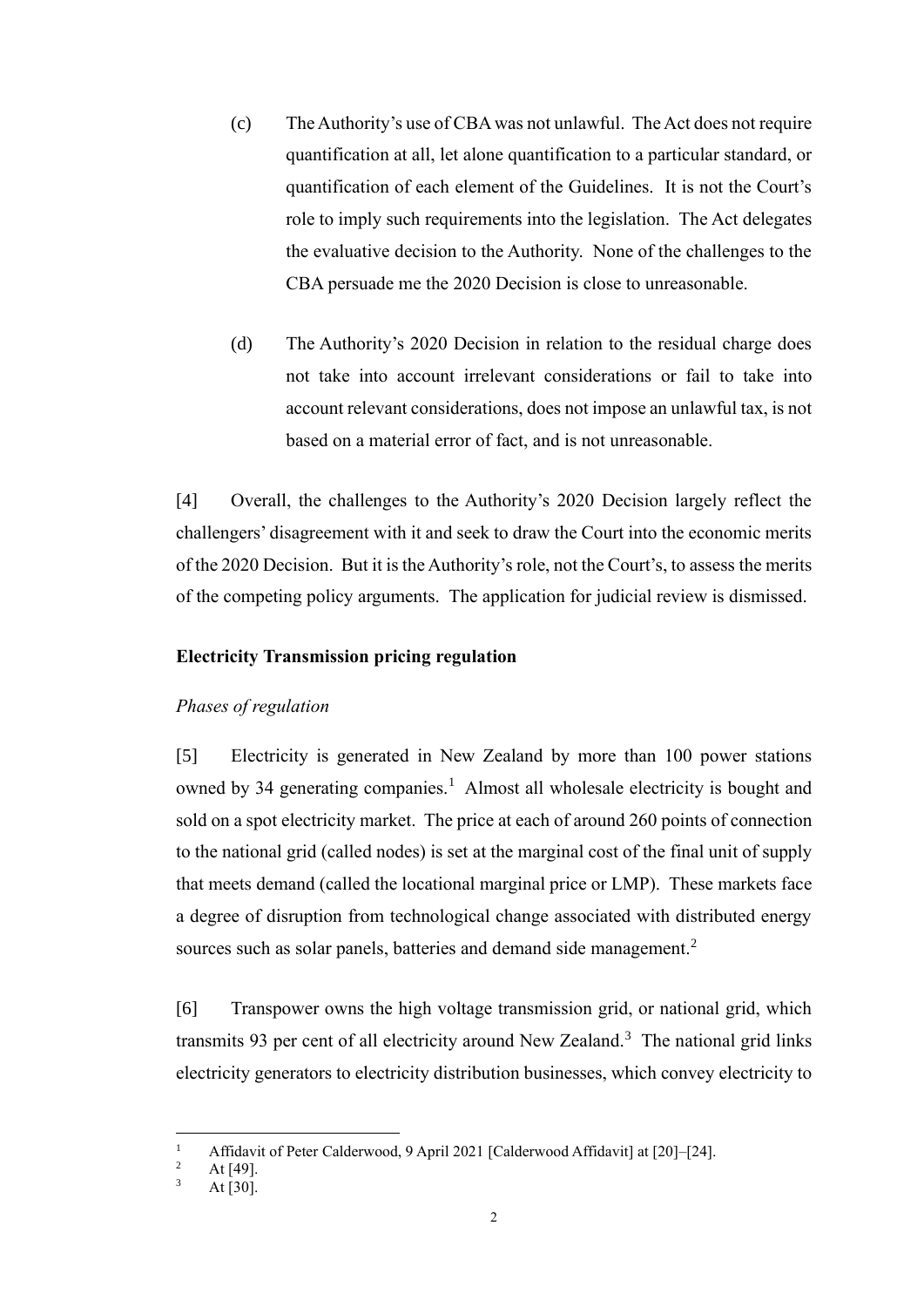(c) The Authority's use of CBA was not unlawful. The Act does not require quantification at all, let alone quantification to a particular standard, or quantification of each element of the Guidelines. It is not the Court's role to imply such requirements into the legislation. The Act delegates the evaluative decision to the Authority. None of the challenges to the CBA persuade me the 2020 Decision is close to unreasonable.

(d) The Authority's 2020 Decision in relation to the residual charge does not take into account irrelevant considerations or fail to take into account relevant considerations, does not impose an unlawful tax, is not based on a material error of fact, and is not unreasonable.

[4] Overall, the challenges to the Authority's 2020 Decision largely reflect the challengers' disagreement with it and seek to draw the Court into the economic merits of the 2020 Decision. But it is the Authority's role, not the Court's, to assess the merits of the competing policy arguments. The application for judicial review is dismissed.

## Electricity Transmission pricing regulation

### *Phases of regulation*

[5] Electricity is generated in New Zealand by more than 100 power stations owned by 34 generating companies.[1] Almost all wholesale electricity is bought and sold on a spot electricity market. The price at each of around 260 points of connection to the national grid (called nodes) is set at the marginal cost of the final unit of supply that meets demand (called the locational marginal price or LMP). These markets face a degree of disruption from technological change associated with distributed energy sources such as solar panels, batteries and demand side management.[2]

[6] Transpower owns the high voltage transmission grid, or national grid, which transmits 93 per cent of all electricity around New Zealand.[3] The national grid links electricity generators to electricity distribution businesses, which convey electricity to

---

[1] Affidavit of Peter Calderwood, 9 April 2021 [Calderwood Affidavit] at [20]–[24].

[2] At [49].

[3] At [30].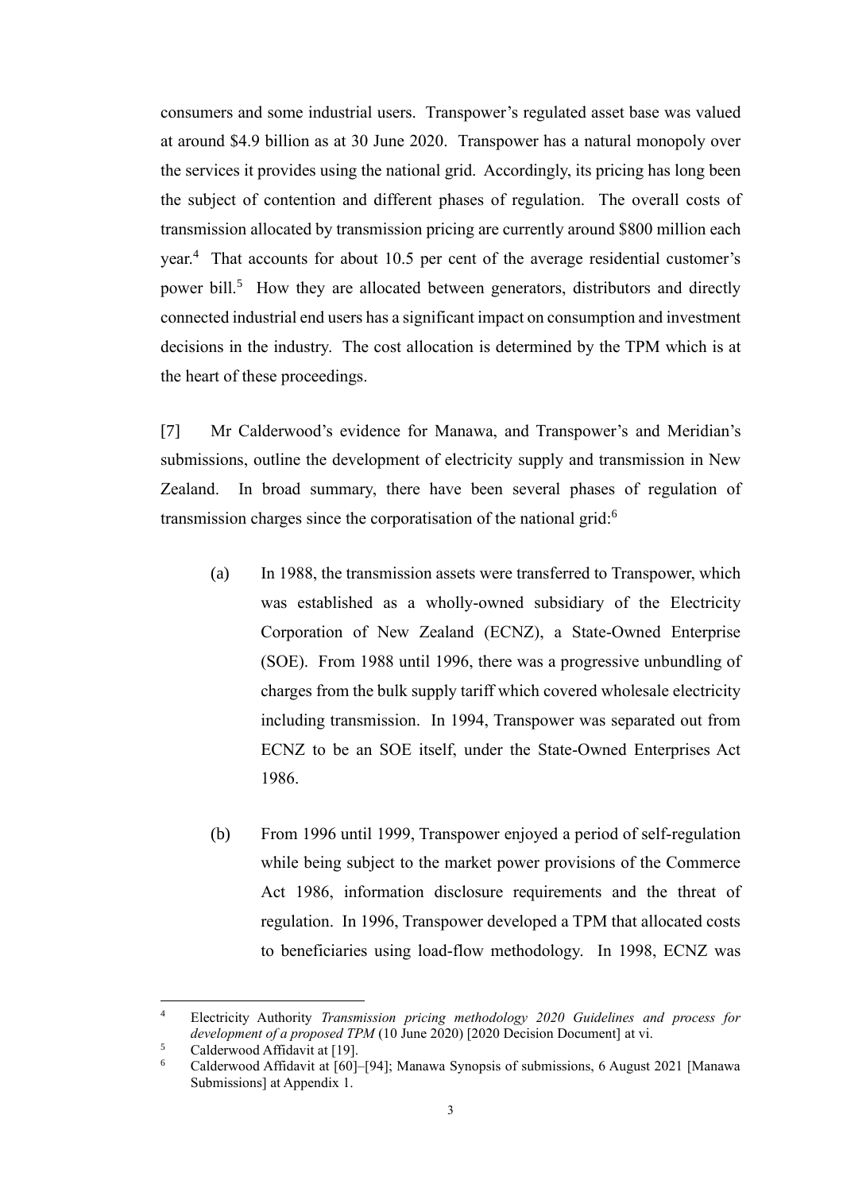consumers and some industrial users. Transpower's regulated asset base was valued at around $4.9 billion as at 30 June 2020. Transpower has a natural monopoly over the services it provides using the national grid. Accordingly, its pricing has long been the subject of contention and different phases of regulation. The overall costs of transmission allocated by transmission pricing are currently around $800 million each year.[4] That accounts for about 10.5 per cent of the average residential customer's power bill.[5] How they are allocated between generators, distributors and directly connected industrial end users has a significant impact on consumption and investment decisions in the industry. The cost allocation is determined by the TPM which is at the heart of these proceedings.

[7] Mr Calderwood's evidence for Manawa, and Transpower's and Meridian's submissions, outline the development of electricity supply and transmission in New Zealand. In broad summary, there have been several phases of regulation of transmission charges since the corporatisation of the national grid:[6]

(a) In 1988, the transmission assets were transferred to Transpower, which was established as a wholly-owned subsidiary of the Electricity Corporation of New Zealand (ECNZ), a State-Owned Enterprise (SOE). From 1988 until 1996, there was a progressive unbundling of charges from the bulk supply tariff which covered wholesale electricity including transmission. In 1994, Transpower was separated out from ECNZ to be an SOE itself, under the State-Owned Enterprises Act 1986.

(b) From 1996 until 1999, Transpower enjoyed a period of self-regulation while being subject to the market power provisions of the Commerce Act 1986, information disclosure requirements and the threat of regulation. In 1996, Transpower developed a TPM that allocated costs to beneficiaries using load-flow methodology. In 1998, ECNZ was

---

[4] Electricity Authority *Transmission pricing methodology 2020 Guidelines and process for development of a proposed TPM* (10 June 2020) [2020 Decision Document] at vi.

[5] Calderwood Affidavit at [19].

[6] Calderwood Affidavit at [60]–[94]; Manawa Synopsis of submissions, 6 August 2021 [Manawa Submissions] at Appendix 1.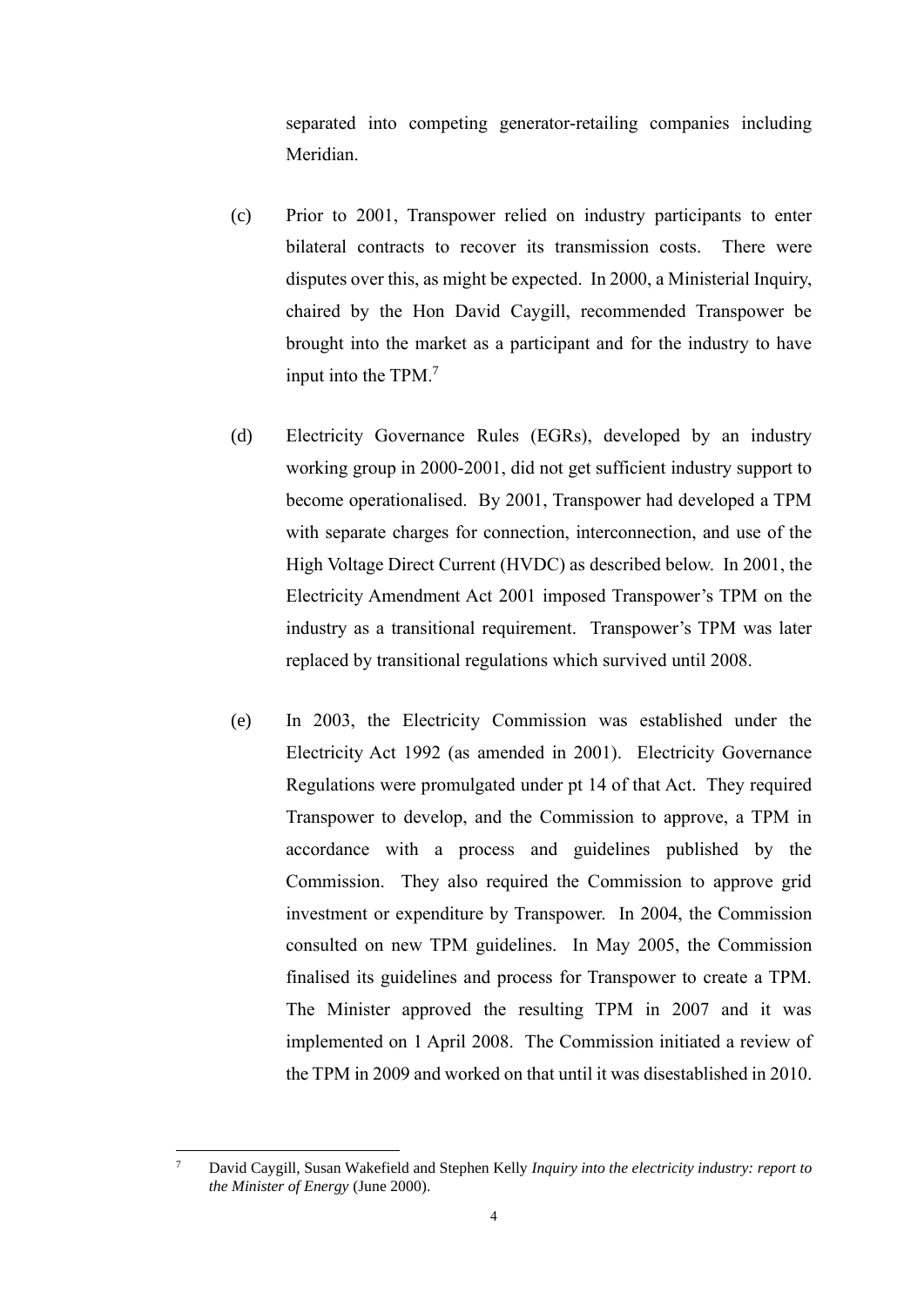separated into competing generator-retailing companies including Meridian.

(c) Prior to 2001, Transpower relied on industry participants to enter bilateral contracts to recover its transmission costs. There were disputes over this, as might be expected. In 2000, a Ministerial Inquiry, chaired by the Hon David Caygill, recommended Transpower be brought into the market as a participant and for the industry to have input into the TPM.[7]

(d) Electricity Governance Rules (EGRs), developed by an industry working group in 2000-2001, did not get sufficient industry support to become operationalised. By 2001, Transpower had developed a TPM with separate charges for connection, interconnection, and use of the High Voltage Direct Current (HVDC) as described below. In 2001, the Electricity Amendment Act 2001 imposed Transpower's TPM on the industry as a transitional requirement. Transpower's TPM was later replaced by transitional regulations which survived until 2008.

(e) In 2003, the Electricity Commission was established under the Electricity Act 1992 (as amended in 2001). Electricity Governance Regulations were promulgated under pt 14 of that Act. They required Transpower to develop, and the Commission to approve, a TPM in accordance with a process and guidelines published by the Commission. They also required the Commission to approve grid investment or expenditure by Transpower. In 2004, the Commission consulted on new TPM guidelines. In May 2005, the Commission finalised its guidelines and process for Transpower to create a TPM. The Minister approved the resulting TPM in 2007 and it was implemented on 1 April 2008. The Commission initiated a review of the TPM in 2009 and worked on that until it was disestablished in 2010.

---

[7] David Caygill, Susan Wakefield and Stephen Kelly *Inquiry into the electricity industry: report to the Minister of Energy* (June 2000).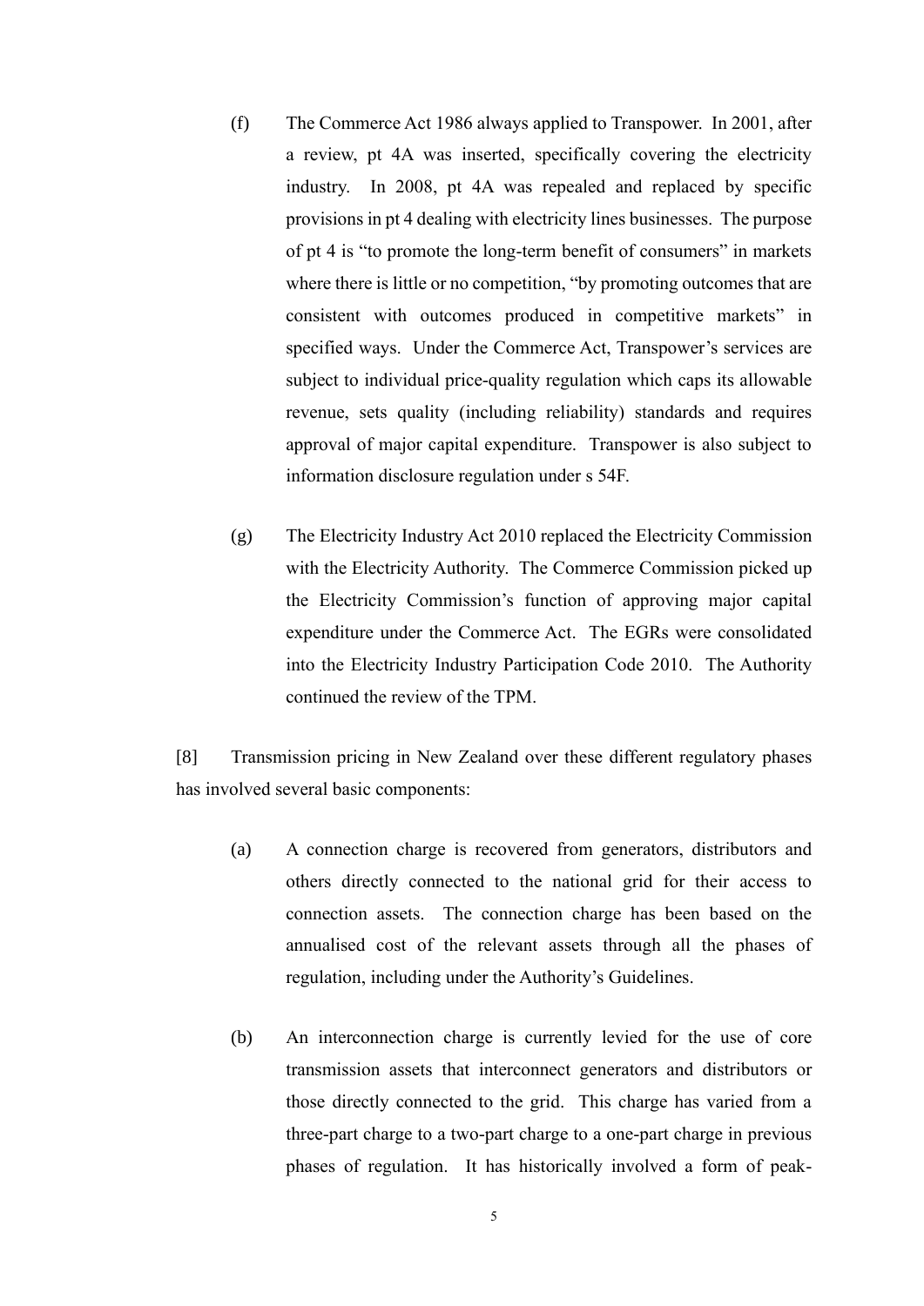(f) The Commerce Act 1986 always applied to Transpower. In 2001, after a review, pt 4A was inserted, specifically covering the electricity industry. In 2008, pt 4A was repealed and replaced by specific provisions in pt 4 dealing with electricity lines businesses. The purpose of pt 4 is "to promote the long-term benefit of consumers" in markets where there is little or no competition, "by promoting outcomes that are consistent with outcomes produced in competitive markets" in specified ways. Under the Commerce Act, Transpower's services are subject to individual price-quality regulation which caps its allowable revenue, sets quality (including reliability) standards and requires approval of major capital expenditure. Transpower is also subject to information disclosure regulation under s 54F.

(g) The Electricity Industry Act 2010 replaced the Electricity Commission with the Electricity Authority. The Commerce Commission picked up the Electricity Commission's function of approving major capital expenditure under the Commerce Act. The EGRs were consolidated into the Electricity Industry Participation Code 2010. The Authority continued the review of the TPM.

[8] Transmission pricing in New Zealand over these different regulatory phases has involved several basic components:

(a) A connection charge is recovered from generators, distributors and others directly connected to the national grid for their access to connection assets. The connection charge has been based on the annualised cost of the relevant assets through all the phases of regulation, including under the Authority's Guidelines.

(b) An interconnection charge is currently levied for the use of core transmission assets that interconnect generators and distributors or those directly connected to the grid. This charge has varied from a three-part charge to a two-part charge to a one-part charge in previous phases of regulation. It has historically involved a form of peak-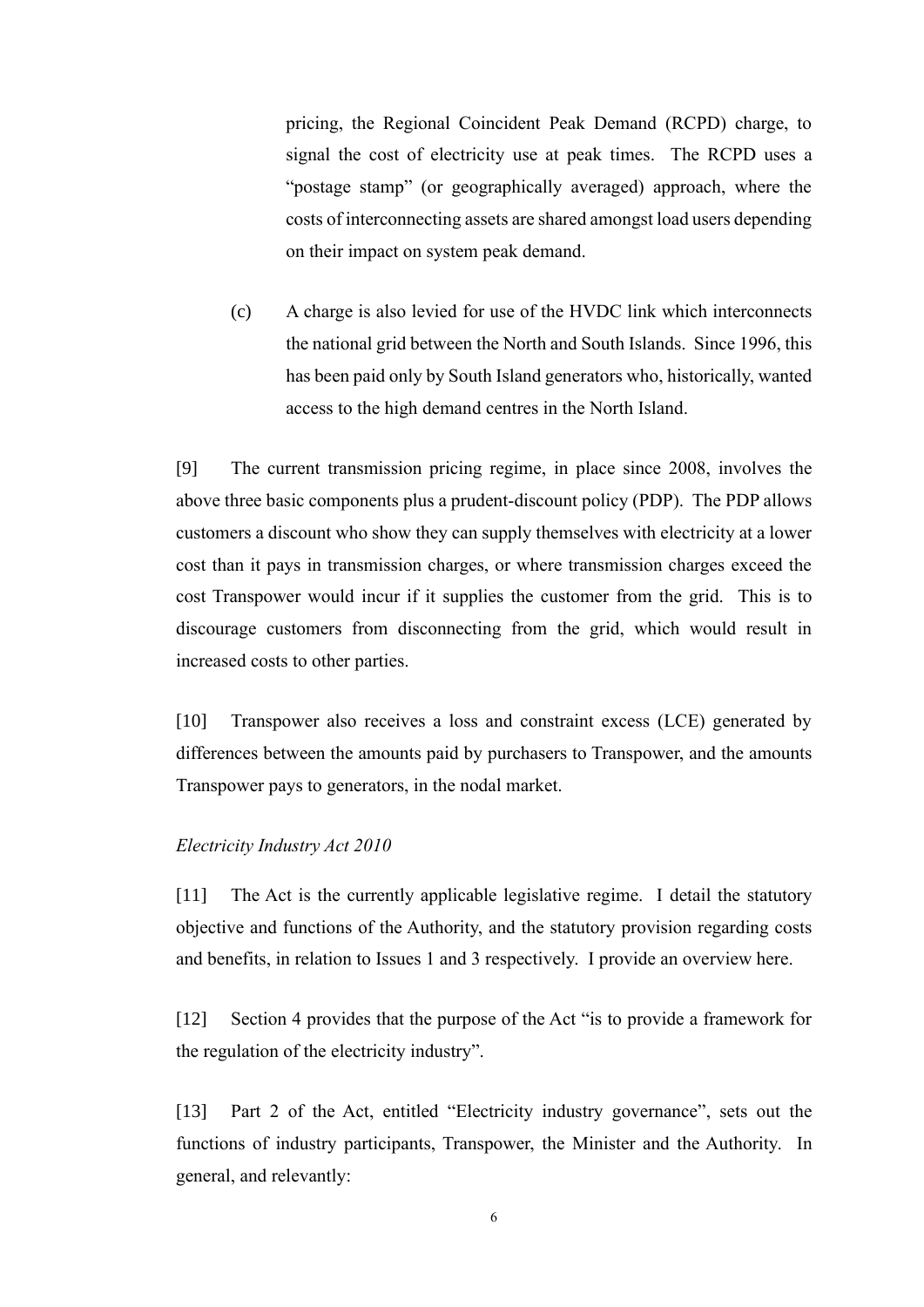pricing, the Regional Coincident Peak Demand (RCPD) charge, to signal the cost of electricity use at peak times. The RCPD uses a "postage stamp" (or geographically averaged) approach, where the costs of interconnecting assets are shared amongst load users depending on their impact on system peak demand.

(c) A charge is also levied for use of the HVDC link which interconnects the national grid between the North and South Islands. Since 1996, this has been paid only by South Island generators who, historically, wanted access to the high demand centres in the North Island.

[9] The current transmission pricing regime, in place since 2008, involves the above three basic components plus a prudent-discount policy (PDP). The PDP allows customers a discount who show they can supply themselves with electricity at a lower cost than it pays in transmission charges, or where transmission charges exceed the cost Transpower would incur if it supplies the customer from the grid. This is to discourage customers from disconnecting from the grid, which would result in increased costs to other parties.

[10] Transpower also receives a loss and constraint excess (LCE) generated by differences between the amounts paid by purchasers to Transpower, and the amounts Transpower pays to generators, in the nodal market.

*Electricity Industry Act 2010*

[11] The Act is the currently applicable legislative regime. I detail the statutory objective and functions of the Authority, and the statutory provision regarding costs and benefits, in relation to Issues 1 and 3 respectively. I provide an overview here.

[12] Section 4 provides that the purpose of the Act "is to provide a framework for the regulation of the electricity industry".

[13] Part 2 of the Act, entitled "Electricity industry governance", sets out the functions of industry participants, Transpower, the Minister and the Authority. In general, and relevantly: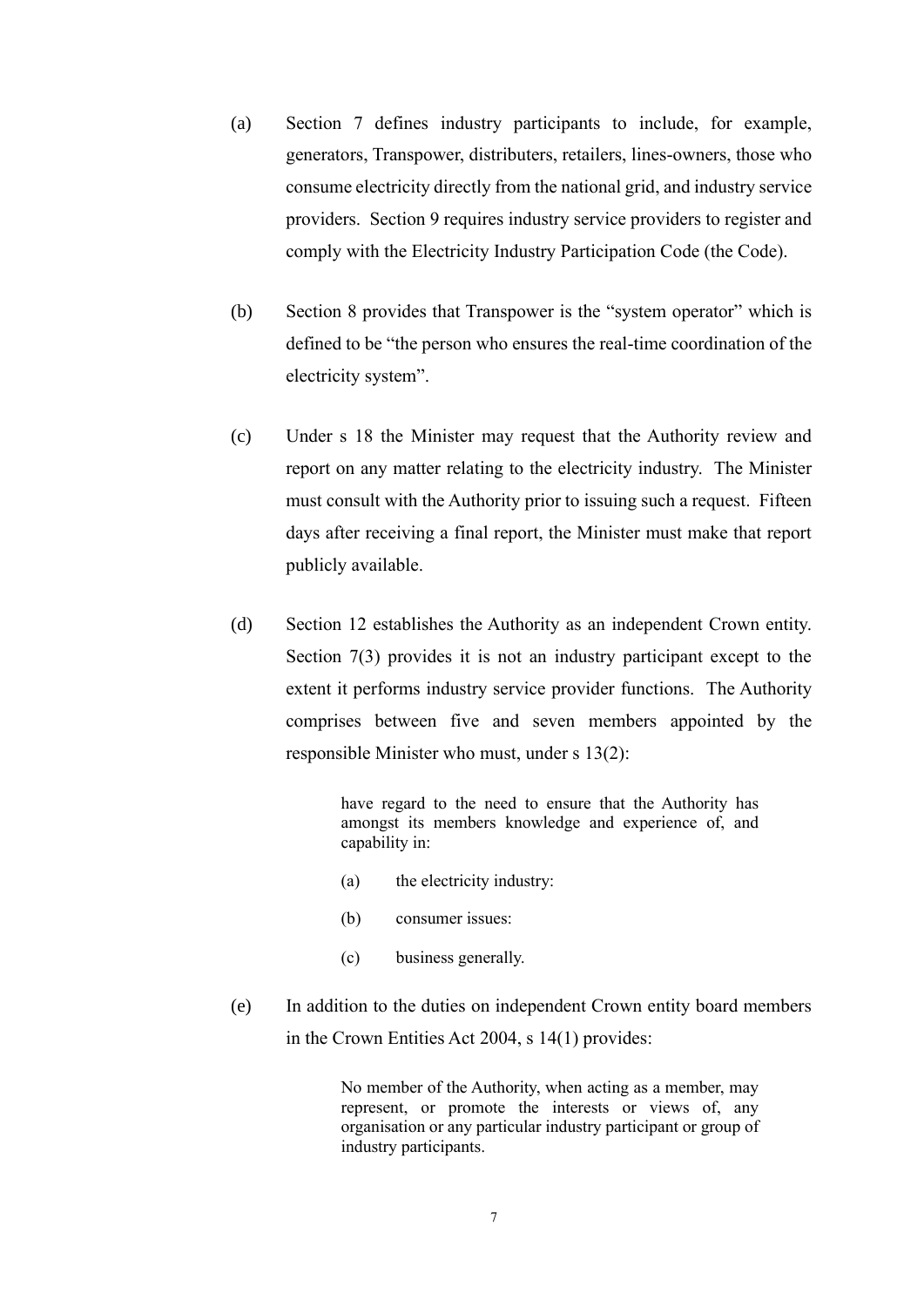(a) Section 7 defines industry participants to include, for example, generators, Transpower, distributers, retailers, lines-owners, those who consume electricity directly from the national grid, and industry service providers. Section 9 requires industry service providers to register and comply with the Electricity Industry Participation Code (the Code).

(b) Section 8 provides that Transpower is the "system operator" which is defined to be "the person who ensures the real-time coordination of the electricity system".

(c) Under s 18 the Minister may request that the Authority review and report on any matter relating to the electricity industry. The Minister must consult with the Authority prior to issuing such a request. Fifteen days after receiving a final report, the Minister must make that report publicly available.

(d) Section 12 establishes the Authority as an independent Crown entity. Section 7(3) provides it is not an industry participant except to the extent it performs industry service provider functions. The Authority comprises between five and seven members appointed by the responsible Minister who must, under s 13(2):

> have regard to the need to ensure that the Authority has amongst its members knowledge and experience of, and capability in:
>
> (a) the electricity industry:
>
> (b) consumer issues:
>
> (c) business generally.

(e) In addition to the duties on independent Crown entity board members in the Crown Entities Act 2004, s 14(1) provides:

> No member of the Authority, when acting as a member, may represent, or promote the interests or views of, any organisation or any particular industry participant or group of industry participants.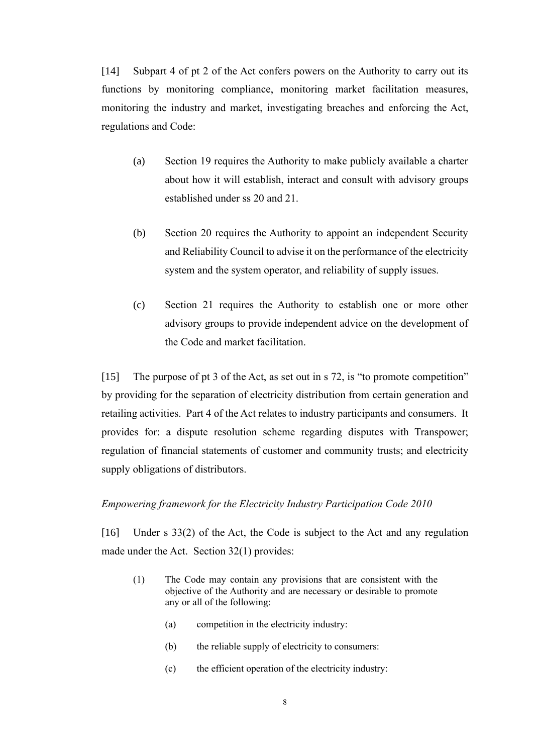[14] Subpart 4 of pt 2 of the Act confers powers on the Authority to carry out its functions by monitoring compliance, monitoring market facilitation measures, monitoring the industry and market, investigating breaches and enforcing the Act, regulations and Code:

(a) Section 19 requires the Authority to make publicly available a charter about how it will establish, interact and consult with advisory groups established under ss 20 and 21.

(b) Section 20 requires the Authority to appoint an independent Security and Reliability Council to advise it on the performance of the electricity system and the system operator, and reliability of supply issues.

(c) Section 21 requires the Authority to establish one or more other advisory groups to provide independent advice on the development of the Code and market facilitation.

[15] The purpose of pt 3 of the Act, as set out in s 72, is "to promote competition" by providing for the separation of electricity distribution from certain generation and retailing activities. Part 4 of the Act relates to industry participants and consumers. It provides for: a dispute resolution scheme regarding disputes with Transpower; regulation of financial statements of customer and community trusts; and electricity supply obligations of distributors.

*Empowering framework for the Electricity Industry Participation Code 2010*

[16] Under s 33(2) of the Act, the Code is subject to the Act and any regulation made under the Act. Section 32(1) provides:

> (1) The Code may contain any provisions that are consistent with the objective of the Authority and are necessary or desirable to promote any or all of the following:
>
> (a) competition in the electricity industry:
>
> (b) the reliable supply of electricity to consumers:
>
> (c) the efficient operation of the electricity industry: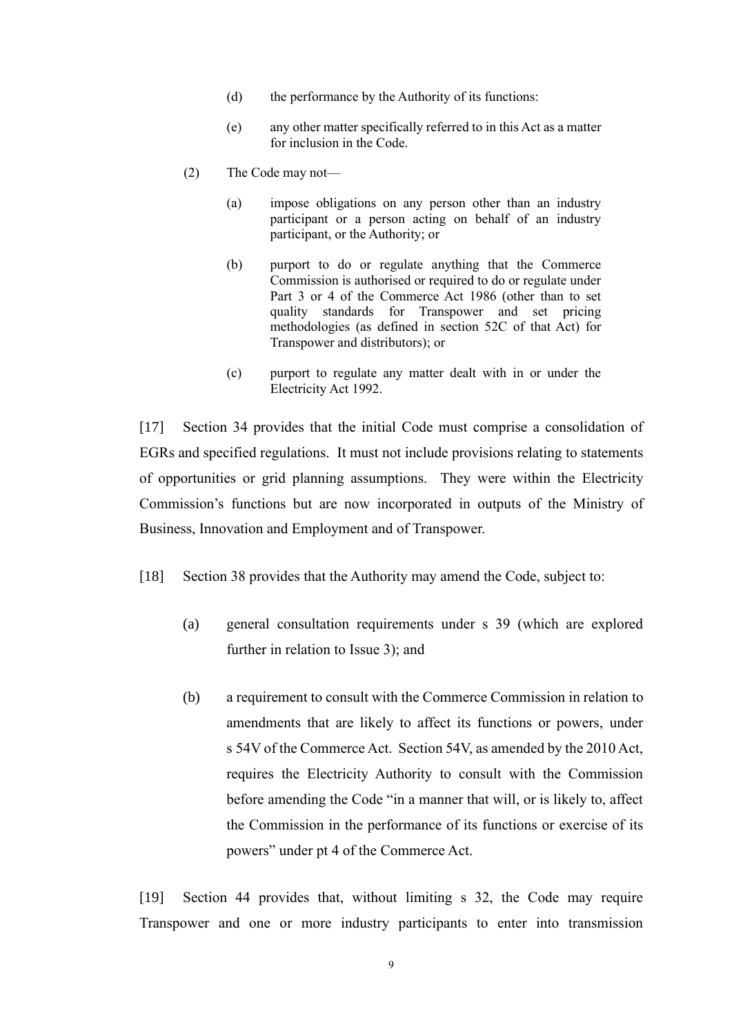(d) the performance by the Authority of its functions:

(e) any other matter specifically referred to in this Act as a matter for inclusion in the Code.

(2) The Code may not—

(a) impose obligations on any person other than an industry participant or a person acting on behalf of an industry participant, or the Authority; or

(b) purport to do or regulate anything that the Commerce Commission is authorised or required to do or regulate under Part 3 or 4 of the Commerce Act 1986 (other than to set quality standards for Transpower and set pricing methodologies (as defined in section 52C of that Act) for Transpower and distributors); or

(c) purport to regulate any matter dealt with in or under the Electricity Act 1992.

[17] Section 34 provides that the initial Code must comprise a consolidation of EGRs and specified regulations. It must not include provisions relating to statements of opportunities or grid planning assumptions. They were within the Electricity Commission's functions but are now incorporated in outputs of the Ministry of Business, Innovation and Employment and of Transpower.

[18] Section 38 provides that the Authority may amend the Code, subject to:

(a) general consultation requirements under s 39 (which are explored further in relation to Issue 3); and

(b) a requirement to consult with the Commerce Commission in relation to amendments that are likely to affect its functions or powers, under s 54V of the Commerce Act. Section 54V, as amended by the 2010 Act, requires the Electricity Authority to consult with the Commission before amending the Code "in a manner that will, or is likely to, affect the Commission in the performance of its functions or exercise of its powers" under pt 4 of the Commerce Act.

[19] Section 44 provides that, without limiting s 32, the Code may require Transpower and one or more industry participants to enter into transmission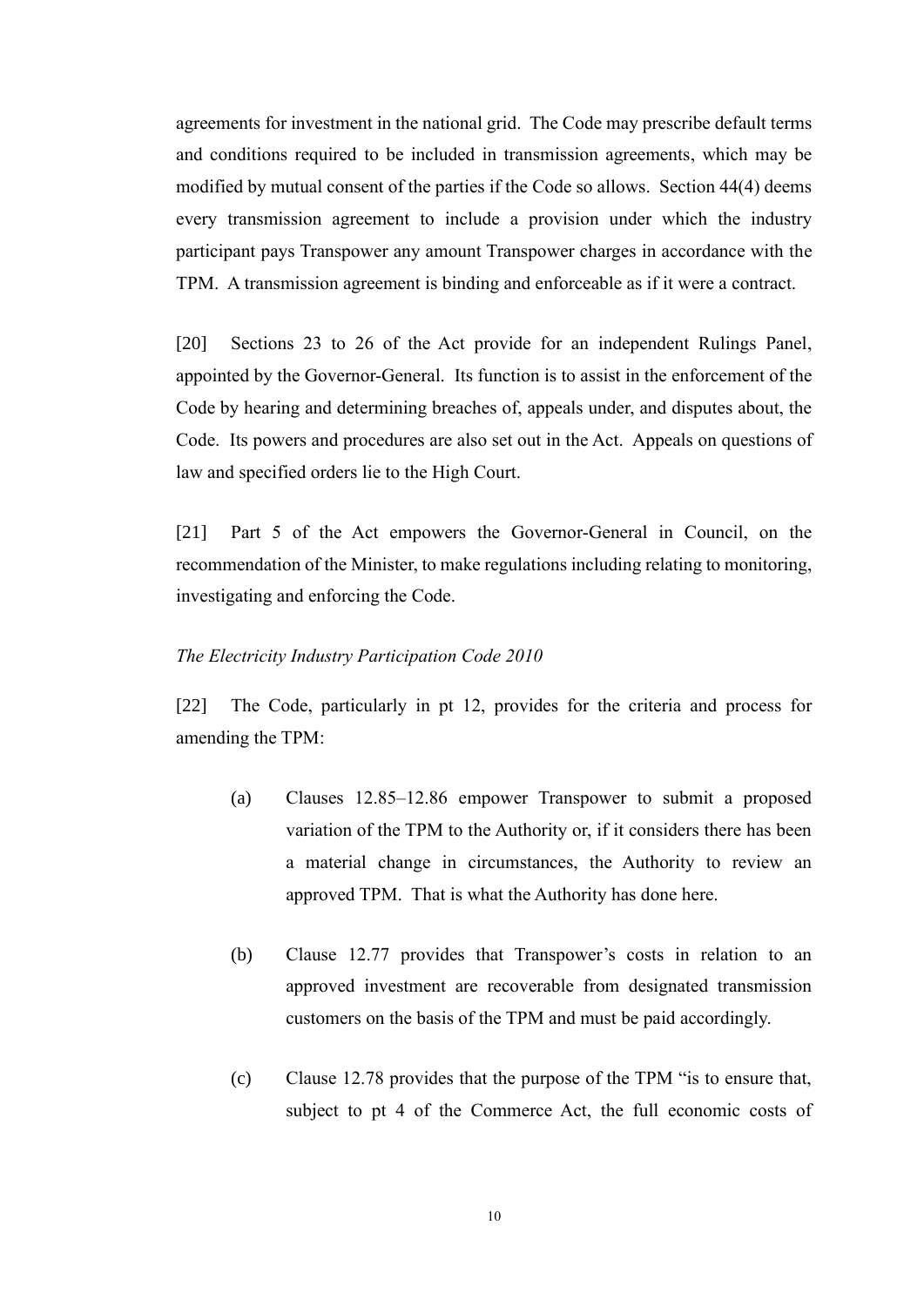agreements for investment in the national grid. The Code may prescribe default terms and conditions required to be included in transmission agreements, which may be modified by mutual consent of the parties if the Code so allows. Section 44(4) deems every transmission agreement to include a provision under which the industry participant pays Transpower any amount Transpower charges in accordance with the TPM. A transmission agreement is binding and enforceable as if it were a contract.

[20] Sections 23 to 26 of the Act provide for an independent Rulings Panel, appointed by the Governor-General. Its function is to assist in the enforcement of the Code by hearing and determining breaches of, appeals under, and disputes about, the Code. Its powers and procedures are also set out in the Act. Appeals on questions of law and specified orders lie to the High Court.

[21] Part 5 of the Act empowers the Governor-General in Council, on the recommendation of the Minister, to make regulations including relating to monitoring, investigating and enforcing the Code.

*The Electricity Industry Participation Code 2010*

[22] The Code, particularly in pt 12, provides for the criteria and process for amending the TPM:

(a) Clauses 12.85–12.86 empower Transpower to submit a proposed variation of the TPM to the Authority or, if it considers there has been a material change in circumstances, the Authority to review an approved TPM. That is what the Authority has done here.

(b) Clause 12.77 provides that Transpower's costs in relation to an approved investment are recoverable from designated transmission customers on the basis of the TPM and must be paid accordingly.

(c) Clause 12.78 provides that the purpose of the TPM "is to ensure that, subject to pt 4 of the Commerce Act, the full economic costs of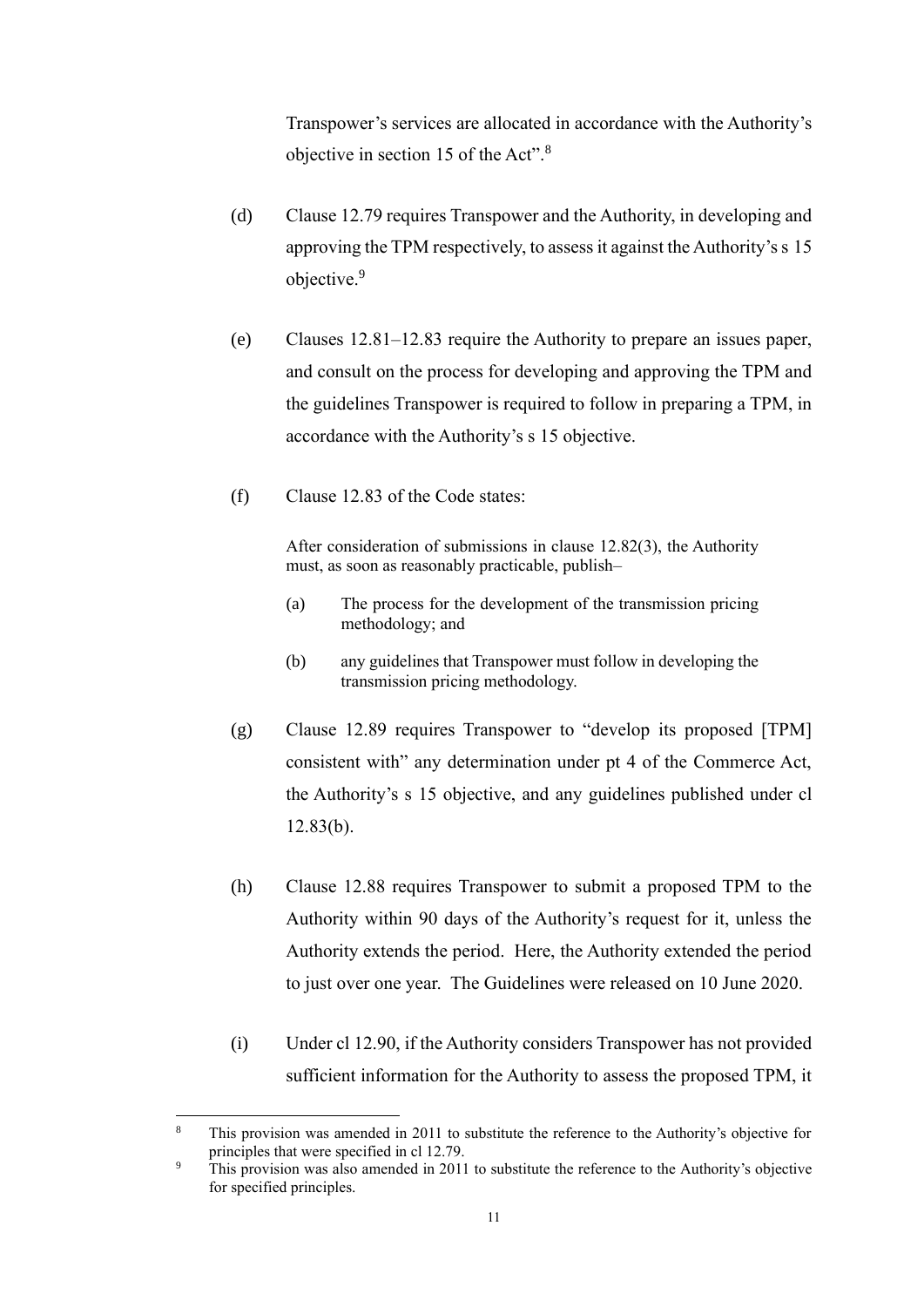Transpower's services are allocated in accordance with the Authority's objective in section 15 of the Act".[8]

(d) Clause 12.79 requires Transpower and the Authority, in developing and approving the TPM respectively, to assess it against the Authority's s 15 objective.[9]

(e) Clauses 12.81–12.83 require the Authority to prepare an issues paper, and consult on the process for developing and approving the TPM and the guidelines Transpower is required to follow in preparing a TPM, in accordance with the Authority's s 15 objective.

(f) Clause 12.83 of the Code states:

> After consideration of submissions in clause 12.82(3), the Authority must, as soon as reasonably practicable, publish–
>
> (a) The process for the development of the transmission pricing methodology; and
>
> (b) any guidelines that Transpower must follow in developing the transmission pricing methodology.

(g) Clause 12.89 requires Transpower to "develop its proposed [TPM] consistent with" any determination under pt 4 of the Commerce Act, the Authority's s 15 objective, and any guidelines published under cl 12.83(b).

(h) Clause 12.88 requires Transpower to submit a proposed TPM to the Authority within 90 days of the Authority's request for it, unless the Authority extends the period. Here, the Authority extended the period to just over one year. The Guidelines were released on 10 June 2020.

(i) Under cl 12.90, if the Authority considers Transpower has not provided sufficient information for the Authority to assess the proposed TPM, it

---

[8] This provision was amended in 2011 to substitute the reference to the Authority's objective for principles that were specified in cl 12.79.

[9] This provision was also amended in 2011 to substitute the reference to the Authority's objective for specified principles.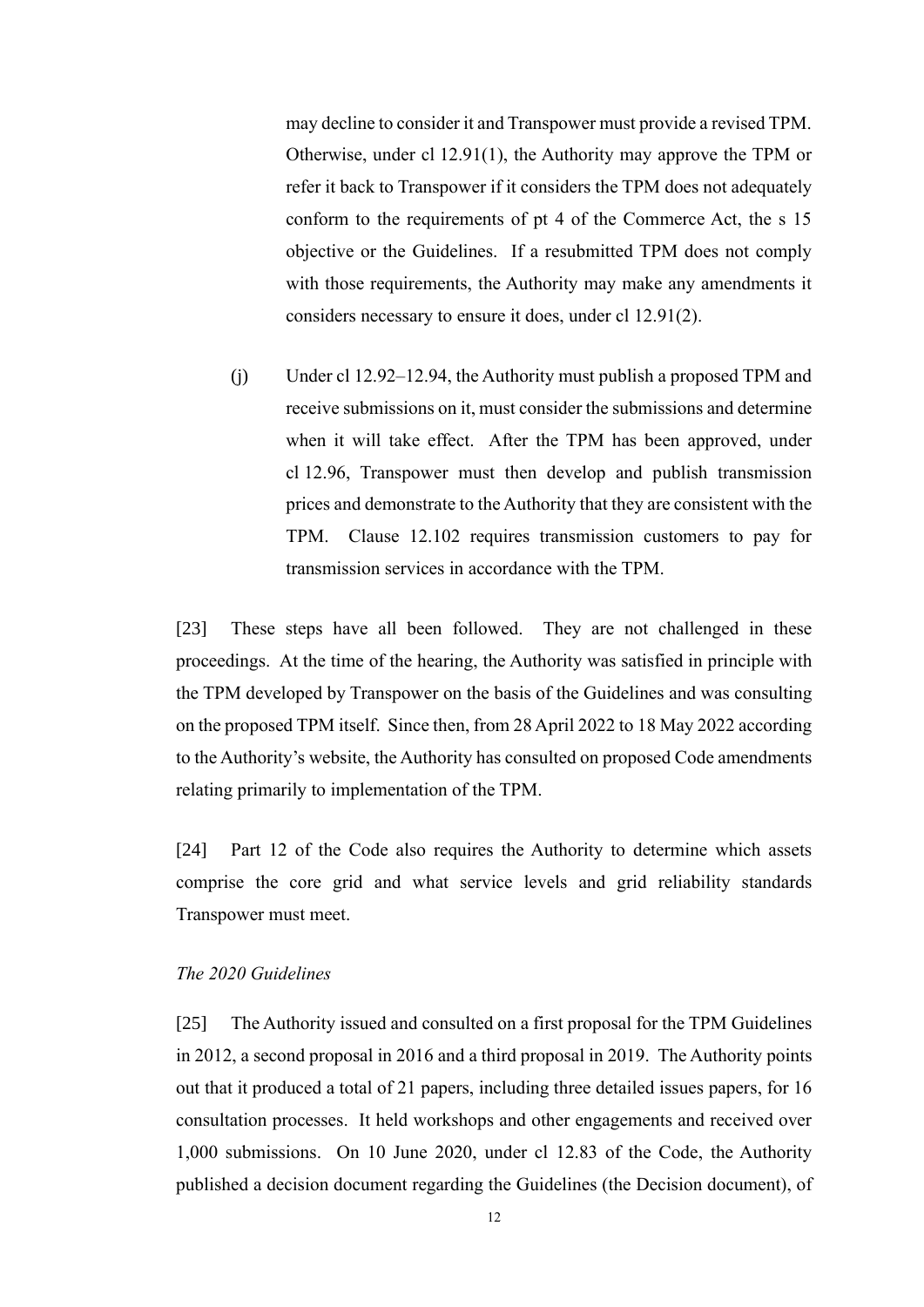may decline to consider it and Transpower must provide a revised TPM. Otherwise, under cl 12.91(1), the Authority may approve the TPM or refer it back to Transpower if it considers the TPM does not adequately conform to the requirements of pt 4 of the Commerce Act, the s 15 objective or the Guidelines. If a resubmitted TPM does not comply with those requirements, the Authority may make any amendments it considers necessary to ensure it does, under cl 12.91(2).

(j) Under cl 12.92–12.94, the Authority must publish a proposed TPM and receive submissions on it, must consider the submissions and determine when it will take effect. After the TPM has been approved, under cl 12.96, Transpower must then develop and publish transmission prices and demonstrate to the Authority that they are consistent with the TPM. Clause 12.102 requires transmission customers to pay for transmission services in accordance with the TPM.

[23] These steps have all been followed. They are not challenged in these proceedings. At the time of the hearing, the Authority was satisfied in principle with the TPM developed by Transpower on the basis of the Guidelines and was consulting on the proposed TPM itself. Since then, from 28 April 2022 to 18 May 2022 according to the Authority's website, the Authority has consulted on proposed Code amendments relating primarily to implementation of the TPM.

[24] Part 12 of the Code also requires the Authority to determine which assets comprise the core grid and what service levels and grid reliability standards Transpower must meet.

*The 2020 Guidelines*

[25] The Authority issued and consulted on a first proposal for the TPM Guidelines in 2012, a second proposal in 2016 and a third proposal in 2019. The Authority points out that it produced a total of 21 papers, including three detailed issues papers, for 16 consultation processes. It held workshops and other engagements and received over 1,000 submissions. On 10 June 2020, under cl 12.83 of the Code, the Authority published a decision document regarding the Guidelines (the Decision document), of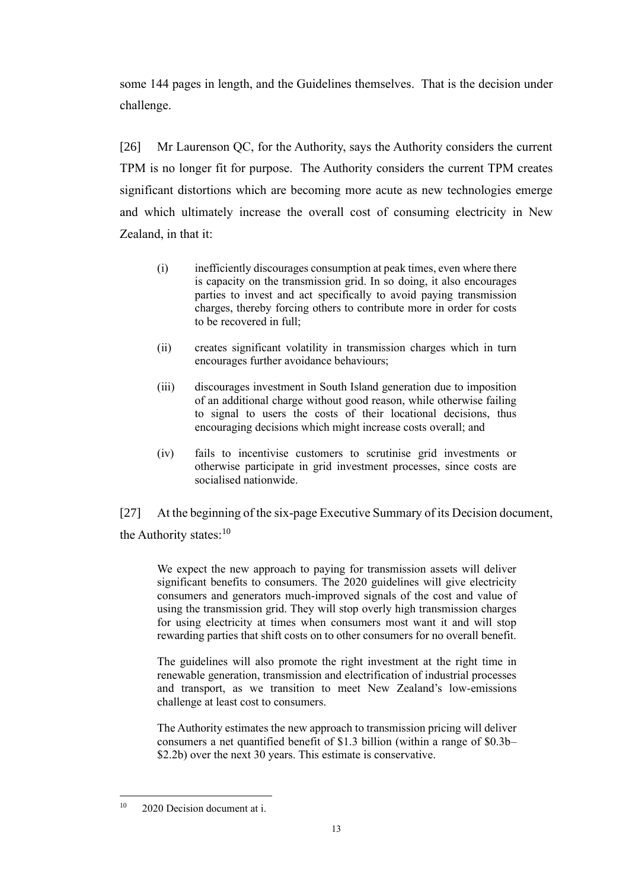some 144 pages in length, and the Guidelines themselves. That is the decision under challenge.

[26] Mr Laurenson QC, for the Authority, says the Authority considers the current TPM is no longer fit for purpose. The Authority considers the current TPM creates significant distortions which are becoming more acute as new technologies emerge and which ultimately increase the overall cost of consuming electricity in New Zealand, in that it:

> (i) inefficiently discourages consumption at peak times, even where there is capacity on the transmission grid. In so doing, it also encourages parties to invest and act specifically to avoid paying transmission charges, thereby forcing others to contribute more in order for costs to be recovered in full;
>
> (ii) creates significant volatility in transmission charges which in turn encourages further avoidance behaviours;
>
> (iii) discourages investment in South Island generation due to imposition of an additional charge without good reason, while otherwise failing to signal to users the costs of their locational decisions, thus encouraging decisions which might increase costs overall; and
>
> (iv) fails to incentivise customers to scrutinise grid investments or otherwise participate in grid investment processes, since costs are socialised nationwide.

[27] At the beginning of the six-page Executive Summary of its Decision document, the Authority states:[10]

> We expect the new approach to paying for transmission assets will deliver significant benefits to consumers. The 2020 guidelines will give electricity consumers and generators much-improved signals of the cost and value of using the transmission grid. They will stop overly high transmission charges for using electricity at times when consumers most want it and will stop rewarding parties that shift costs on to other consumers for no overall benefit.
>
> The guidelines will also promote the right investment at the right time in renewable generation, transmission and electrification of industrial processes and transport, as we transition to meet New Zealand's low-emissions challenge at least cost to consumers.
>
> The Authority estimates the new approach to transmission pricing will deliver consumers a net quantified benefit of $1.3 billion (within a range of $0.3b–$2.2b) over the next 30 years. This estimate is conservative.

[10] 2020 Decision document at i.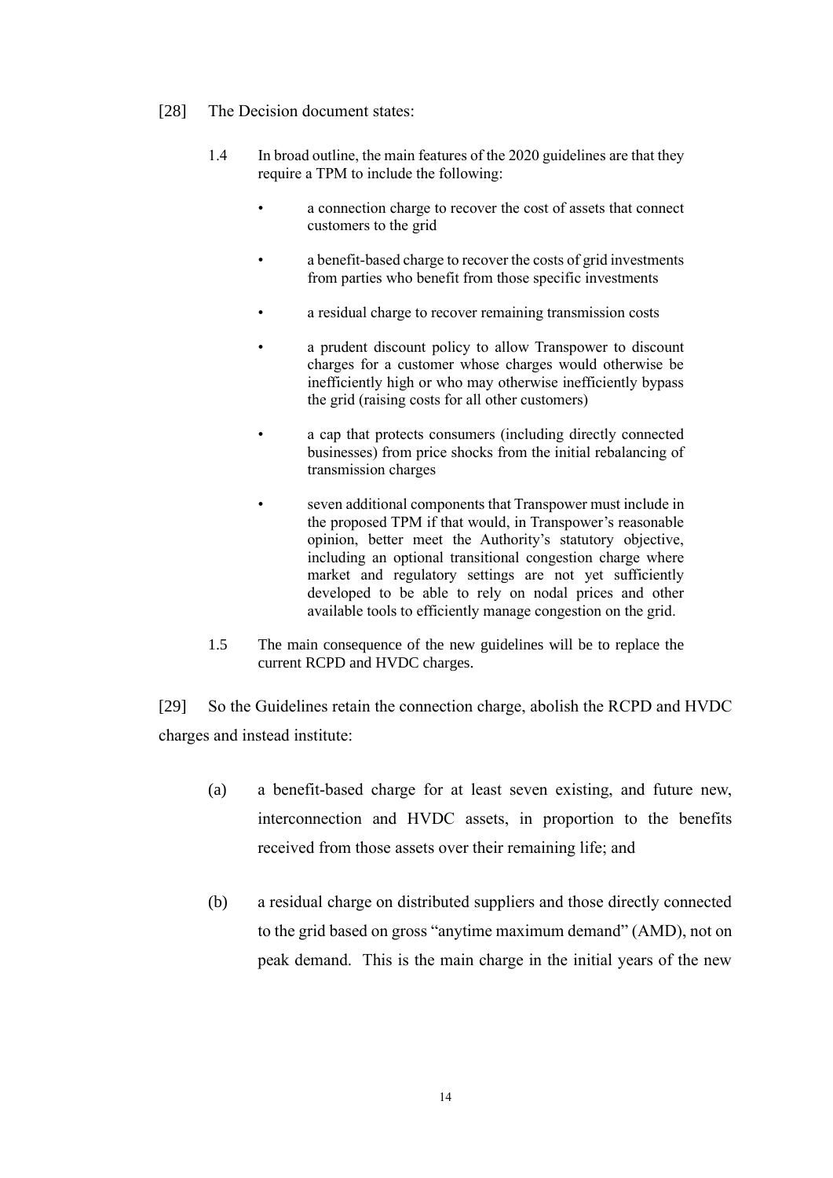[28] The Decision document states:

> 1.4 In broad outline, the main features of the 2020 guidelines are that they require a TPM to include the following:
>
> - a connection charge to recover the cost of assets that connect customers to the grid
> - a benefit-based charge to recover the costs of grid investments from parties who benefit from those specific investments
> - a residual charge to recover remaining transmission costs
> - a prudent discount policy to allow Transpower to discount charges for a customer whose charges would otherwise be inefficiently high or who may otherwise inefficiently bypass the grid (raising costs for all other customers)
> - a cap that protects consumers (including directly connected businesses) from price shocks from the initial rebalancing of transmission charges
> - seven additional components that Transpower must include in the proposed TPM if that would, in Transpower's reasonable opinion, better meet the Authority's statutory objective, including an optional transitional congestion charge where market and regulatory settings are not yet sufficiently developed to be able to rely on nodal prices and other available tools to efficiently manage congestion on the grid.
>
> 1.5 The main consequence of the new guidelines will be to replace the current RCPD and HVDC charges.

[29] So the Guidelines retain the connection charge, abolish the RCPD and HVDC charges and instead institute:

(a) a benefit-based charge for at least seven existing, and future new, interconnection and HVDC assets, in proportion to the benefits received from those assets over their remaining life; and

(b) a residual charge on distributed suppliers and those directly connected to the grid based on gross "anytime maximum demand" (AMD), not on peak demand. This is the main charge in the initial years of the new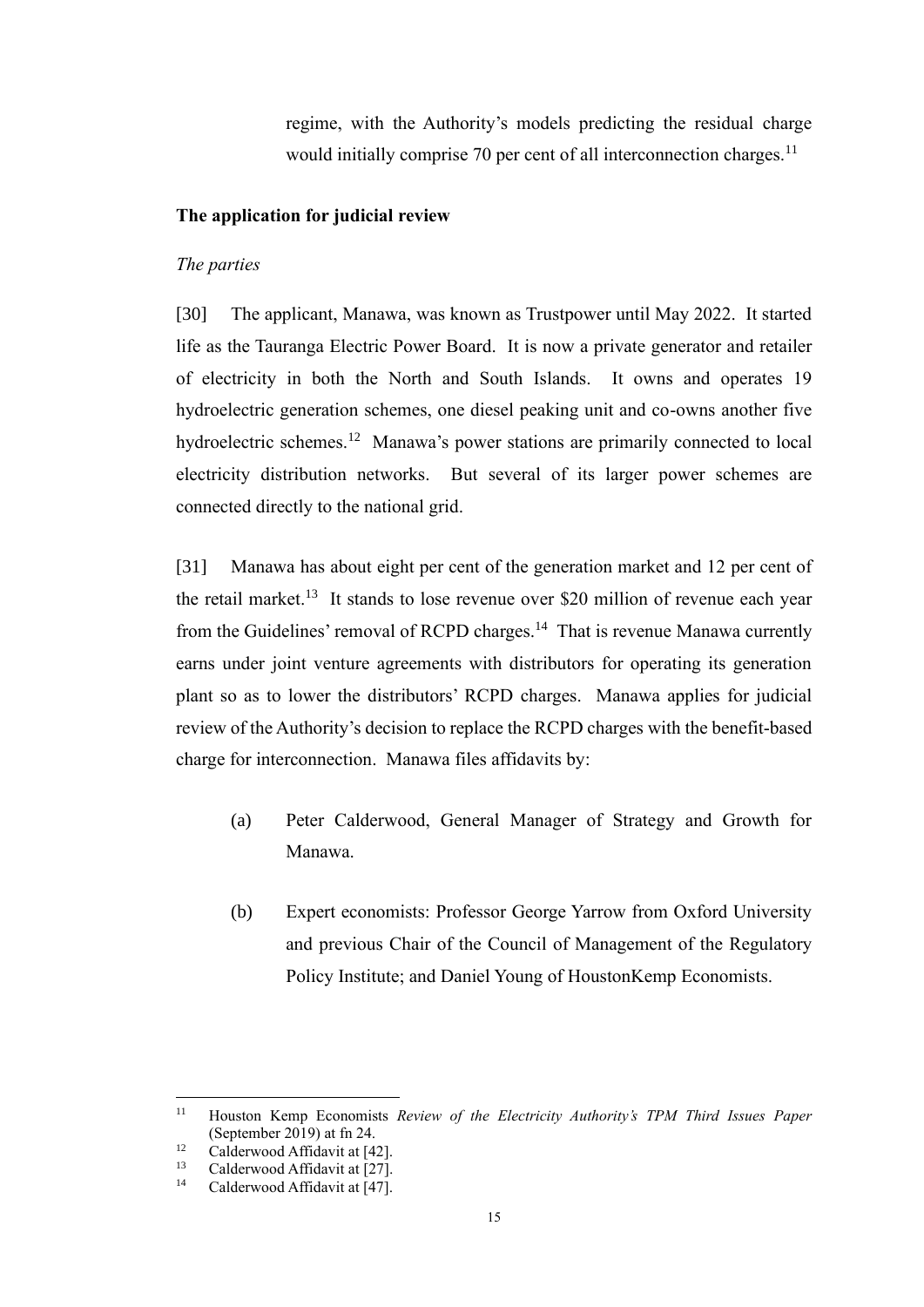regime, with the Authority's models predicting the residual charge would initially comprise 70 per cent of all interconnection charges.[11]

**The application for judicial review**

*The parties*

[30] The applicant, Manawa, was known as Trustpower until May 2022. It started life as the Tauranga Electric Power Board. It is now a private generator and retailer of electricity in both the North and South Islands. It owns and operates 19 hydroelectric generation schemes, one diesel peaking unit and co-owns another five hydroelectric schemes.[12] Manawa's power stations are primarily connected to local electricity distribution networks. But several of its larger power schemes are connected directly to the national grid.

[31] Manawa has about eight per cent of the generation market and 12 per cent of the retail market.[13] It stands to lose revenue over $20 million of revenue each year from the Guidelines' removal of RCPD charges.[14] That is revenue Manawa currently earns under joint venture agreements with distributors for operating its generation plant so as to lower the distributors' RCPD charges. Manawa applies for judicial review of the Authority's decision to replace the RCPD charges with the benefit-based charge for interconnection. Manawa files affidavits by:

(a) Peter Calderwood, General Manager of Strategy and Growth for Manawa.

(b) Expert economists: Professor George Yarrow from Oxford University and previous Chair of the Council of Management of the Regulatory Policy Institute; and Daniel Young of HoustonKemp Economists.

---

[11] Houston Kemp Economists *Review of the Electricity Authority's TPM Third Issues Paper* (September 2019) at fn 24.

[12] Calderwood Affidavit at [42].

[13] Calderwood Affidavit at [27].

[14] Calderwood Affidavit at [47].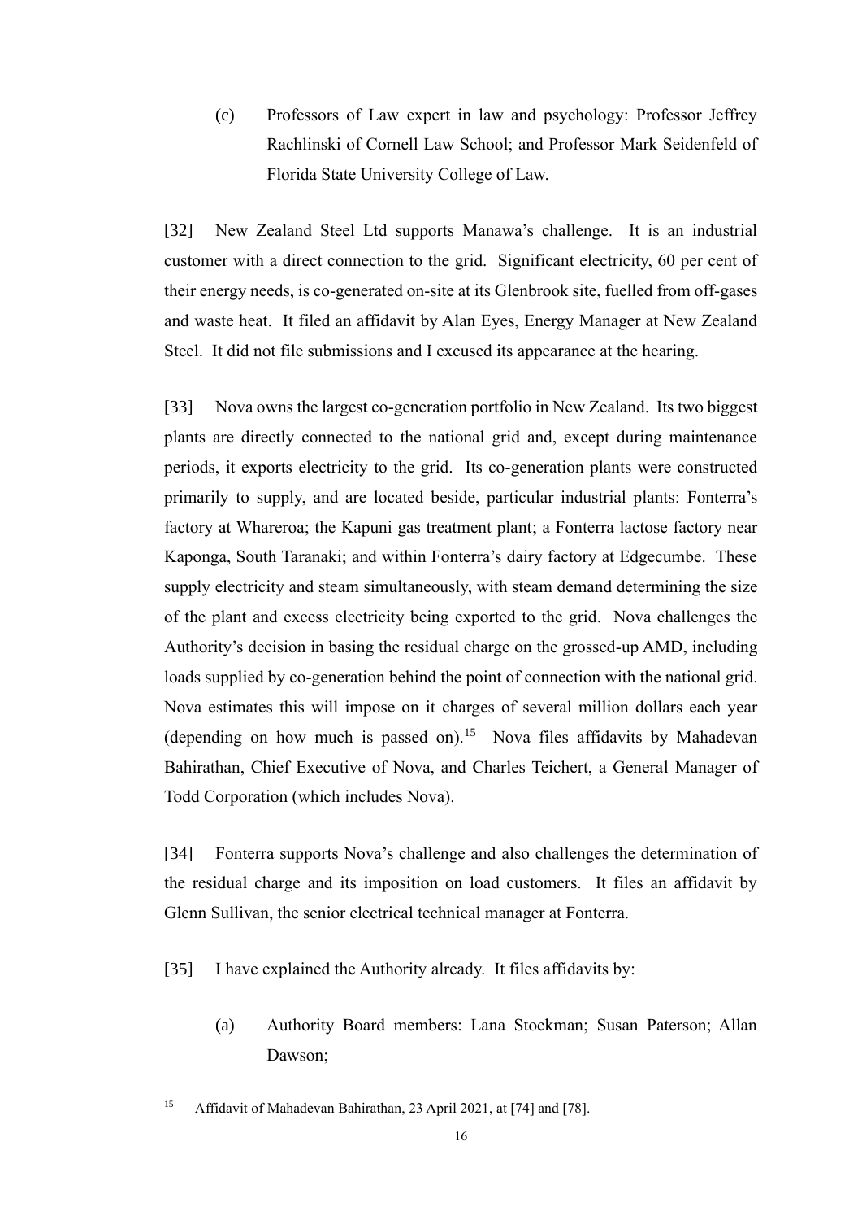(c) Professors of Law expert in law and psychology: Professor Jeffrey Rachlinski of Cornell Law School; and Professor Mark Seidenfeld of Florida State University College of Law.

[32] New Zealand Steel Ltd supports Manawa's challenge. It is an industrial customer with a direct connection to the grid. Significant electricity, 60 per cent of their energy needs, is co-generated on-site at its Glenbrook site, fuelled from off-gases and waste heat. It filed an affidavit by Alan Eyes, Energy Manager at New Zealand Steel. It did not file submissions and I excused its appearance at the hearing.

[33] Nova owns the largest co-generation portfolio in New Zealand. Its two biggest plants are directly connected to the national grid and, except during maintenance periods, it exports electricity to the grid. Its co-generation plants were constructed primarily to supply, and are located beside, particular industrial plants: Fonterra's factory at Whareroa; the Kapuni gas treatment plant; a Fonterra lactose factory near Kaponga, South Taranaki; and within Fonterra's dairy factory at Edgecumbe. These supply electricity and steam simultaneously, with steam demand determining the size of the plant and excess electricity being exported to the grid. Nova challenges the Authority's decision in basing the residual charge on the grossed-up AMD, including loads supplied by co-generation behind the point of connection with the national grid. Nova estimates this will impose on it charges of several million dollars each year (depending on how much is passed on).[15] Nova files affidavits by Mahadevan Bahirathan, Chief Executive of Nova, and Charles Teichert, a General Manager of Todd Corporation (which includes Nova).

[34] Fonterra supports Nova's challenge and also challenges the determination of the residual charge and its imposition on load customers. It files an affidavit by Glenn Sullivan, the senior electrical technical manager at Fonterra.

[35] I have explained the Authority already. It files affidavits by:

(a) Authority Board members: Lana Stockman; Susan Paterson; Allan Dawson;

[15] Affidavit of Mahadevan Bahirathan, 23 April 2021, at [74] and [78].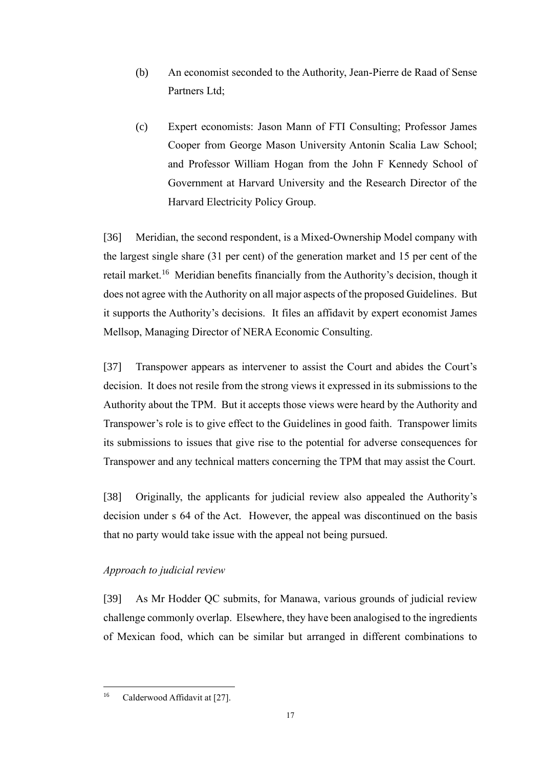(b) An economist seconded to the Authority, Jean-Pierre de Raad of Sense Partners Ltd;

(c) Expert economists: Jason Mann of FTI Consulting; Professor James Cooper from George Mason University Antonin Scalia Law School; and Professor William Hogan from the John F Kennedy School of Government at Harvard University and the Research Director of the Harvard Electricity Policy Group.

[36] Meridian, the second respondent, is a Mixed-Ownership Model company with the largest single share (31 per cent) of the generation market and 15 per cent of the retail market.[16] Meridian benefits financially from the Authority's decision, though it does not agree with the Authority on all major aspects of the proposed Guidelines. But it supports the Authority's decisions. It files an affidavit by expert economist James Mellsop, Managing Director of NERA Economic Consulting.

[37] Transpower appears as intervener to assist the Court and abides the Court's decision. It does not resile from the strong views it expressed in its submissions to the Authority about the TPM. But it accepts those views were heard by the Authority and Transpower's role is to give effect to the Guidelines in good faith. Transpower limits its submissions to issues that give rise to the potential for adverse consequences for Transpower and any technical matters concerning the TPM that may assist the Court.

[38] Originally, the applicants for judicial review also appealed the Authority's decision under s 64 of the Act. However, the appeal was discontinued on the basis that no party would take issue with the appeal not being pursued.

*Approach to judicial review*

[39] As Mr Hodder QC submits, for Manawa, various grounds of judicial review challenge commonly overlap. Elsewhere, they have been analogised to the ingredients of Mexican food, which can be similar but arranged in different combinations to

[16] Calderwood Affidavit at [27].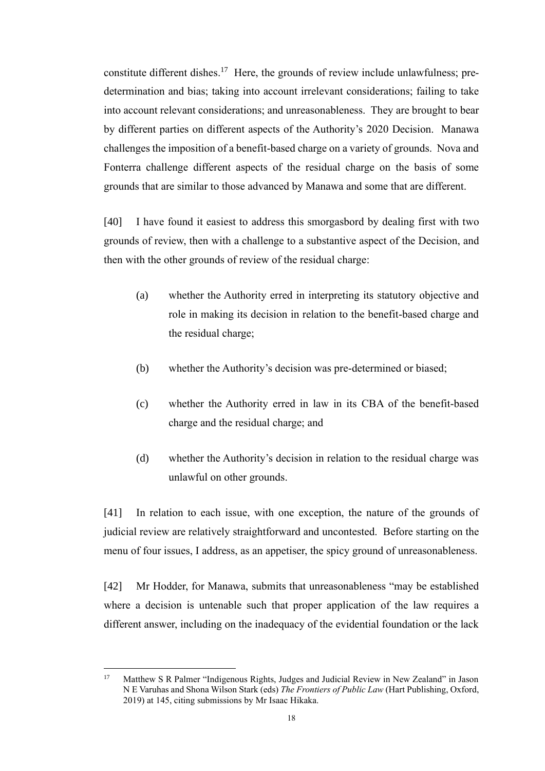constitute different dishes.[17] Here, the grounds of review include unlawfulness; pre-determination and bias; taking into account irrelevant considerations; failing to take into account relevant considerations; and unreasonableness. They are brought to bear by different parties on different aspects of the Authority's 2020 Decision. Manawa challenges the imposition of a benefit-based charge on a variety of grounds. Nova and Fonterra challenge different aspects of the residual charge on the basis of some grounds that are similar to those advanced by Manawa and some that are different.

[40] I have found it easiest to address this smorgasbord by dealing first with two grounds of review, then with a challenge to a substantive aspect of the Decision, and then with the other grounds of review of the residual charge:

(a) whether the Authority erred in interpreting its statutory objective and role in making its decision in relation to the benefit-based charge and the residual charge;

(b) whether the Authority's decision was pre-determined or biased;

(c) whether the Authority erred in law in its CBA of the benefit-based charge and the residual charge; and

(d) whether the Authority's decision in relation to the residual charge was unlawful on other grounds.

[41] In relation to each issue, with one exception, the nature of the grounds of judicial review are relatively straightforward and uncontested. Before starting on the menu of four issues, I address, as an appetiser, the spicy ground of unreasonableness.

[42] Mr Hodder, for Manawa, submits that unreasonableness "may be established where a decision is untenable such that proper application of the law requires a different answer, including on the inadequacy of the evidential foundation or the lack

---

17 Matthew S R Palmer "Indigenous Rights, Judges and Judicial Review in New Zealand" in Jason N E Varuhas and Shona Wilson Stark (eds) *The Frontiers of Public Law* (Hart Publishing, Oxford, 2019) at 145, citing submissions by Mr Isaac Hikaka.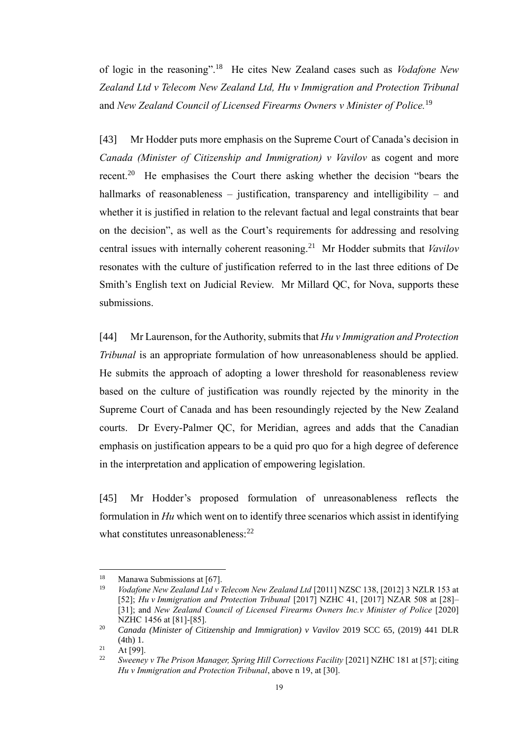of logic in the reasoning".[18] He cites New Zealand cases such as *Vodafone New Zealand Ltd v Telecom New Zealand Ltd, Hu v Immigration and Protection Tribunal* and *New Zealand Council of Licensed Firearms Owners v Minister of Police.*[19]

[43] Mr Hodder puts more emphasis on the Supreme Court of Canada's decision in *Canada (Minister of Citizenship and Immigration) v Vavilov* as cogent and more recent.[20] He emphasises the Court there asking whether the decision "bears the hallmarks of reasonableness – justification, transparency and intelligibility – and whether it is justified in relation to the relevant factual and legal constraints that bear on the decision", as well as the Court's requirements for addressing and resolving central issues with internally coherent reasoning.[21] Mr Hodder submits that *Vavilov* resonates with the culture of justification referred to in the last three editions of De Smith's English text on Judicial Review. Mr Millard QC, for Nova, supports these submissions.

[44] Mr Laurenson, for the Authority, submits that *Hu v Immigration and Protection Tribunal* is an appropriate formulation of how unreasonableness should be applied. He submits the approach of adopting a lower threshold for reasonableness review based on the culture of justification was roundly rejected by the minority in the Supreme Court of Canada and has been resoundingly rejected by the New Zealand courts. Dr Every-Palmer QC, for Meridian, agrees and adds that the Canadian emphasis on justification appears to be a quid pro quo for a high degree of deference in the interpretation and application of empowering legislation.

[45] Mr Hodder's proposed formulation of unreasonableness reflects the formulation in *Hu* which went on to identify three scenarios which assist in identifying what constitutes unreasonableness:[22]

---

[18] Manawa Submissions at [67].

[19] *Vodafone New Zealand Ltd v Telecom New Zealand Ltd* [2011] NZSC 138, [2012] 3 NZLR 153 at [52]; *Hu v Immigration and Protection Tribunal* [2017] NZHC 41, [2017] NZAR 508 at [28]–[31]; and *New Zealand Council of Licensed Firearms Owners Inc.v Minister of Police* [2020] NZHC 1456 at [81]-[85].

[20] *Canada (Minister of Citizenship and Immigration) v Vavilov* 2019 SCC 65, (2019) 441 DLR (4th) 1.

[21] At [99].

[22] *Sweeney v The Prison Manager, Spring Hill Corrections Facility* [2021] NZHC 181 at [57]; citing *Hu v Immigration and Protection Tribunal*, above n 19, at [30].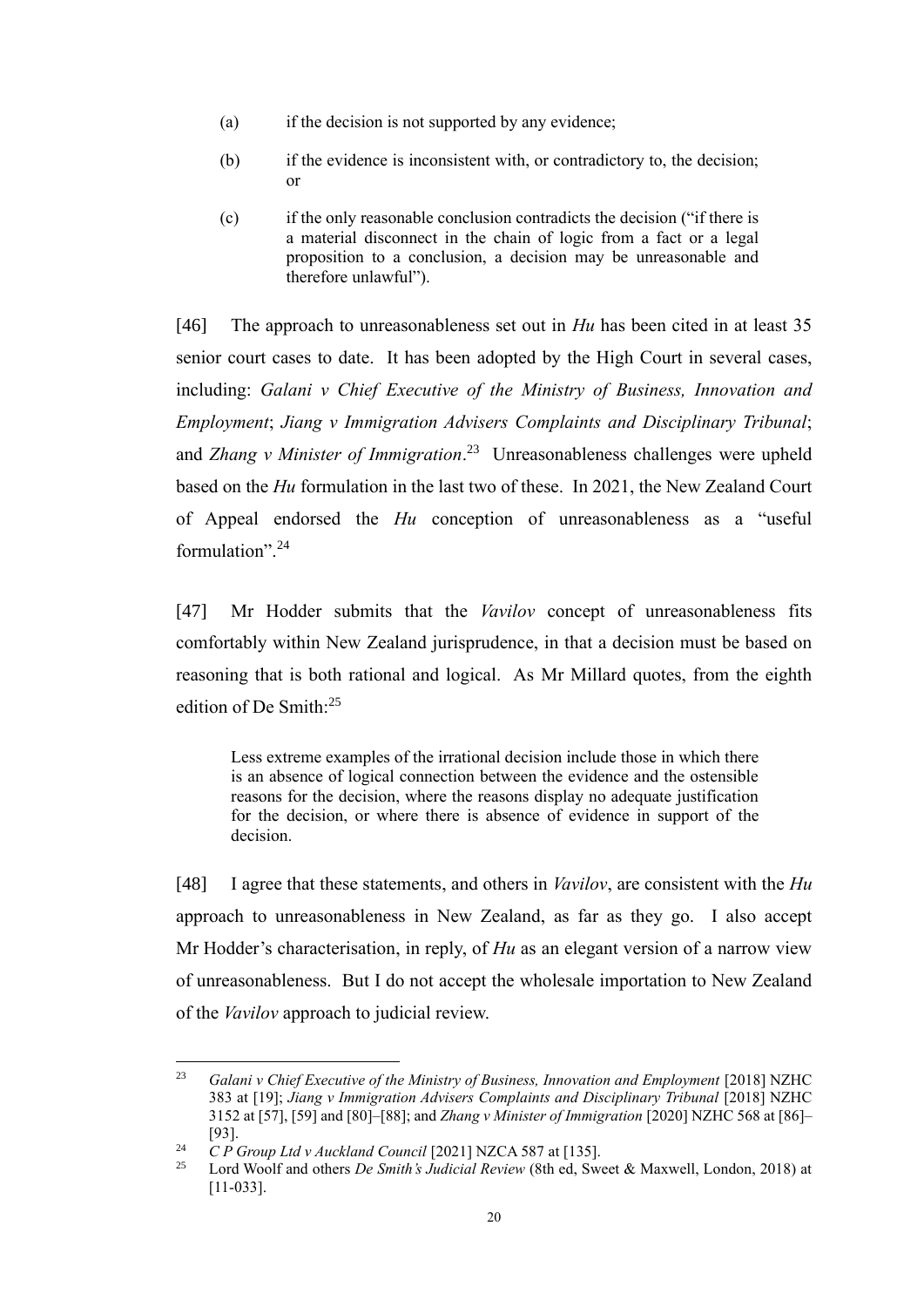(a) if the decision is not supported by any evidence;

(b) if the evidence is inconsistent with, or contradictory to, the decision; or

(c) if the only reasonable conclusion contradicts the decision ("if there is a material disconnect in the chain of logic from a fact or a legal proposition to a conclusion, a decision may be unreasonable and therefore unlawful").

[46] The approach to unreasonableness set out in *Hu* has been cited in at least 35 senior court cases to date. It has been adopted by the High Court in several cases, including: *Galani v Chief Executive of the Ministry of Business, Innovation and Employment*; *Jiang v Immigration Advisers Complaints and Disciplinary Tribunal*; and *Zhang v Minister of Immigration*.[23] Unreasonableness challenges were upheld based on the *Hu* formulation in the last two of these. In 2021, the New Zealand Court of Appeal endorsed the *Hu* conception of unreasonableness as a "useful formulation".[24]

[47] Mr Hodder submits that the *Vavilov* concept of unreasonableness fits comfortably within New Zealand jurisprudence, in that a decision must be based on reasoning that is both rational and logical. As Mr Millard quotes, from the eighth edition of De Smith:[25]

> Less extreme examples of the irrational decision include those in which there is an absence of logical connection between the evidence and the ostensible reasons for the decision, where the reasons display no adequate justification for the decision, or where there is absence of evidence in support of the decision.

[48] I agree that these statements, and others in *Vavilov*, are consistent with the *Hu* approach to unreasonableness in New Zealand, as far as they go. I also accept Mr Hodder's characterisation, in reply, of *Hu* as an elegant version of a narrow view of unreasonableness. But I do not accept the wholesale importation to New Zealand of the *Vavilov* approach to judicial review.

---

[23] *Galani v Chief Executive of the Ministry of Business, Innovation and Employment* [2018] NZHC 383 at [19]; *Jiang v Immigration Advisers Complaints and Disciplinary Tribunal* [2018] NZHC 3152 at [57], [59] and [80]–[88]; and *Zhang v Minister of Immigration* [2020] NZHC 568 at [86]–[93].

[24] *C P Group Ltd v Auckland Council* [2021] NZCA 587 at [135].

[25] Lord Woolf and others *De Smith's Judicial Review* (8th ed, Sweet & Maxwell, London, 2018) at [11-033].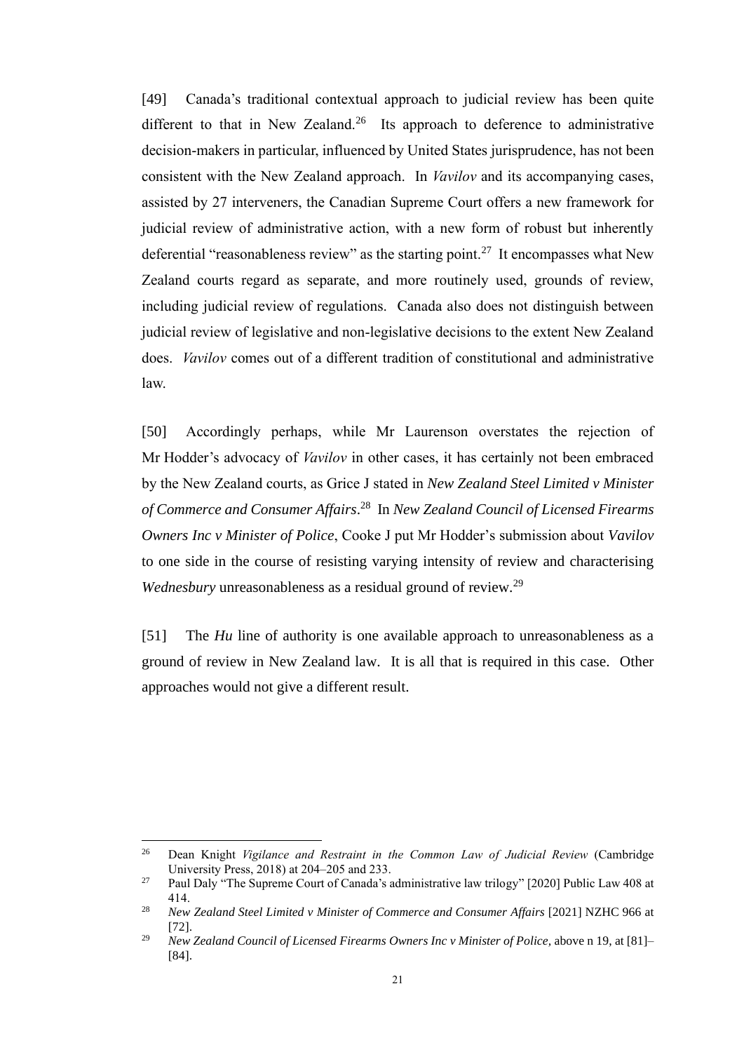[49] Canada's traditional contextual approach to judicial review has been quite different to that in New Zealand.[26] Its approach to deference to administrative decision-makers in particular, influenced by United States jurisprudence, has not been consistent with the New Zealand approach. In *Vavilov* and its accompanying cases, assisted by 27 interveners, the Canadian Supreme Court offers a new framework for judicial review of administrative action, with a new form of robust but inherently deferential "reasonableness review" as the starting point.[27] It encompasses what New Zealand courts regard as separate, and more routinely used, grounds of review, including judicial review of regulations. Canada also does not distinguish between judicial review of legislative and non-legislative decisions to the extent New Zealand does. *Vavilov* comes out of a different tradition of constitutional and administrative law.

[50] Accordingly perhaps, while Mr Laurenson overstates the rejection of Mr Hodder's advocacy of *Vavilov* in other cases, it has certainly not been embraced by the New Zealand courts, as Grice J stated in *New Zealand Steel Limited v Minister of Commerce and Consumer Affairs*.[28] In *New Zealand Council of Licensed Firearms Owners Inc v Minister of Police*, Cooke J put Mr Hodder's submission about *Vavilov* to one side in the course of resisting varying intensity of review and characterising *Wednesbury* unreasonableness as a residual ground of review.[29]

[51] The *Hu* line of authority is one available approach to unreasonableness as a ground of review in New Zealand law. It is all that is required in this case. Other approaches would not give a different result.

---

[26] Dean Knight *Vigilance and Restraint in the Common Law of Judicial Review* (Cambridge University Press, 2018) at 204–205 and 233.

[27] Paul Daly "The Supreme Court of Canada's administrative law trilogy" [2020] Public Law 408 at 414.

[28] *New Zealand Steel Limited v Minister of Commerce and Consumer Affairs* [2021] NZHC 966 at [72].

[29] *New Zealand Council of Licensed Firearms Owners Inc v Minister of Police*, above n 19, at [81]–[84].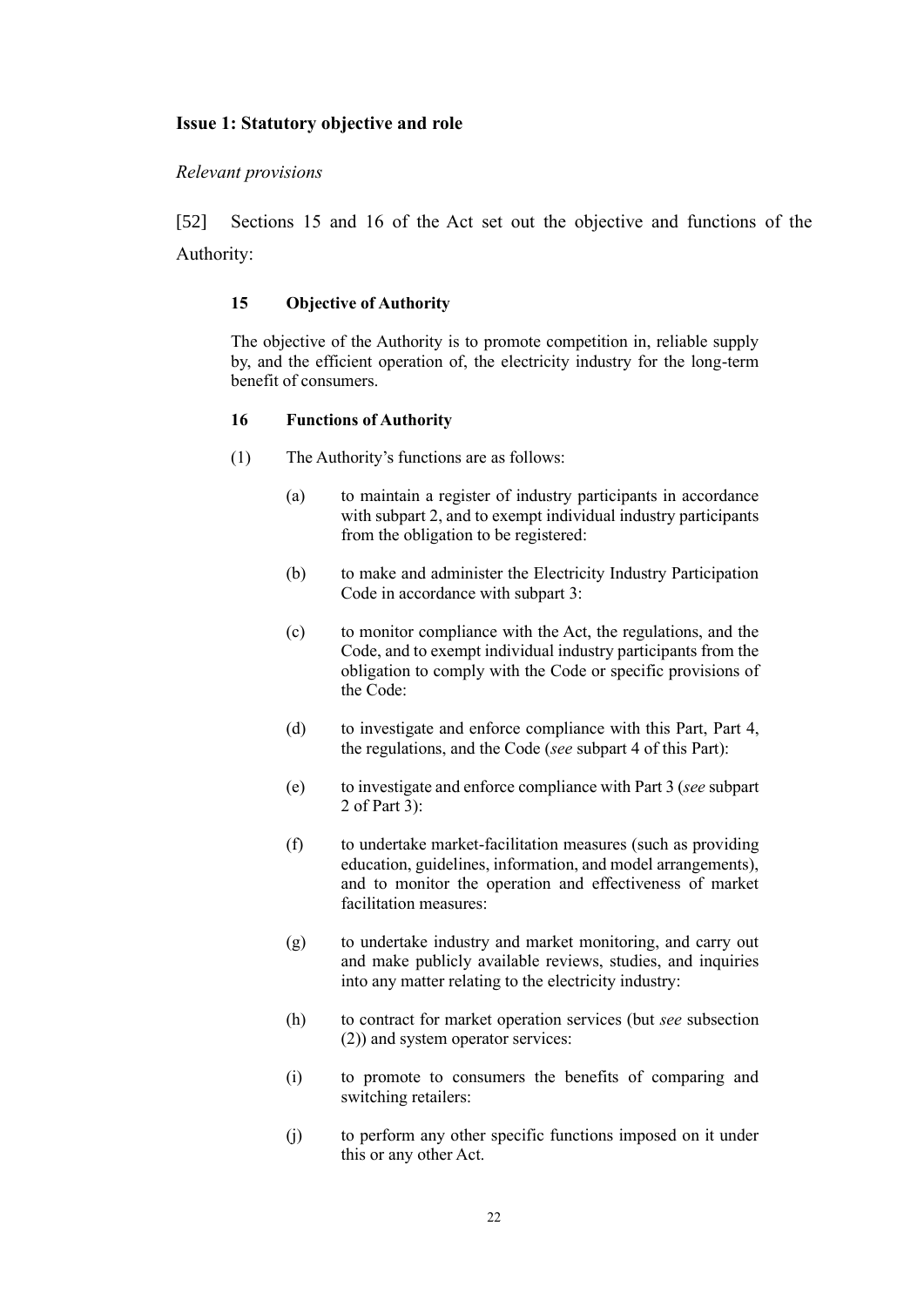### Issue 1: Statutory objective and role

*Relevant provisions*

[52] Sections 15 and 16 of the Act set out the objective and functions of the Authority:

> **15 Objective of Authority**
>
> The objective of the Authority is to promote competition in, reliable supply by, and the efficient operation of, the electricity industry for the long-term benefit of consumers.
>
> **16 Functions of Authority**
>
> (1) The Authority's functions are as follows:
>
> (a) to maintain a register of industry participants in accordance with subpart 2, and to exempt individual industry participants from the obligation to be registered:
>
> (b) to make and administer the Electricity Industry Participation Code in accordance with subpart 3:
>
> (c) to monitor compliance with the Act, the regulations, and the Code, and to exempt individual industry participants from the obligation to comply with the Code or specific provisions of the Code:
>
> (d) to investigate and enforce compliance with this Part, Part 4, the regulations, and the Code (*see* subpart 4 of this Part):
>
> (e) to investigate and enforce compliance with Part 3 (*see* subpart 2 of Part 3):
>
> (f) to undertake market-facilitation measures (such as providing education, guidelines, information, and model arrangements), and to monitor the operation and effectiveness of market facilitation measures:
>
> (g) to undertake industry and market monitoring, and carry out and make publicly available reviews, studies, and inquiries into any matter relating to the electricity industry:
>
> (h) to contract for market operation services (but *see* subsection (2)) and system operator services:
>
> (i) to promote to consumers the benefits of comparing and switching retailers:
>
> (j) to perform any other specific functions imposed on it under this or any other Act.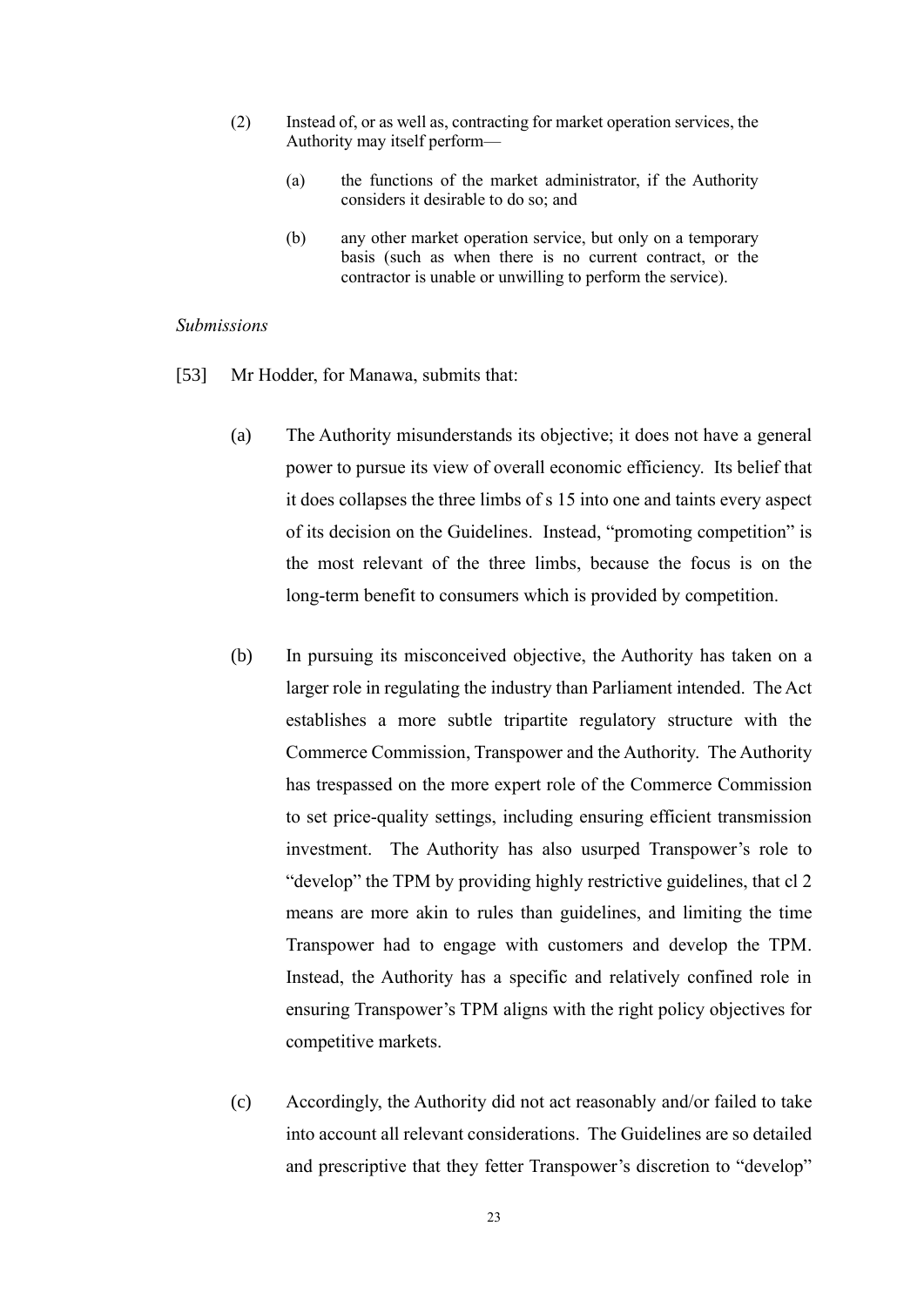(2) Instead of, or as well as, contracting for market operation services, the Authority may itself perform—

   (a) the functions of the market administrator, if the Authority considers it desirable to do so; and

   (b) any other market operation service, but only on a temporary basis (such as when there is no current contract, or the contractor is unable or unwilling to perform the service).

*Submissions*

[53] Mr Hodder, for Manawa, submits that:

(a) The Authority misunderstands its objective; it does not have a general power to pursue its view of overall economic efficiency. Its belief that it does collapses the three limbs of s 15 into one and taints every aspect of its decision on the Guidelines. Instead, "promoting competition" is the most relevant of the three limbs, because the focus is on the long-term benefit to consumers which is provided by competition.

(b) In pursuing its misconceived objective, the Authority has taken on a larger role in regulating the industry than Parliament intended. The Act establishes a more subtle tripartite regulatory structure with the Commerce Commission, Transpower and the Authority. The Authority has trespassed on the more expert role of the Commerce Commission to set price-quality settings, including ensuring efficient transmission investment. The Authority has also usurped Transpower's role to "develop" the TPM by providing highly restrictive guidelines, that cl 2 means are more akin to rules than guidelines, and limiting the time Transpower had to engage with customers and develop the TPM. Instead, the Authority has a specific and relatively confined role in ensuring Transpower's TPM aligns with the right policy objectives for competitive markets.

(c) Accordingly, the Authority did not act reasonably and/or failed to take into account all relevant considerations. The Guidelines are so detailed and prescriptive that they fetter Transpower's discretion to "develop"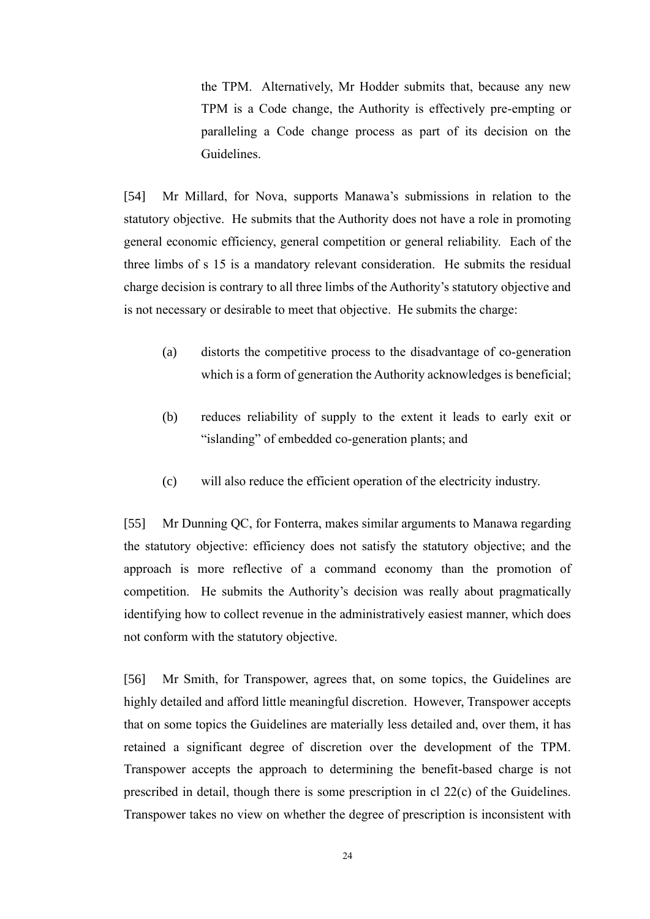the TPM. Alternatively, Mr Hodder submits that, because any new TPM is a Code change, the Authority is effectively pre-empting or paralleling a Code change process as part of its decision on the Guidelines.

[54] Mr Millard, for Nova, supports Manawa's submissions in relation to the statutory objective. He submits that the Authority does not have a role in promoting general economic efficiency, general competition or general reliability. Each of the three limbs of s 15 is a mandatory relevant consideration. He submits the residual charge decision is contrary to all three limbs of the Authority's statutory objective and is not necessary or desirable to meet that objective. He submits the charge:

(a) distorts the competitive process to the disadvantage of co-generation which is a form of generation the Authority acknowledges is beneficial;

(b) reduces reliability of supply to the extent it leads to early exit or "islanding" of embedded co-generation plants; and

(c) will also reduce the efficient operation of the electricity industry.

[55] Mr Dunning QC, for Fonterra, makes similar arguments to Manawa regarding the statutory objective: efficiency does not satisfy the statutory objective; and the approach is more reflective of a command economy than the promotion of competition. He submits the Authority's decision was really about pragmatically identifying how to collect revenue in the administratively easiest manner, which does not conform with the statutory objective.

[56] Mr Smith, for Transpower, agrees that, on some topics, the Guidelines are highly detailed and afford little meaningful discretion. However, Transpower accepts that on some topics the Guidelines are materially less detailed and, over them, it has retained a significant degree of discretion over the development of the TPM. Transpower accepts the approach to determining the benefit-based charge is not prescribed in detail, though there is some prescription in cl 22(c) of the Guidelines. Transpower takes no view on whether the degree of prescription is inconsistent with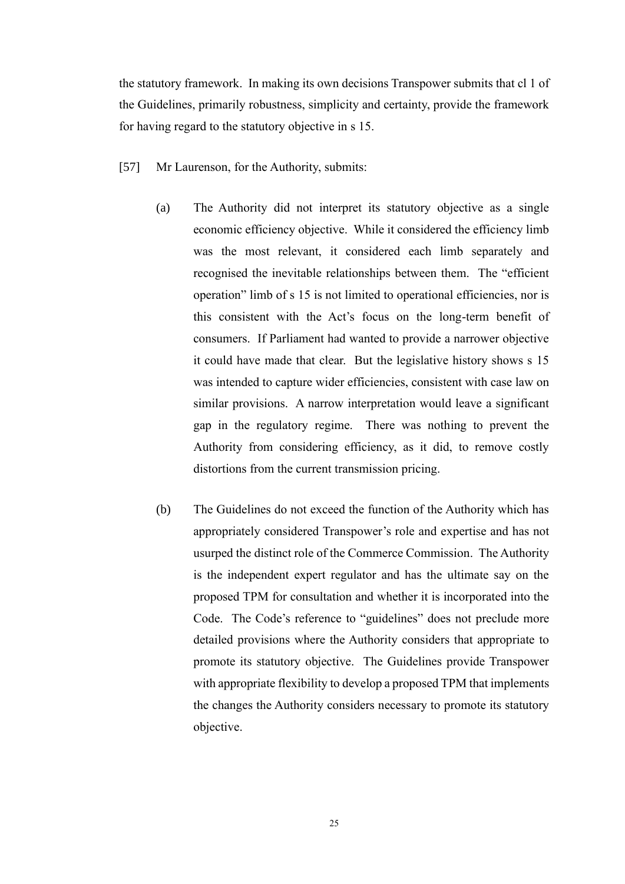the statutory framework. In making its own decisions Transpower submits that cl 1 of the Guidelines, primarily robustness, simplicity and certainty, provide the framework for having regard to the statutory objective in s 15.

[57] Mr Laurenson, for the Authority, submits:

(a) The Authority did not interpret its statutory objective as a single economic efficiency objective. While it considered the efficiency limb was the most relevant, it considered each limb separately and recognised the inevitable relationships between them. The "efficient operation" limb of s 15 is not limited to operational efficiencies, nor is this consistent with the Act's focus on the long-term benefit of consumers. If Parliament had wanted to provide a narrower objective it could have made that clear. But the legislative history shows s 15 was intended to capture wider efficiencies, consistent with case law on similar provisions. A narrow interpretation would leave a significant gap in the regulatory regime. There was nothing to prevent the Authority from considering efficiency, as it did, to remove costly distortions from the current transmission pricing.

(b) The Guidelines do not exceed the function of the Authority which has appropriately considered Transpower's role and expertise and has not usurped the distinct role of the Commerce Commission. The Authority is the independent expert regulator and has the ultimate say on the proposed TPM for consultation and whether it is incorporated into the Code. The Code's reference to "guidelines" does not preclude more detailed provisions where the Authority considers that appropriate to promote its statutory objective. The Guidelines provide Transpower with appropriate flexibility to develop a proposed TPM that implements the changes the Authority considers necessary to promote its statutory objective.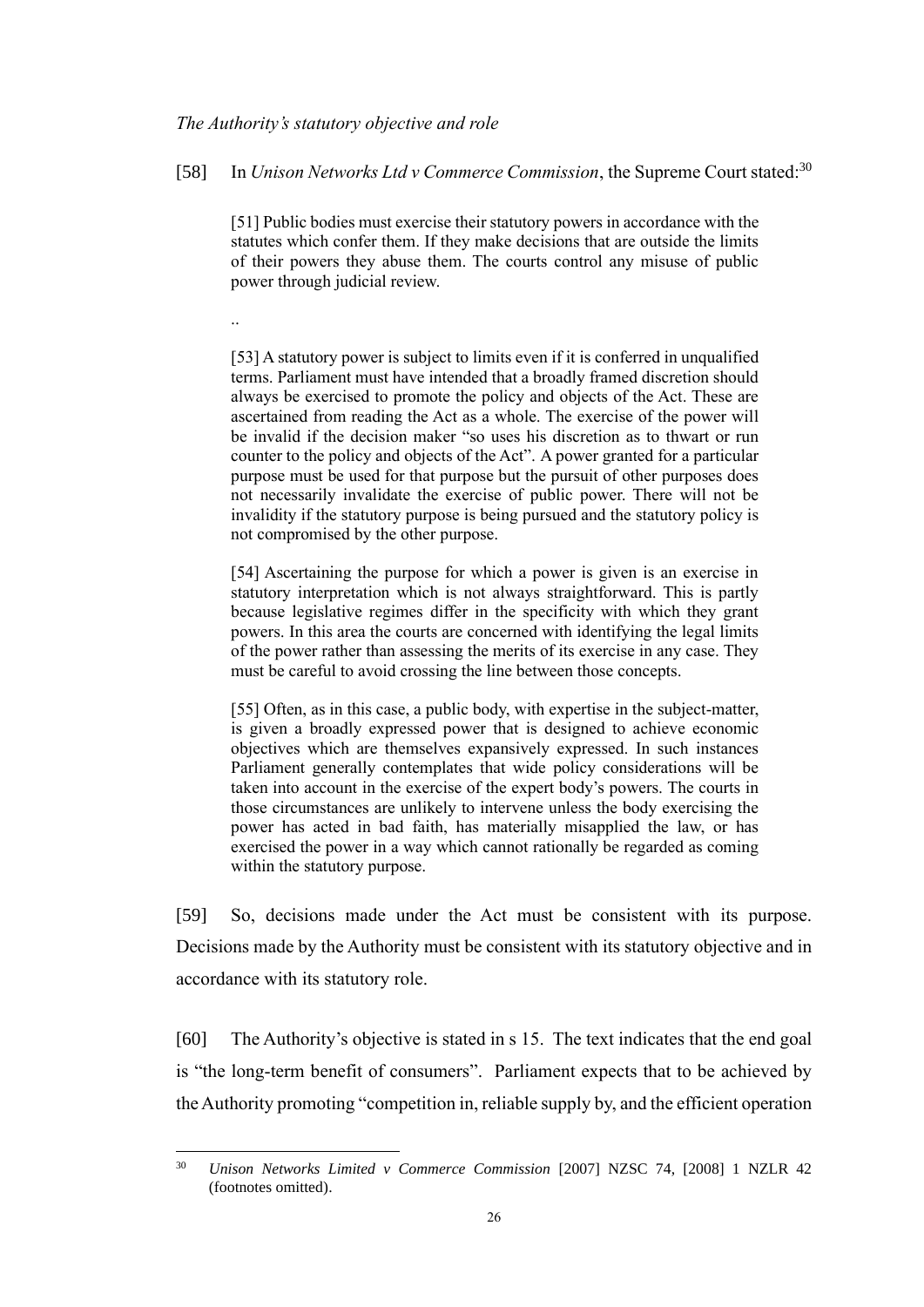*The Authority's statutory objective and role*

[58] In *Unison Networks Ltd v Commerce Commission*, the Supreme Court stated:[30]

> [51] Public bodies must exercise their statutory powers in accordance with the statutes which confer them. If they make decisions that are outside the limits of their powers they abuse them. The courts control any misuse of public power through judicial review.
>
> ..
>
> [53] A statutory power is subject to limits even if it is conferred in unqualified terms. Parliament must have intended that a broadly framed discretion should always be exercised to promote the policy and objects of the Act. These are ascertained from reading the Act as a whole. The exercise of the power will be invalid if the decision maker "so uses his discretion as to thwart or run counter to the policy and objects of the Act". A power granted for a particular purpose must be used for that purpose but the pursuit of other purposes does not necessarily invalidate the exercise of public power. There will not be invalidity if the statutory purpose is being pursued and the statutory policy is not compromised by the other purpose.
>
> [54] Ascertaining the purpose for which a power is given is an exercise in statutory interpretation which is not always straightforward. This is partly because legislative regimes differ in the specificity with which they grant powers. In this area the courts are concerned with identifying the legal limits of the power rather than assessing the merits of its exercise in any case. They must be careful to avoid crossing the line between those concepts.
>
> [55] Often, as in this case, a public body, with expertise in the subject-matter, is given a broadly expressed power that is designed to achieve economic objectives which are themselves expansively expressed. In such instances Parliament generally contemplates that wide policy considerations will be taken into account in the exercise of the expert body's powers. The courts in those circumstances are unlikely to intervene unless the body exercising the power has acted in bad faith, has materially misapplied the law, or has exercised the power in a way which cannot rationally be regarded as coming within the statutory purpose.

[59] So, decisions made under the Act must be consistent with its purpose. Decisions made by the Authority must be consistent with its statutory objective and in accordance with its statutory role.

[60] The Authority's objective is stated in s 15. The text indicates that the end goal is "the long-term benefit of consumers". Parliament expects that to be achieved by the Authority promoting "competition in, reliable supply by, and the efficient operation

---

[30] *Unison Networks Limited v Commerce Commission* [2007] NZSC 74, [2008] 1 NZLR 42 (footnotes omitted).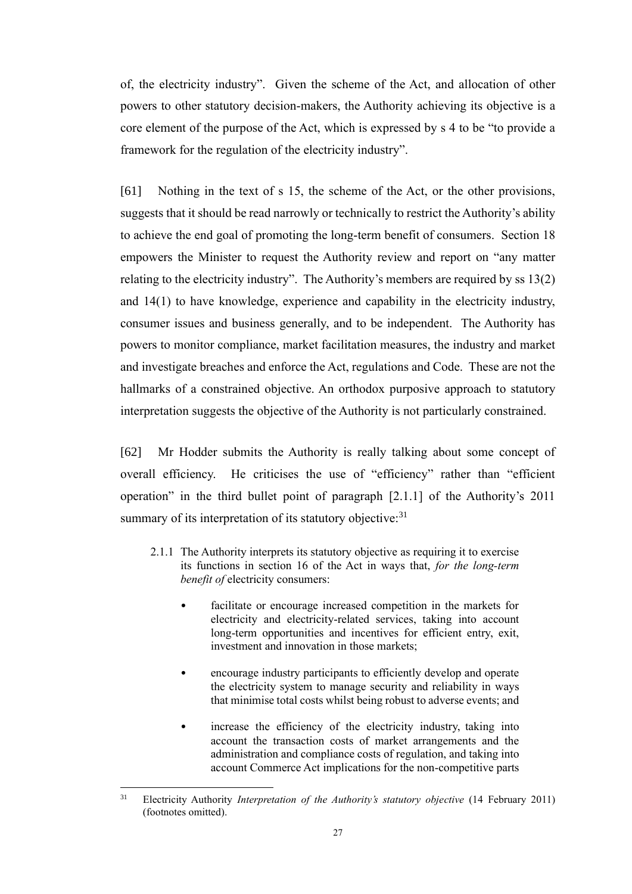of, the electricity industry". Given the scheme of the Act, and allocation of other powers to other statutory decision-makers, the Authority achieving its objective is a core element of the purpose of the Act, which is expressed by s 4 to be "to provide a framework for the regulation of the electricity industry".

[61] Nothing in the text of s 15, the scheme of the Act, or the other provisions, suggests that it should be read narrowly or technically to restrict the Authority's ability to achieve the end goal of promoting the long-term benefit of consumers. Section 18 empowers the Minister to request the Authority review and report on "any matter relating to the electricity industry". The Authority's members are required by ss 13(2) and 14(1) to have knowledge, experience and capability in the electricity industry, consumer issues and business generally, and to be independent. The Authority has powers to monitor compliance, market facilitation measures, the industry and market and investigate breaches and enforce the Act, regulations and Code. These are not the hallmarks of a constrained objective. An orthodox purposive approach to statutory interpretation suggests the objective of the Authority is not particularly constrained.

[62] Mr Hodder submits the Authority is really talking about some concept of overall efficiency. He criticises the use of "efficiency" rather than "efficient operation" in the third bullet point of paragraph [2.1.1] of the Authority's 2011 summary of its interpretation of its statutory objective:[31]

> 2.1.1 The Authority interprets its statutory objective as requiring it to exercise its functions in section 16 of the Act in ways that, *for the long-term benefit of* electricity consumers:
>
> - facilitate or encourage increased competition in the markets for electricity and electricity-related services, taking into account long-term opportunities and incentives for efficient entry, exit, investment and innovation in those markets;
> - encourage industry participants to efficiently develop and operate the electricity system to manage security and reliability in ways that minimise total costs whilst being robust to adverse events; and
> - increase the efficiency of the electricity industry, taking into account the transaction costs of market arrangements and the administration and compliance costs of regulation, and taking into account Commerce Act implications for the non-competitive parts

---

[31] Electricity Authority *Interpretation of the Authority's statutory objective* (14 February 2011) (footnotes omitted).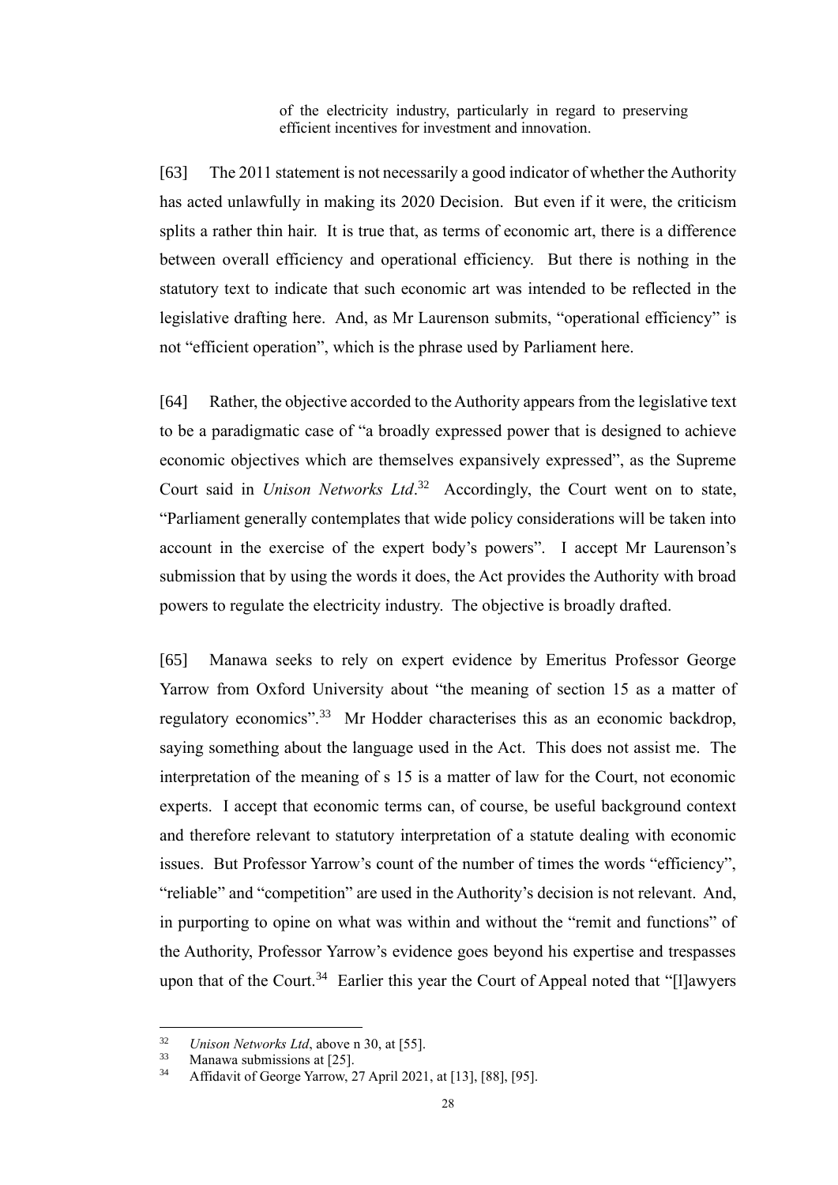> of the electricity industry, particularly in regard to preserving efficient incentives for investment and innovation.

[63] The 2011 statement is not necessarily a good indicator of whether the Authority has acted unlawfully in making its 2020 Decision. But even if it were, the criticism splits a rather thin hair. It is true that, as terms of economic art, there is a difference between overall efficiency and operational efficiency. But there is nothing in the statutory text to indicate that such economic art was intended to be reflected in the legislative drafting here. And, as Mr Laurenson submits, "operational efficiency" is not "efficient operation", which is the phrase used by Parliament here.

[64] Rather, the objective accorded to the Authority appears from the legislative text to be a paradigmatic case of "a broadly expressed power that is designed to achieve economic objectives which are themselves expansively expressed", as the Supreme Court said in *Unison Networks Ltd*.[32] Accordingly, the Court went on to state, "Parliament generally contemplates that wide policy considerations will be taken into account in the exercise of the expert body's powers". I accept Mr Laurenson's submission that by using the words it does, the Act provides the Authority with broad powers to regulate the electricity industry. The objective is broadly drafted.

[65] Manawa seeks to rely on expert evidence by Emeritus Professor George Yarrow from Oxford University about "the meaning of section 15 as a matter of regulatory economics".[33] Mr Hodder characterises this as an economic backdrop, saying something about the language used in the Act. This does not assist me. The interpretation of the meaning of s 15 is a matter of law for the Court, not economic experts. I accept that economic terms can, of course, be useful background context and therefore relevant to statutory interpretation of a statute dealing with economic issues. But Professor Yarrow's count of the number of times the words "efficiency", "reliable" and "competition" are used in the Authority's decision is not relevant. And, in purporting to opine on what was within and without the "remit and functions" of the Authority, Professor Yarrow's evidence goes beyond his expertise and trespasses upon that of the Court.[34] Earlier this year the Court of Appeal noted that "[l]awyers

---

[32] *Unison Networks Ltd*, above n 30, at [55].

[33] Manawa submissions at [25].

[34] Affidavit of George Yarrow, 27 April 2021, at [13], [88], [95].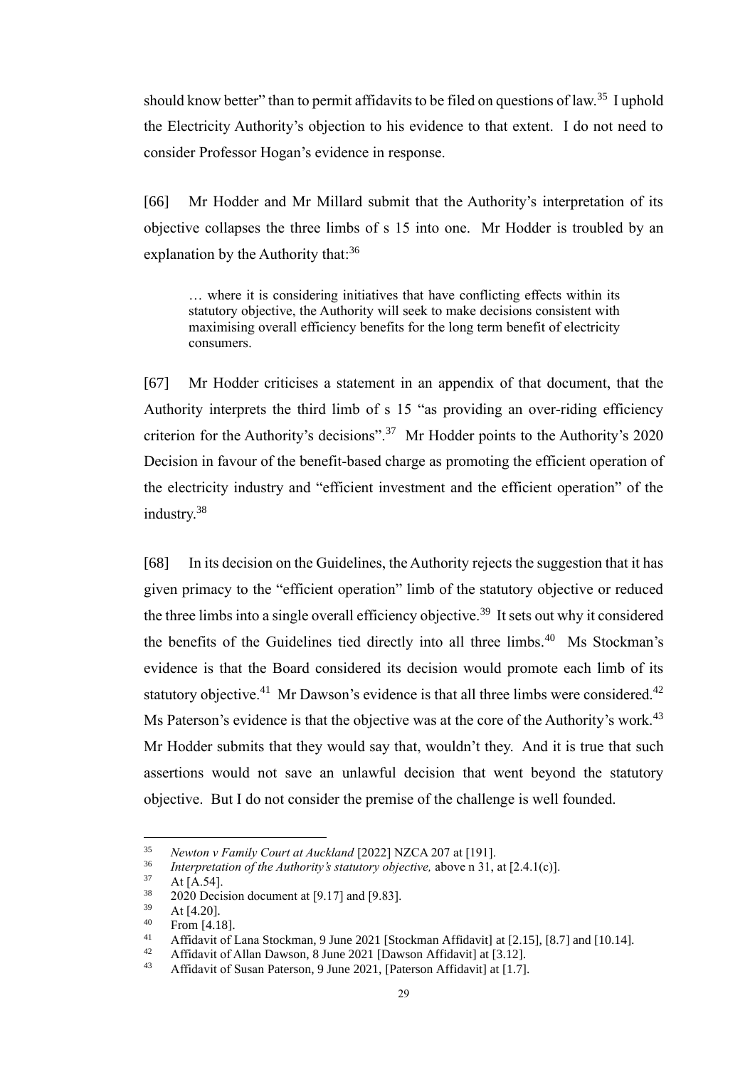should know better" than to permit affidavits to be filed on questions of law.[35] I uphold the Electricity Authority's objection to his evidence to that extent. I do not need to consider Professor Hogan's evidence in response.

[66] Mr Hodder and Mr Millard submit that the Authority's interpretation of its objective collapses the three limbs of s 15 into one. Mr Hodder is troubled by an explanation by the Authority that:[36]

> … where it is considering initiatives that have conflicting effects within its statutory objective, the Authority will seek to make decisions consistent with maximising overall efficiency benefits for the long term benefit of electricity consumers.

[67] Mr Hodder criticises a statement in an appendix of that document, that the Authority interprets the third limb of s 15 "as providing an over-riding efficiency criterion for the Authority's decisions".[37] Mr Hodder points to the Authority's 2020 Decision in favour of the benefit-based charge as promoting the efficient operation of the electricity industry and "efficient investment and the efficient operation" of the industry.[38]

[68] In its decision on the Guidelines, the Authority rejects the suggestion that it has given primacy to the "efficient operation" limb of the statutory objective or reduced the three limbs into a single overall efficiency objective.[39] It sets out why it considered the benefits of the Guidelines tied directly into all three limbs.[40] Ms Stockman's evidence is that the Board considered its decision would promote each limb of its statutory objective.[41] Mr Dawson's evidence is that all three limbs were considered.[42] Ms Paterson's evidence is that the objective was at the core of the Authority's work.[43] Mr Hodder submits that they would say that, wouldn't they. And it is true that such assertions would not save an unlawful decision that went beyond the statutory objective. But I do not consider the premise of the challenge is well founded.

---

[35] *Newton v Family Court at Auckland* [2022] NZCA 207 at [191].

[36] *Interpretation of the Authority's statutory objective,* above n 31, at [2.4.1(c)].

[37] At [A.54].

[38] 2020 Decision document at [9.17] and [9.83].

[39] At [4.20].

[40] From [4.18].

[41] Affidavit of Lana Stockman, 9 June 2021 [Stockman Affidavit] at [2.15], [8.7] and [10.14].

[42] Affidavit of Allan Dawson, 8 June 2021 [Dawson Affidavit] at [3.12].

[43] Affidavit of Susan Paterson, 9 June 2021, [Paterson Affidavit] at [1.7].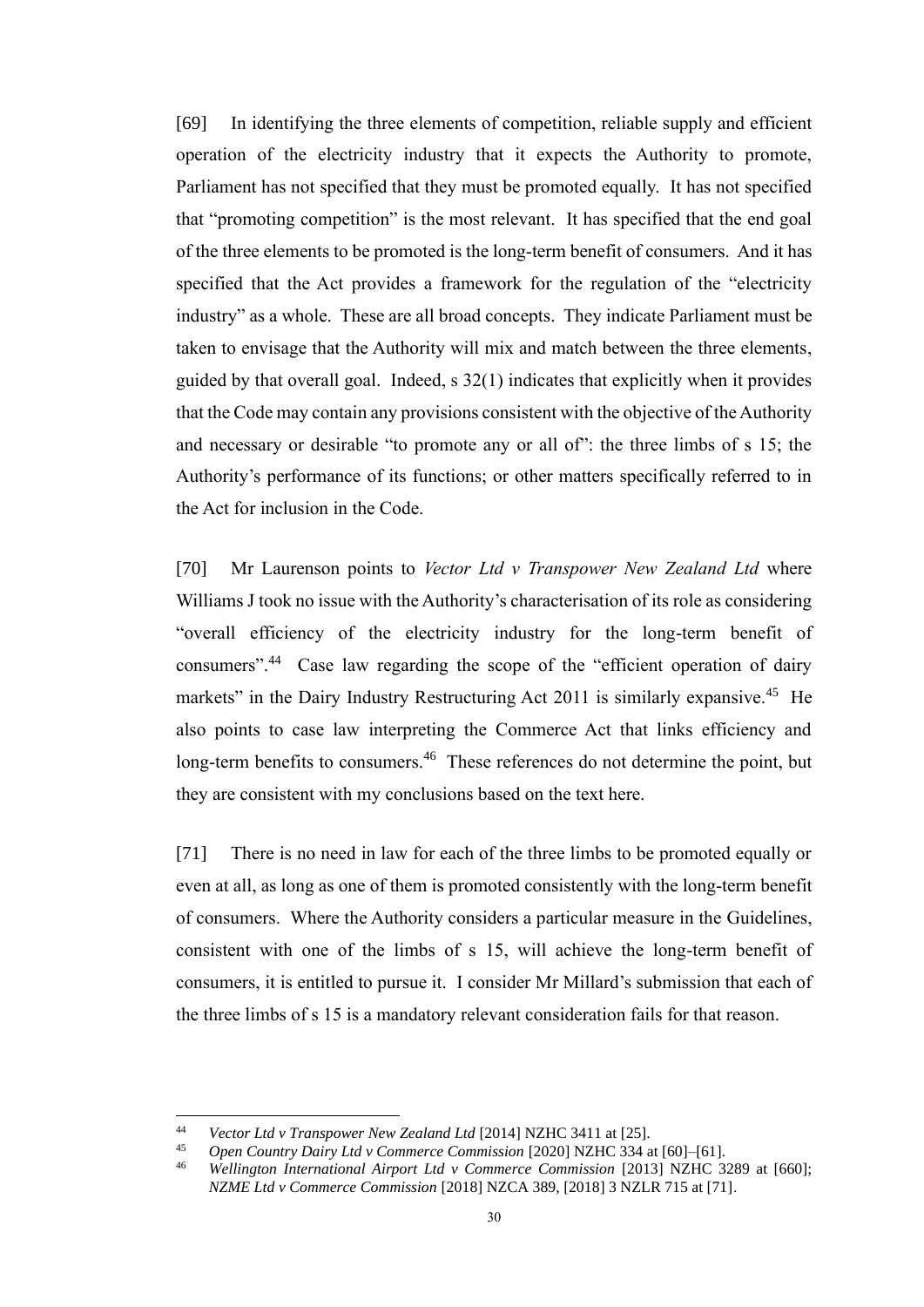[69] In identifying the three elements of competition, reliable supply and efficient operation of the electricity industry that it expects the Authority to promote, Parliament has not specified that they must be promoted equally. It has not specified that "promoting competition" is the most relevant. It has specified that the end goal of the three elements to be promoted is the long-term benefit of consumers. And it has specified that the Act provides a framework for the regulation of the "electricity industry" as a whole. These are all broad concepts. They indicate Parliament must be taken to envisage that the Authority will mix and match between the three elements, guided by that overall goal. Indeed, s 32(1) indicates that explicitly when it provides that the Code may contain any provisions consistent with the objective of the Authority and necessary or desirable "to promote any or all of": the three limbs of s 15; the Authority's performance of its functions; or other matters specifically referred to in the Act for inclusion in the Code.

[70] Mr Laurenson points to *Vector Ltd v Transpower New Zealand Ltd* where Williams J took no issue with the Authority's characterisation of its role as considering "overall efficiency of the electricity industry for the long-term benefit of consumers".[44] Case law regarding the scope of the "efficient operation of dairy markets" in the Dairy Industry Restructuring Act 2011 is similarly expansive.[45] He also points to case law interpreting the Commerce Act that links efficiency and long-term benefits to consumers.[46] These references do not determine the point, but they are consistent with my conclusions based on the text here.

[71] There is no need in law for each of the three limbs to be promoted equally or even at all, as long as one of them is promoted consistently with the long-term benefit of consumers. Where the Authority considers a particular measure in the Guidelines, consistent with one of the limbs of s 15, will achieve the long-term benefit of consumers, it is entitled to pursue it. I consider Mr Millard's submission that each of the three limbs of s 15 is a mandatory relevant consideration fails for that reason.

---

[44] *Vector Ltd v Transpower New Zealand Ltd* [2014] NZHC 3411 at [25].

[45] *Open Country Dairy Ltd v Commerce Commission* [2020] NZHC 334 at [60]–[61].

[46] *Wellington International Airport Ltd v Commerce Commission* [2013] NZHC 3289 at [660]; *NZME Ltd v Commerce Commission* [2018] NZCA 389, [2018] 3 NZLR 715 at [71].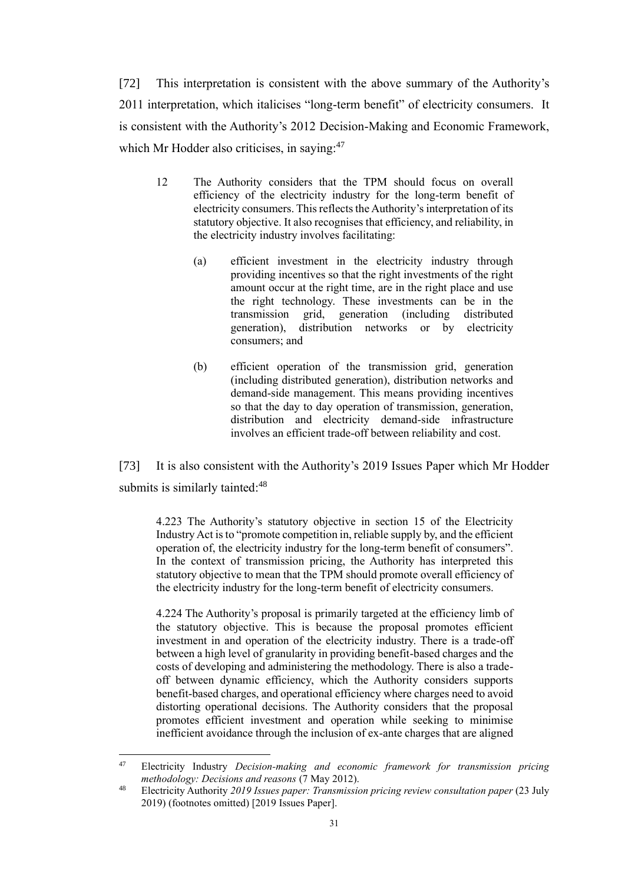[72] This interpretation is consistent with the above summary of the Authority's 2011 interpretation, which italicises "long-term benefit" of electricity consumers. It is consistent with the Authority's 2012 Decision-Making and Economic Framework, which Mr Hodder also criticises, in saying:[47]

> 12 The Authority considers that the TPM should focus on overall efficiency of the electricity industry for the long-term benefit of electricity consumers. This reflects the Authority's interpretation of its statutory objective. It also recognises that efficiency, and reliability, in the electricity industry involves facilitating:
>
> (a) efficient investment in the electricity industry through providing incentives so that the right investments of the right amount occur at the right time, are in the right place and use the right technology. These investments can be in the transmission grid, generation (including distributed generation), distribution networks or by electricity consumers; and
>
> (b) efficient operation of the transmission grid, generation (including distributed generation), distribution networks and demand-side management. This means providing incentives so that the day to day operation of transmission, generation, distribution and electricity demand-side infrastructure involves an efficient trade-off between reliability and cost.

[73] It is also consistent with the Authority's 2019 Issues Paper which Mr Hodder submits is similarly tainted:[48]

> 4.223 The Authority's statutory objective in section 15 of the Electricity Industry Act is to "promote competition in, reliable supply by, and the efficient operation of, the electricity industry for the long-term benefit of consumers". In the context of transmission pricing, the Authority has interpreted this statutory objective to mean that the TPM should promote overall efficiency of the electricity industry for the long-term benefit of electricity consumers.
>
> 4.224 The Authority's proposal is primarily targeted at the efficiency limb of the statutory objective. This is because the proposal promotes efficient investment in and operation of the electricity industry. There is a trade-off between a high level of granularity in providing benefit-based charges and the costs of developing and administering the methodology. There is also a trade-off between dynamic efficiency, which the Authority considers supports benefit-based charges, and operational efficiency where charges need to avoid distorting operational decisions. The Authority considers that the proposal promotes efficient investment and operation while seeking to minimise inefficient avoidance through the inclusion of ex-ante charges that are aligned

---

[47] Electricity Industry *Decision-making and economic framework for transmission pricing methodology: Decisions and reasons* (7 May 2012).

[48] Electricity Authority *2019 Issues paper: Transmission pricing review consultation paper* (23 July 2019) (footnotes omitted) [2019 Issues Paper].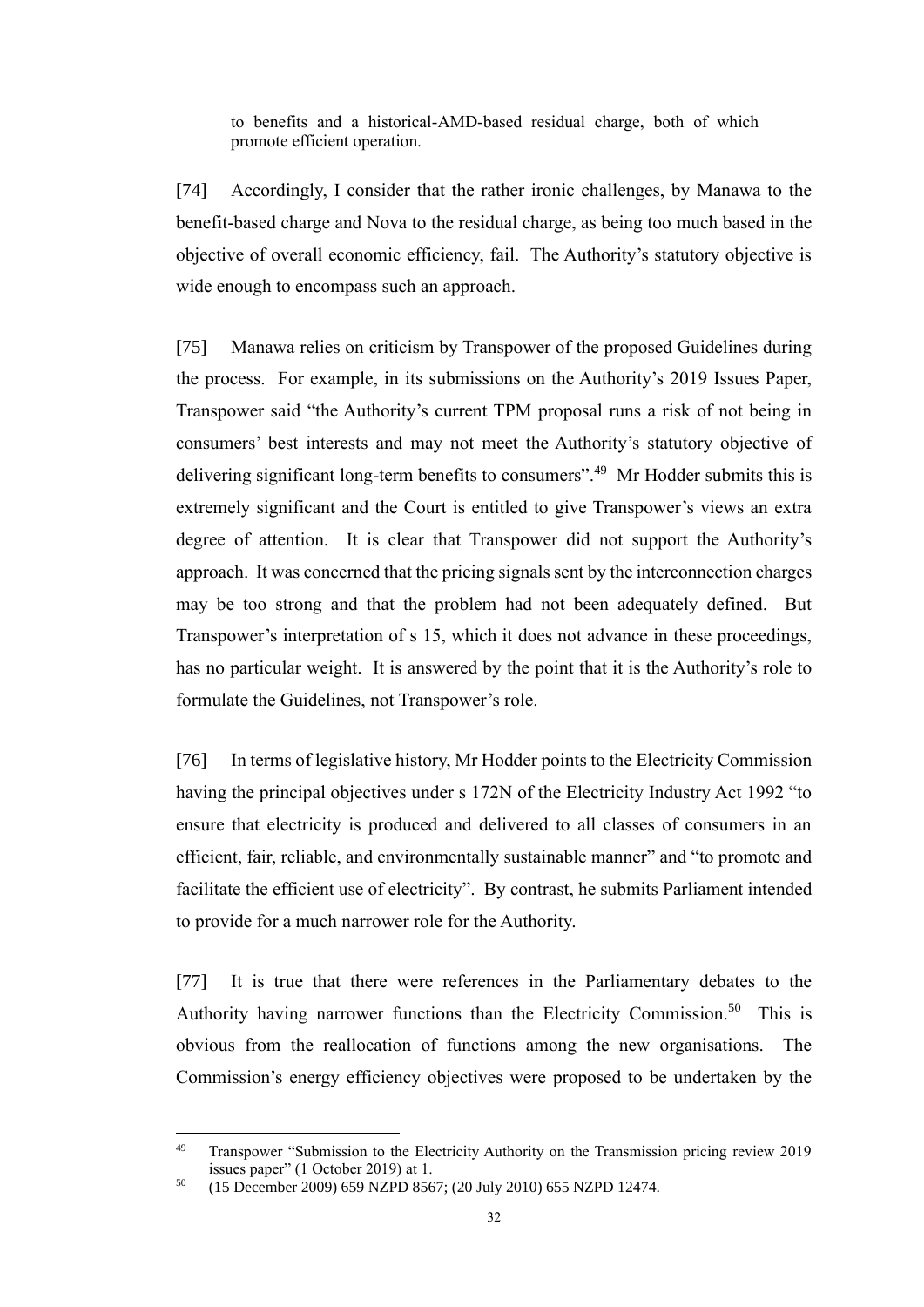> to benefits and a historical-AMD-based residual charge, both of which promote efficient operation.

[74] Accordingly, I consider that the rather ironic challenges, by Manawa to the benefit-based charge and Nova to the residual charge, as being too much based in the objective of overall economic efficiency, fail. The Authority's statutory objective is wide enough to encompass such an approach.

[75] Manawa relies on criticism by Transpower of the proposed Guidelines during the process. For example, in its submissions on the Authority's 2019 Issues Paper, Transpower said "the Authority's current TPM proposal runs a risk of not being in consumers' best interests and may not meet the Authority's statutory objective of delivering significant long-term benefits to consumers".[49] Mr Hodder submits this is extremely significant and the Court is entitled to give Transpower's views an extra degree of attention. It is clear that Transpower did not support the Authority's approach. It was concerned that the pricing signals sent by the interconnection charges may be too strong and that the problem had not been adequately defined. But Transpower's interpretation of s 15, which it does not advance in these proceedings, has no particular weight. It is answered by the point that it is the Authority's role to formulate the Guidelines, not Transpower's role.

[76] In terms of legislative history, Mr Hodder points to the Electricity Commission having the principal objectives under s 172N of the Electricity Industry Act 1992 "to ensure that electricity is produced and delivered to all classes of consumers in an efficient, fair, reliable, and environmentally sustainable manner" and "to promote and facilitate the efficient use of electricity". By contrast, he submits Parliament intended to provide for a much narrower role for the Authority.

[77] It is true that there were references in the Parliamentary debates to the Authority having narrower functions than the Electricity Commission.[50] This is obvious from the reallocation of functions among the new organisations. The Commission's energy efficiency objectives were proposed to be undertaken by the

---

[49] Transpower "Submission to the Electricity Authority on the Transmission pricing review 2019 issues paper" (1 October 2019) at 1.

[50] (15 December 2009) 659 NZPD 8567; (20 July 2010) 655 NZPD 12474.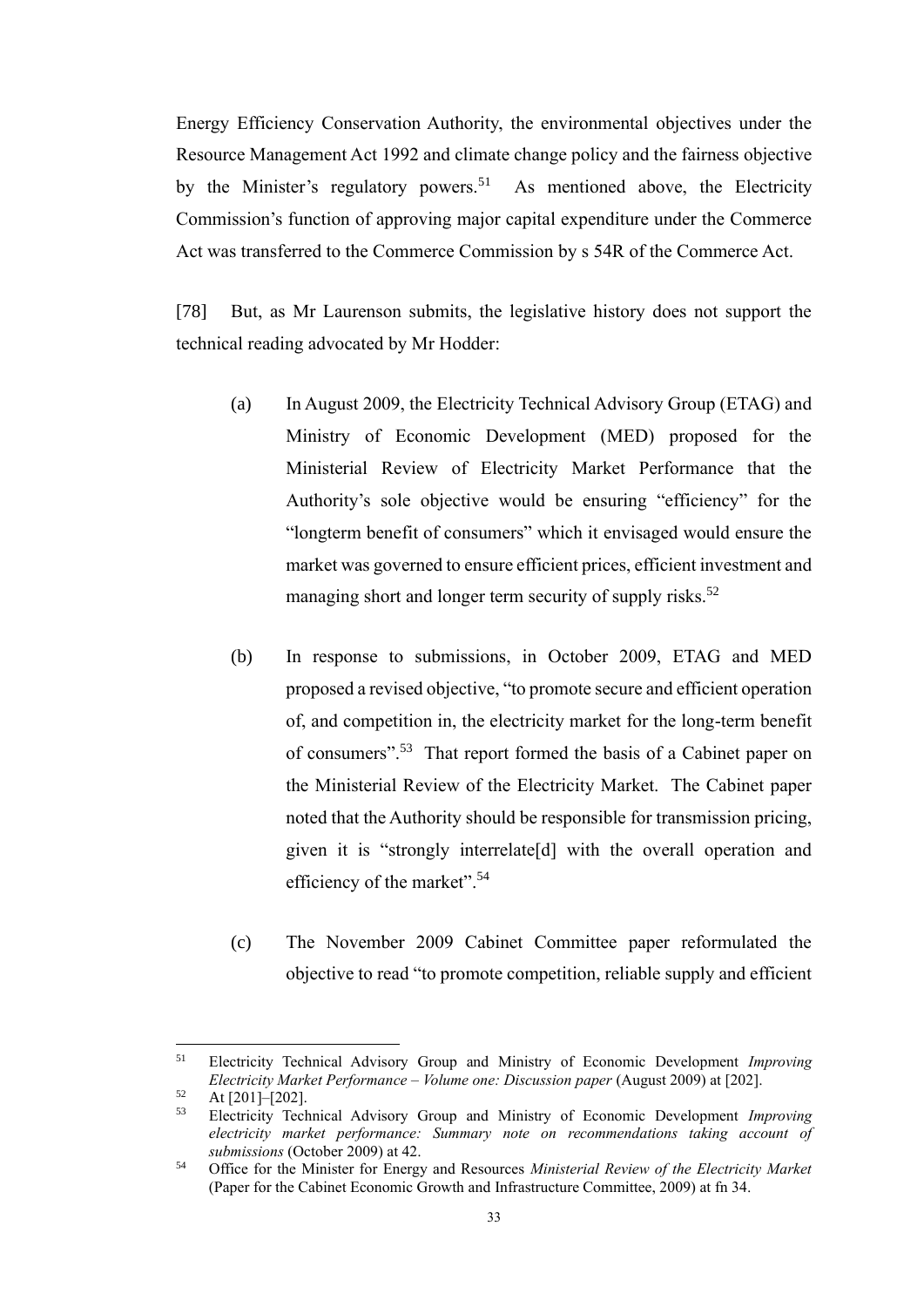Energy Efficiency Conservation Authority, the environmental objectives under the Resource Management Act 1992 and climate change policy and the fairness objective by the Minister's regulatory powers.[51] As mentioned above, the Electricity Commission's function of approving major capital expenditure under the Commerce Act was transferred to the Commerce Commission by s 54R of the Commerce Act.

[78] But, as Mr Laurenson submits, the legislative history does not support the technical reading advocated by Mr Hodder:

(a) In August 2009, the Electricity Technical Advisory Group (ETAG) and Ministry of Economic Development (MED) proposed for the Ministerial Review of Electricity Market Performance that the Authority's sole objective would be ensuring "efficiency" for the "longterm benefit of consumers" which it envisaged would ensure the market was governed to ensure efficient prices, efficient investment and managing short and longer term security of supply risks.[52]

(b) In response to submissions, in October 2009, ETAG and MED proposed a revised objective, "to promote secure and efficient operation of, and competition in, the electricity market for the long-term benefit of consumers".[53] That report formed the basis of a Cabinet paper on the Ministerial Review of the Electricity Market. The Cabinet paper noted that the Authority should be responsible for transmission pricing, given it is "strongly interrelate[d] with the overall operation and efficiency of the market".[54]

(c) The November 2009 Cabinet Committee paper reformulated the objective to read "to promote competition, reliable supply and efficient

---

[51] Electricity Technical Advisory Group and Ministry of Economic Development *Improving Electricity Market Performance – Volume one: Discussion paper* (August 2009) at [202].

[52] At [201]–[202].

[53] Electricity Technical Advisory Group and Ministry of Economic Development *Improving electricity market performance: Summary note on recommendations taking account of submissions* (October 2009) at 42.

[54] Office for the Minister for Energy and Resources *Ministerial Review of the Electricity Market* (Paper for the Cabinet Economic Growth and Infrastructure Committee, 2009) at fn 34.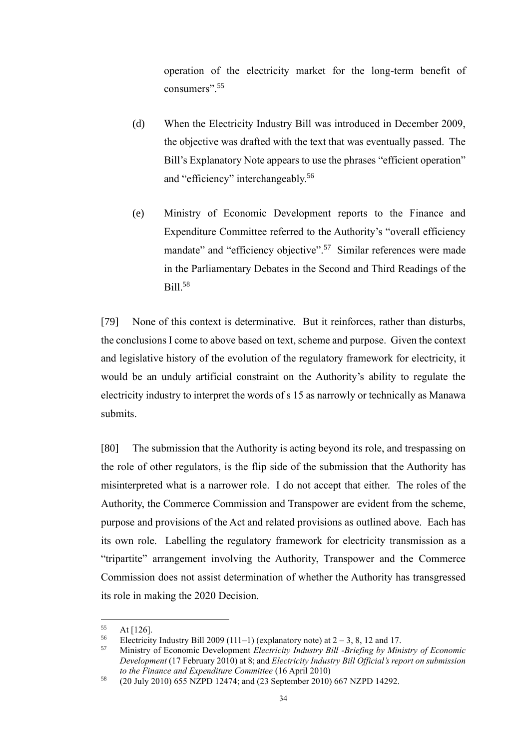operation of the electricity market for the long-term benefit of consumers".[55]

(d) When the Electricity Industry Bill was introduced in December 2009, the objective was drafted with the text that was eventually passed. The Bill's Explanatory Note appears to use the phrases "efficient operation" and "efficiency" interchangeably.[56]

(e) Ministry of Economic Development reports to the Finance and Expenditure Committee referred to the Authority's "overall efficiency mandate" and "efficiency objective".[57] Similar references were made in the Parliamentary Debates in the Second and Third Readings of the Bill.[58]

[79] None of this context is determinative. But it reinforces, rather than disturbs, the conclusions I come to above based on text, scheme and purpose. Given the context and legislative history of the evolution of the regulatory framework for electricity, it would be an unduly artificial constraint on the Authority's ability to regulate the electricity industry to interpret the words of s 15 as narrowly or technically as Manawa submits.

[80] The submission that the Authority is acting beyond its role, and trespassing on the role of other regulators, is the flip side of the submission that the Authority has misinterpreted what is a narrower role. I do not accept that either. The roles of the Authority, the Commerce Commission and Transpower are evident from the scheme, purpose and provisions of the Act and related provisions as outlined above. Each has its own role. Labelling the regulatory framework for electricity transmission as a "tripartite" arrangement involving the Authority, Transpower and the Commerce Commission does not assist determination of whether the Authority has transgressed its role in making the 2020 Decision.

---

[55] At [126].

[56] Electricity Industry Bill 2009 (111–1) (explanatory note) at 2 – 3, 8, 12 and 17.

[57] Ministry of Economic Development *Electricity Industry Bill -Briefing by Ministry of Economic Development* (17 February 2010) at 8; and *Electricity Industry Bill Official's report on submission to the Finance and Expenditure Committee* (16 April 2010)

[58] (20 July 2010) 655 NZPD 12474; and (23 September 2010) 667 NZPD 14292.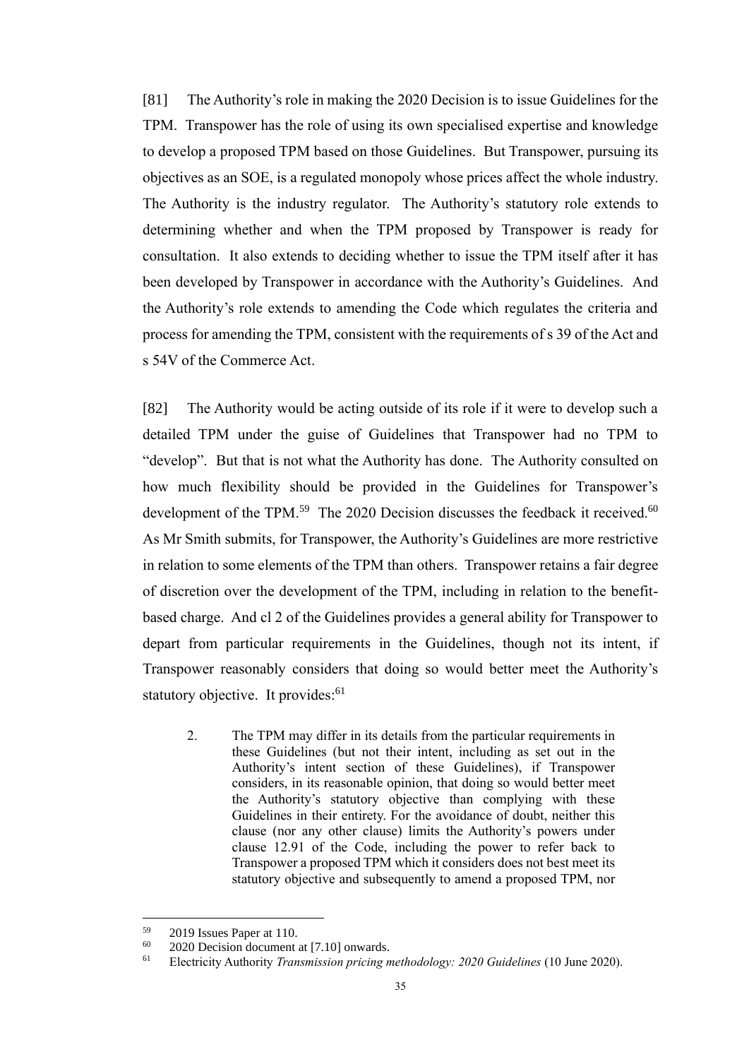[81] The Authority's role in making the 2020 Decision is to issue Guidelines for the TPM. Transpower has the role of using its own specialised expertise and knowledge to develop a proposed TPM based on those Guidelines. But Transpower, pursuing its objectives as an SOE, is a regulated monopoly whose prices affect the whole industry. The Authority is the industry regulator. The Authority's statutory role extends to determining whether and when the TPM proposed by Transpower is ready for consultation. It also extends to deciding whether to issue the TPM itself after it has been developed by Transpower in accordance with the Authority's Guidelines. And the Authority's role extends to amending the Code which regulates the criteria and process for amending the TPM, consistent with the requirements of s 39 of the Act and s 54V of the Commerce Act.

[82] The Authority would be acting outside of its role if it were to develop such a detailed TPM under the guise of Guidelines that Transpower had no TPM to "develop". But that is not what the Authority has done. The Authority consulted on how much flexibility should be provided in the Guidelines for Transpower's development of the TPM.[59] The 2020 Decision discusses the feedback it received.[60] As Mr Smith submits, for Transpower, the Authority's Guidelines are more restrictive in relation to some elements of the TPM than others. Transpower retains a fair degree of discretion over the development of the TPM, including in relation to the benefit-based charge. And cl 2 of the Guidelines provides a general ability for Transpower to depart from particular requirements in the Guidelines, though not its intent, if Transpower reasonably considers that doing so would better meet the Authority's statutory objective. It provides:[61]

> 2. The TPM may differ in its details from the particular requirements in these Guidelines (but not their intent, including as set out in the Authority's intent section of these Guidelines), if Transpower considers, in its reasonable opinion, that doing so would better meet the Authority's statutory objective than complying with these Guidelines in their entirety. For the avoidance of doubt, neither this clause (nor any other clause) limits the Authority's powers under clause 12.91 of the Code, including the power to refer back to Transpower a proposed TPM which it considers does not best meet its statutory objective and subsequently to amend a proposed TPM, nor

---

[59] 2019 Issues Paper at 110.

[60] 2020 Decision document at [7.10] onwards.

[61] Electricity Authority *Transmission pricing methodology: 2020 Guidelines* (10 June 2020).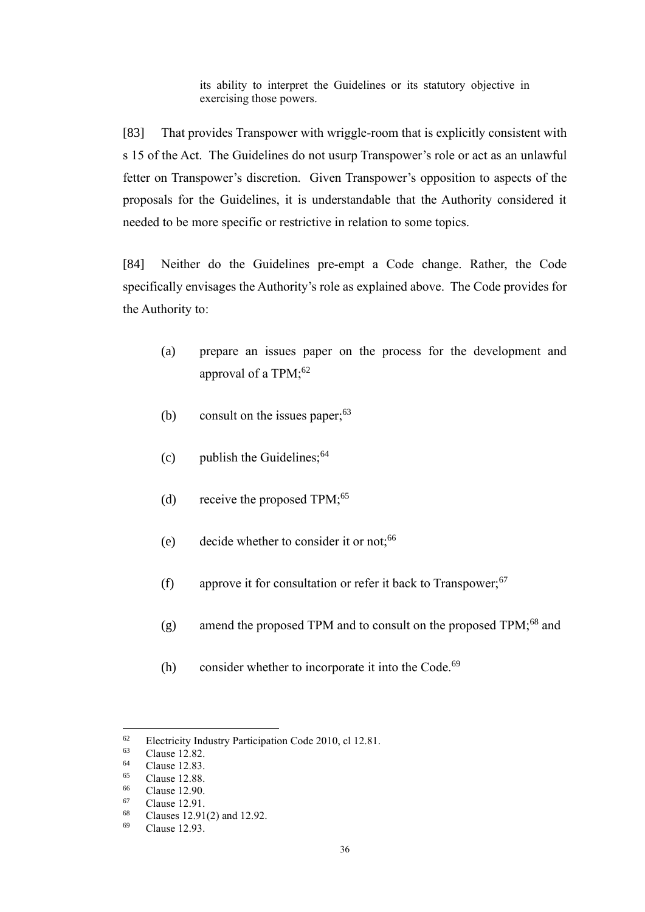its ability to interpret the Guidelines or its statutory objective in exercising those powers.

[83] That provides Transpower with wriggle-room that is explicitly consistent with s 15 of the Act. The Guidelines do not usurp Transpower's role or act as an unlawful fetter on Transpower's discretion. Given Transpower's opposition to aspects of the proposals for the Guidelines, it is understandable that the Authority considered it needed to be more specific or restrictive in relation to some topics.

[84] Neither do the Guidelines pre-empt a Code change. Rather, the Code specifically envisages the Authority's role as explained above. The Code provides for the Authority to:

(a) prepare an issues paper on the process for the development and approval of a TPM;[62]

(b) consult on the issues paper;[63]

(c) publish the Guidelines;[64]

(d) receive the proposed TPM;[65]

(e) decide whether to consider it or not;[66]

(f) approve it for consultation or refer it back to Transpower;[67]

(g) amend the proposed TPM and to consult on the proposed TPM;[68] and

(h) consider whether to incorporate it into the Code.[69]

---

[62] Electricity Industry Participation Code 2010, cl 12.81.
[63] Clause 12.82.
[64] Clause 12.83.
[65] Clause 12.88.
[66] Clause 12.90.
[67] Clause 12.91.
[68] Clauses 12.91(2) and 12.92.
[69] Clause 12.93.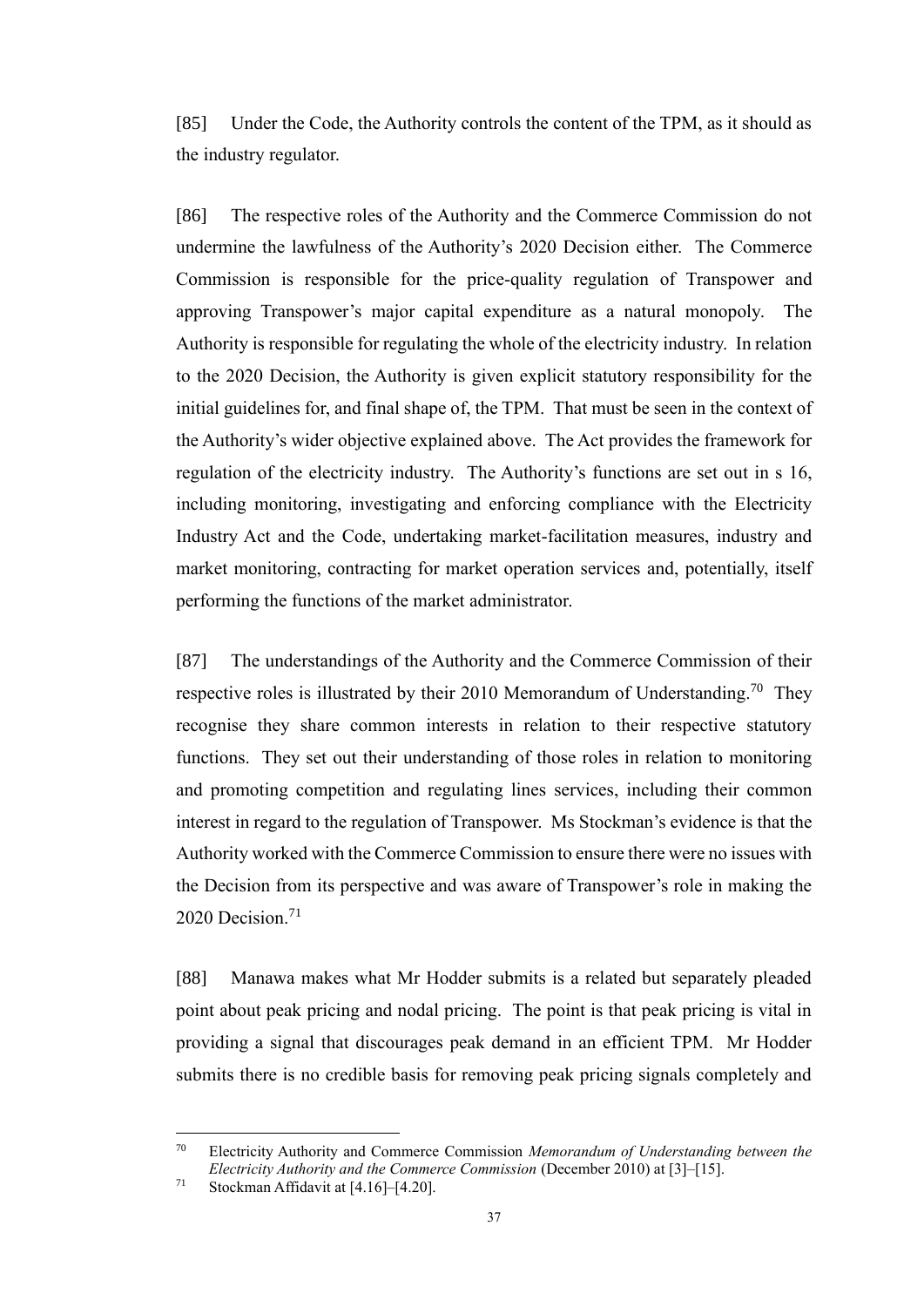[85] Under the Code, the Authority controls the content of the TPM, as it should as the industry regulator.

[86] The respective roles of the Authority and the Commerce Commission do not undermine the lawfulness of the Authority's 2020 Decision either. The Commerce Commission is responsible for the price-quality regulation of Transpower and approving Transpower's major capital expenditure as a natural monopoly. The Authority is responsible for regulating the whole of the electricity industry. In relation to the 2020 Decision, the Authority is given explicit statutory responsibility for the initial guidelines for, and final shape of, the TPM. That must be seen in the context of the Authority's wider objective explained above. The Act provides the framework for regulation of the electricity industry. The Authority's functions are set out in s 16, including monitoring, investigating and enforcing compliance with the Electricity Industry Act and the Code, undertaking market-facilitation measures, industry and market monitoring, contracting for market operation services and, potentially, itself performing the functions of the market administrator.

[87] The understandings of the Authority and the Commerce Commission of their respective roles is illustrated by their 2010 Memorandum of Understanding.[70] They recognise they share common interests in relation to their respective statutory functions. They set out their understanding of those roles in relation to monitoring and promoting competition and regulating lines services, including their common interest in regard to the regulation of Transpower. Ms Stockman's evidence is that the Authority worked with the Commerce Commission to ensure there were no issues with the Decision from its perspective and was aware of Transpower's role in making the 2020 Decision.[71]

[88] Manawa makes what Mr Hodder submits is a related but separately pleaded point about peak pricing and nodal pricing. The point is that peak pricing is vital in providing a signal that discourages peak demand in an efficient TPM. Mr Hodder submits there is no credible basis for removing peak pricing signals completely and

---

[70] Electricity Authority and Commerce Commission *Memorandum of Understanding between the Electricity Authority and the Commerce Commission* (December 2010) at [3]–[15].

[71] Stockman Affidavit at [4.16]–[4.20].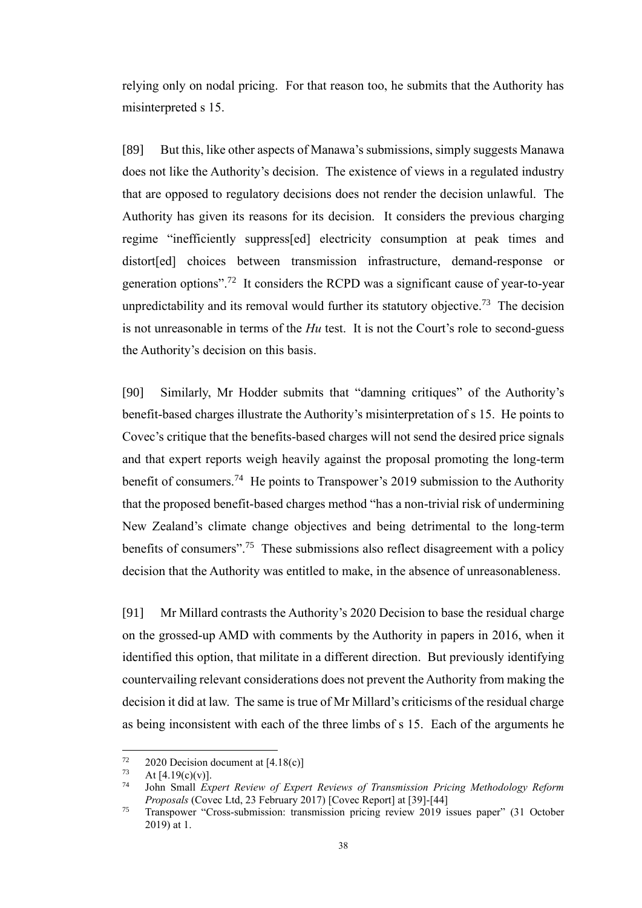relying only on nodal pricing. For that reason too, he submits that the Authority has misinterpreted s 15.

[89] But this, like other aspects of Manawa's submissions, simply suggests Manawa does not like the Authority's decision. The existence of views in a regulated industry that are opposed to regulatory decisions does not render the decision unlawful. The Authority has given its reasons for its decision. It considers the previous charging regime "inefficiently suppress[ed] electricity consumption at peak times and distort[ed] choices between transmission infrastructure, demand-response or generation options".[72] It considers the RCPD was a significant cause of year-to-year unpredictability and its removal would further its statutory objective.[73] The decision is not unreasonable in terms of the *Hu* test. It is not the Court's role to second-guess the Authority's decision on this basis.

[90] Similarly, Mr Hodder submits that "damning critiques" of the Authority's benefit-based charges illustrate the Authority's misinterpretation of s 15. He points to Covec's critique that the benefits-based charges will not send the desired price signals and that expert reports weigh heavily against the proposal promoting the long-term benefit of consumers.[74] He points to Transpower's 2019 submission to the Authority that the proposed benefit-based charges method "has a non-trivial risk of undermining New Zealand's climate change objectives and being detrimental to the long-term benefits of consumers".[75] These submissions also reflect disagreement with a policy decision that the Authority was entitled to make, in the absence of unreasonableness.

[91] Mr Millard contrasts the Authority's 2020 Decision to base the residual charge on the grossed-up AMD with comments by the Authority in papers in 2016, when it identified this option, that militate in a different direction. But previously identifying countervailing relevant considerations does not prevent the Authority from making the decision it did at law. The same is true of Mr Millard's criticisms of the residual charge as being inconsistent with each of the three limbs of s 15. Each of the arguments he

---

[72] 2020 Decision document at [4.18(c)]

[73] At [4.19(c)(v)].

[74] John Small *Expert Review of Expert Reviews of Transmission Pricing Methodology Reform Proposals* (Covec Ltd, 23 February 2017) [Covec Report] at [39]-[44]

[75] Transpower "Cross-submission: transmission pricing review 2019 issues paper" (31 October 2019) at 1.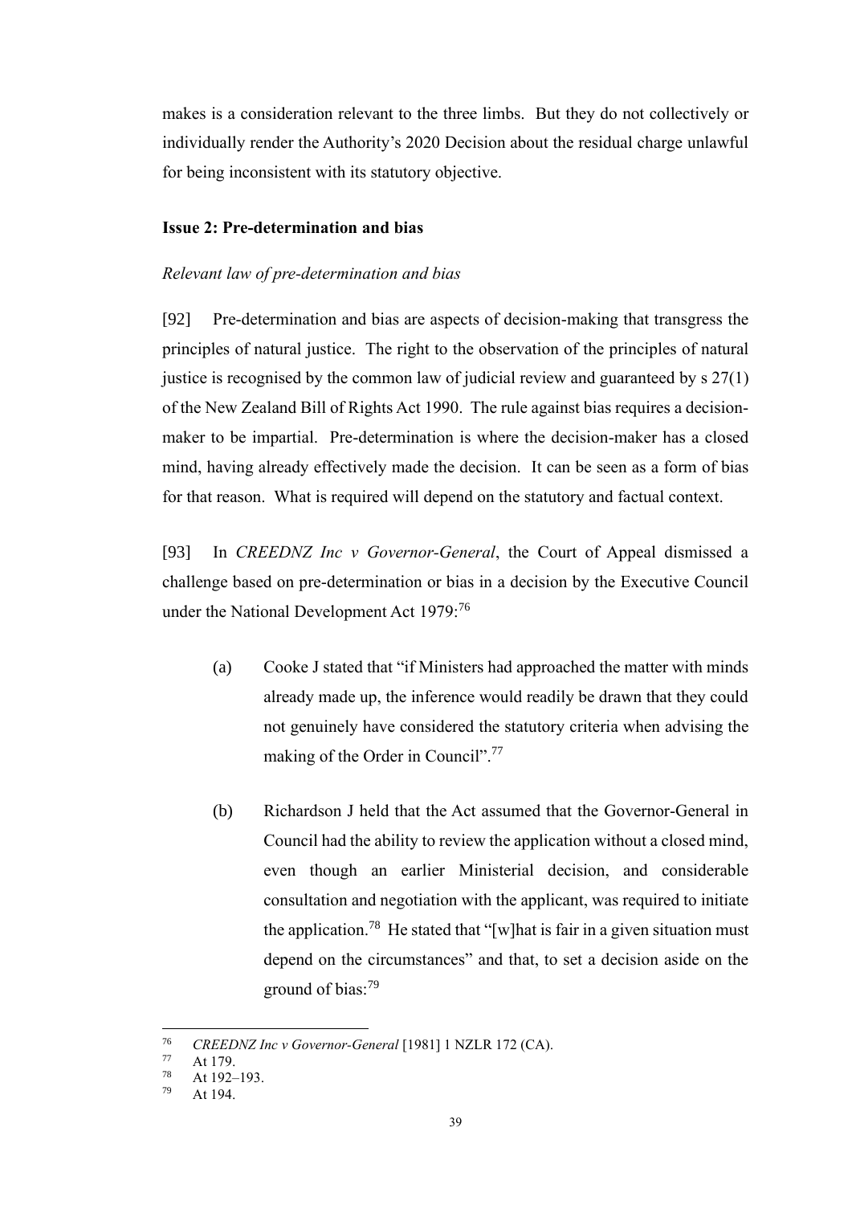makes is a consideration relevant to the three limbs. But they do not collectively or individually render the Authority's 2020 Decision about the residual charge unlawful for being inconsistent with its statutory objective.

**Issue 2: Pre-determination and bias**

*Relevant law of pre-determination and bias*

[92] Pre-determination and bias are aspects of decision-making that transgress the principles of natural justice. The right to the observation of the principles of natural justice is recognised by the common law of judicial review and guaranteed by s 27(1) of the New Zealand Bill of Rights Act 1990. The rule against bias requires a decision-maker to be impartial. Pre-determination is where the decision-maker has a closed mind, having already effectively made the decision. It can be seen as a form of bias for that reason. What is required will depend on the statutory and factual context.

[93] In *CREEDNZ Inc v Governor-General*, the Court of Appeal dismissed a challenge based on pre-determination or bias in a decision by the Executive Council under the National Development Act 1979:[76]

(a) Cooke J stated that "if Ministers had approached the matter with minds already made up, the inference would readily be drawn that they could not genuinely have considered the statutory criteria when advising the making of the Order in Council".[77]

(b) Richardson J held that the Act assumed that the Governor-General in Council had the ability to review the application without a closed mind, even though an earlier Ministerial decision, and considerable consultation and negotiation with the applicant, was required to initiate the application.[78] He stated that "[w]hat is fair in a given situation must depend on the circumstances" and that, to set a decision aside on the ground of bias:[79]

---

[76] *CREEDNZ Inc v Governor-General* [1981] 1 NZLR 172 (CA).

[77] At 179.

[78] At 192–193.

[79] At 194.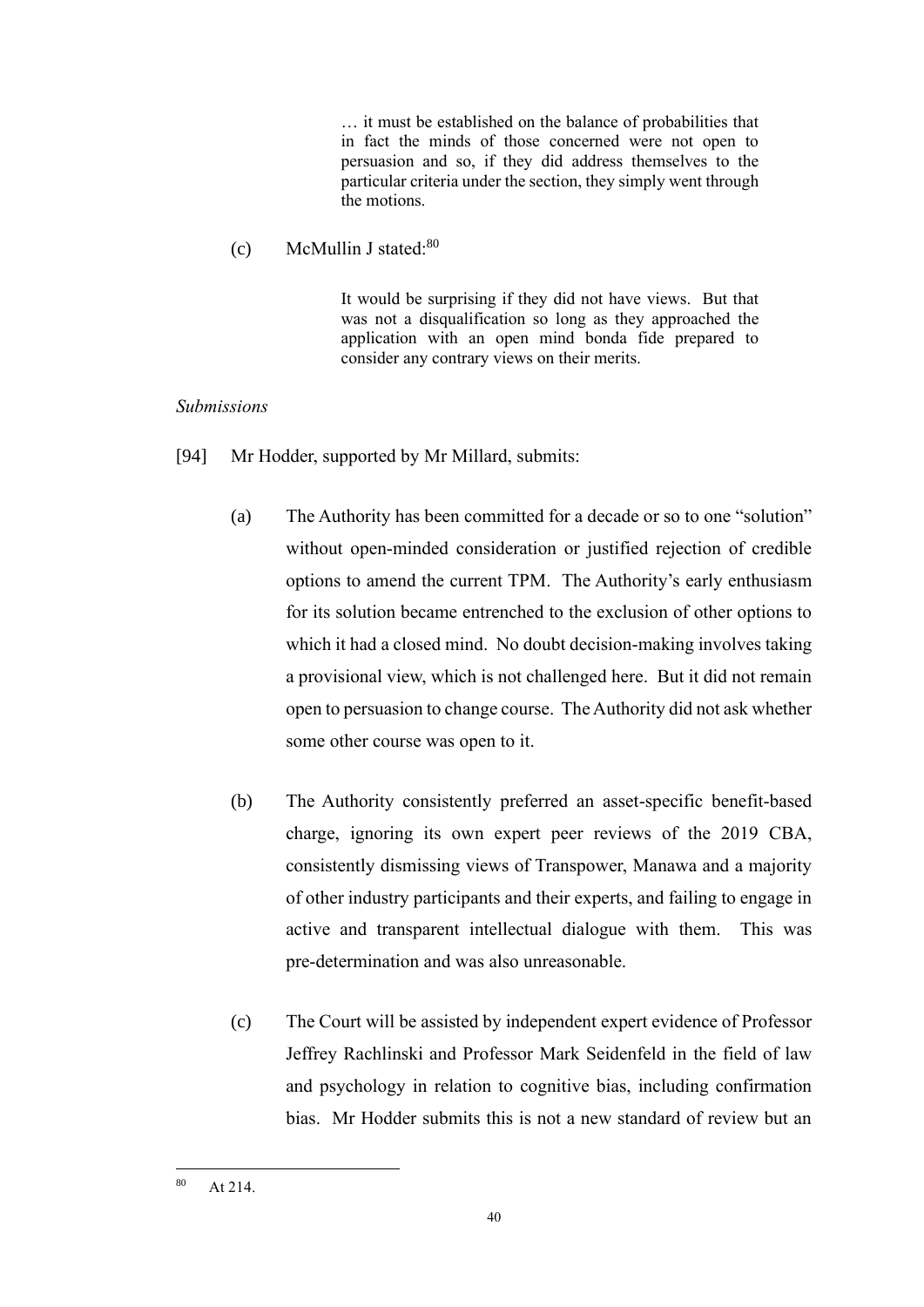> … it must be established on the balance of probabilities that in fact the minds of those concerned were not open to persuasion and so, if they did address themselves to the particular criteria under the section, they simply went through the motions.

(c) McMullin J stated:[80]

> It would be surprising if they did not have views. But that was not a disqualification so long as they approached the application with an open mind bonda fide prepared to consider any contrary views on their merits.

*Submissions*

[94] Mr Hodder, supported by Mr Millard, submits:

(a) The Authority has been committed for a decade or so to one "solution" without open-minded consideration or justified rejection of credible options to amend the current TPM. The Authority's early enthusiasm for its solution became entrenched to the exclusion of other options to which it had a closed mind. No doubt decision-making involves taking a provisional view, which is not challenged here. But it did not remain open to persuasion to change course. The Authority did not ask whether some other course was open to it.

(b) The Authority consistently preferred an asset-specific benefit-based charge, ignoring its own expert peer reviews of the 2019 CBA, consistently dismissing views of Transpower, Manawa and a majority of other industry participants and their experts, and failing to engage in active and transparent intellectual dialogue with them. This was pre-determination and was also unreasonable.

(c) The Court will be assisted by independent expert evidence of Professor Jeffrey Rachlinski and Professor Mark Seidenfeld in the field of law and psychology in relation to cognitive bias, including confirmation bias. Mr Hodder submits this is not a new standard of review but an

---

[80] At 214.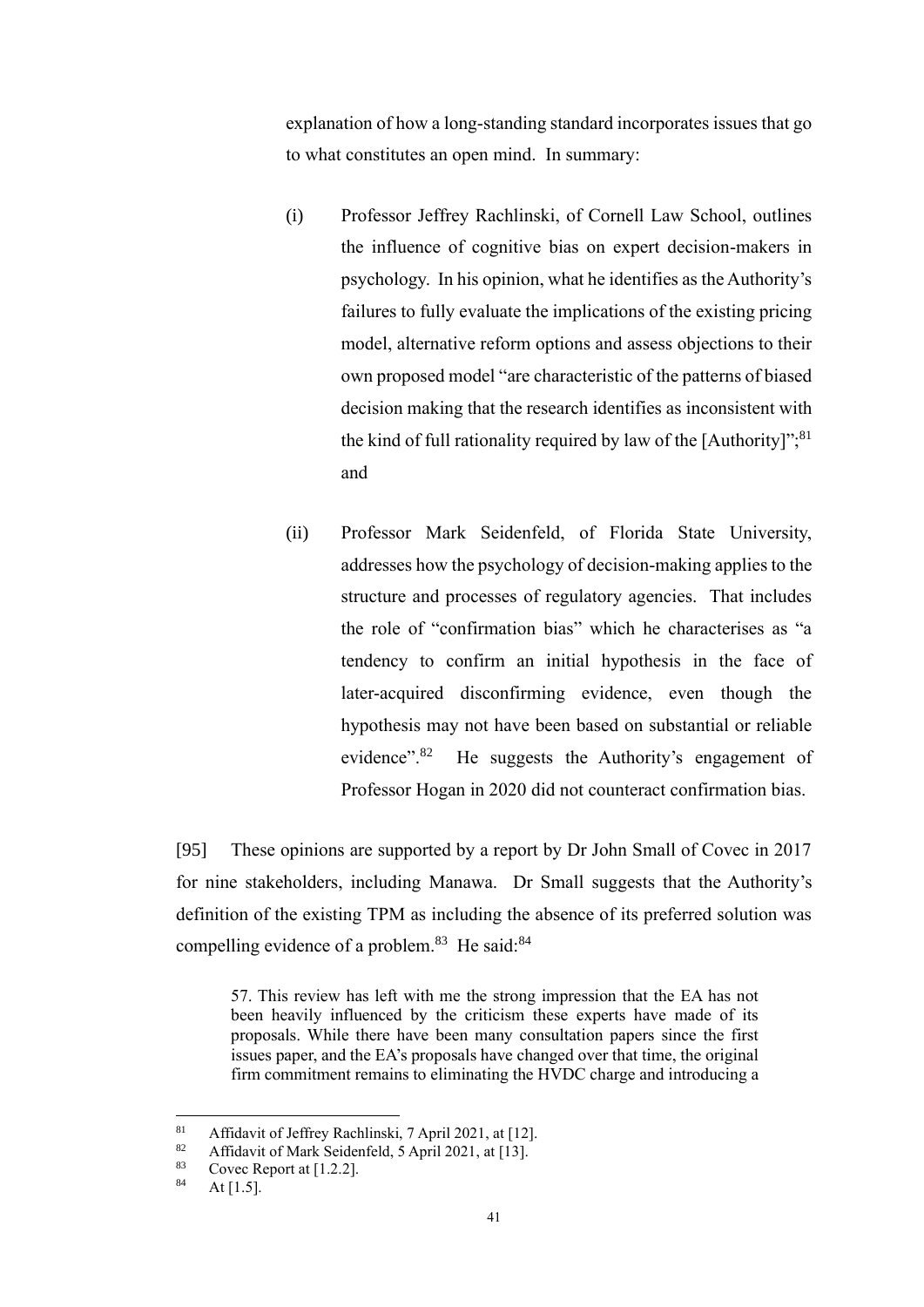explanation of how a long-standing standard incorporates issues that go to what constitutes an open mind. In summary:

(i) Professor Jeffrey Rachlinski, of Cornell Law School, outlines the influence of cognitive bias on expert decision-makers in psychology. In his opinion, what he identifies as the Authority's failures to fully evaluate the implications of the existing pricing model, alternative reform options and assess objections to their own proposed model "are characteristic of the patterns of biased decision making that the research identifies as inconsistent with the kind of full rationality required by law of the [Authority]";[81] and

(ii) Professor Mark Seidenfeld, of Florida State University, addresses how the psychology of decision-making applies to the structure and processes of regulatory agencies. That includes the role of "confirmation bias" which he characterises as "a tendency to confirm an initial hypothesis in the face of later-acquired disconfirming evidence, even though the hypothesis may not have been based on substantial or reliable evidence".[82] He suggests the Authority's engagement of Professor Hogan in 2020 did not counteract confirmation bias.

[95] These opinions are supported by a report by Dr John Small of Covec in 2017 for nine stakeholders, including Manawa. Dr Small suggests that the Authority's definition of the existing TPM as including the absence of its preferred solution was compelling evidence of a problem.[83] He said:[84]

> 57. This review has left with me the strong impression that the EA has not been heavily influenced by the criticism these experts have made of its proposals. While there have been many consultation papers since the first issues paper, and the EA's proposals have changed over that time, the original firm commitment remains to eliminating the HVDC charge and introducing a

---

[81] Affidavit of Jeffrey Rachlinski, 7 April 2021, at [12].

[82] Affidavit of Mark Seidenfeld, 5 April 2021, at [13].

[83] Covec Report at [1.2.2].

[84] At [1.5].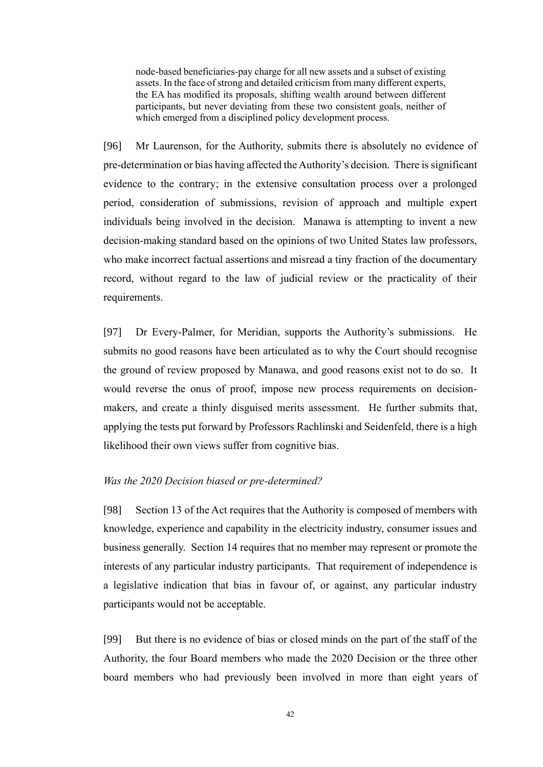> node-based beneficiaries-pay charge for all new assets and a subset of existing assets. In the face of strong and detailed criticism from many different experts, the EA has modified its proposals, shifting wealth around between different participants, but never deviating from these two consistent goals, neither of which emerged from a disciplined policy development process.

[96] Mr Laurenson, for the Authority, submits there is absolutely no evidence of pre-determination or bias having affected the Authority's decision. There is significant evidence to the contrary; in the extensive consultation process over a prolonged period, consideration of submissions, revision of approach and multiple expert individuals being involved in the decision. Manawa is attempting to invent a new decision-making standard based on the opinions of two United States law professors, who make incorrect factual assertions and misread a tiny fraction of the documentary record, without regard to the law of judicial review or the practicality of their requirements.

[97] Dr Every-Palmer, for Meridian, supports the Authority's submissions. He submits no good reasons have been articulated as to why the Court should recognise the ground of review proposed by Manawa, and good reasons exist not to do so. It would reverse the onus of proof, impose new process requirements on decision-makers, and create a thinly disguised merits assessment. He further submits that, applying the tests put forward by Professors Rachlinski and Seidenfeld, there is a high likelihood their own views suffer from cognitive bias.

*Was the 2020 Decision biased or pre-determined?*

[98] Section 13 of the Act requires that the Authority is composed of members with knowledge, experience and capability in the electricity industry, consumer issues and business generally. Section 14 requires that no member may represent or promote the interests of any particular industry participants. That requirement of independence is a legislative indication that bias in favour of, or against, any particular industry participants would not be acceptable.

[99] But there is no evidence of bias or closed minds on the part of the staff of the Authority, the four Board members who made the 2020 Decision or the three other board members who had previously been involved in more than eight years of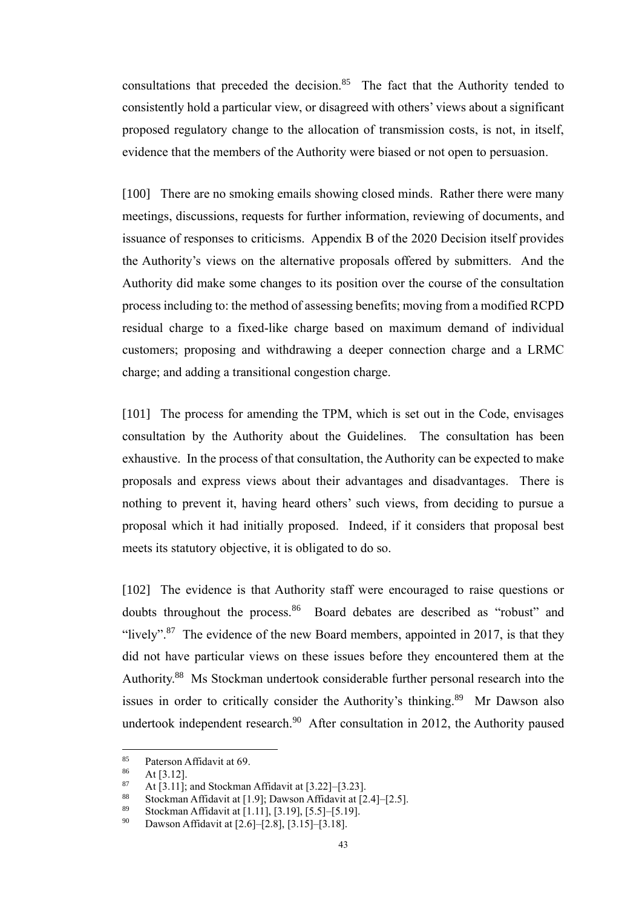consultations that preceded the decision.[85] The fact that the Authority tended to consistently hold a particular view, or disagreed with others' views about a significant proposed regulatory change to the allocation of transmission costs, is not, in itself, evidence that the members of the Authority were biased or not open to persuasion.

[100] There are no smoking emails showing closed minds. Rather there were many meetings, discussions, requests for further information, reviewing of documents, and issuance of responses to criticisms. Appendix B of the 2020 Decision itself provides the Authority's views on the alternative proposals offered by submitters. And the Authority did make some changes to its position over the course of the consultation process including to: the method of assessing benefits; moving from a modified RCPD residual charge to a fixed-like charge based on maximum demand of individual customers; proposing and withdrawing a deeper connection charge and a LRMC charge; and adding a transitional congestion charge.

[101] The process for amending the TPM, which is set out in the Code, envisages consultation by the Authority about the Guidelines. The consultation has been exhaustive. In the process of that consultation, the Authority can be expected to make proposals and express views about their advantages and disadvantages. There is nothing to prevent it, having heard others' such views, from deciding to pursue a proposal which it had initially proposed. Indeed, if it considers that proposal best meets its statutory objective, it is obligated to do so.

[102] The evidence is that Authority staff were encouraged to raise questions or doubts throughout the process.[86] Board debates are described as "robust" and "lively".[87] The evidence of the new Board members, appointed in 2017, is that they did not have particular views on these issues before they encountered them at the Authority.[88] Ms Stockman undertook considerable further personal research into the issues in order to critically consider the Authority's thinking.[89] Mr Dawson also undertook independent research.[90] After consultation in 2012, the Authority paused

---

[85] Paterson Affidavit at 69.

[86] At [3.12].

[87] At [3.11]; and Stockman Affidavit at [3.22]–[3.23].

[88] Stockman Affidavit at [1.9]; Dawson Affidavit at [2.4]–[2.5].

[89] Stockman Affidavit at [1.11], [3.19], [5.5]–[5.19].

[90] Dawson Affidavit at [2.6]–[2.8], [3.15]–[3.18].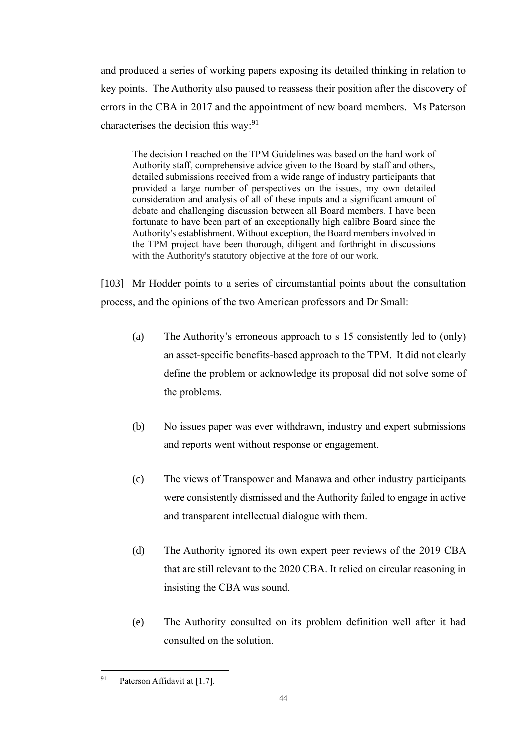and produced a series of working papers exposing its detailed thinking in relation to key points. The Authority also paused to reassess their position after the discovery of errors in the CBA in 2017 and the appointment of new board members. Ms Paterson characterises the decision this way:[91]

> The decision I reached on the TPM Guidelines was based on the hard work of Authority staff, comprehensive advice given to the Board by staff and others, detailed submissions received from a wide range of industry participants that provided a large number of perspectives on the issues, my own detailed consideration and analysis of all of these inputs and a significant amount of debate and challenging discussion between all Board members. I have been fortunate to have been part of an exceptionally high calibre Board since the Authority's establishment. Without exception, the Board members involved in the TPM project have been thorough, diligent and forthright in discussions with the Authority's statutory objective at the fore of our work.

[103] Mr Hodder points to a series of circumstantial points about the consultation process, and the opinions of the two American professors and Dr Small:

(a) The Authority's erroneous approach to s 15 consistently led to (only) an asset-specific benefits-based approach to the TPM. It did not clearly define the problem or acknowledge its proposal did not solve some of the problems.

(b) No issues paper was ever withdrawn, industry and expert submissions and reports went without response or engagement.

(c) The views of Transpower and Manawa and other industry participants were consistently dismissed and the Authority failed to engage in active and transparent intellectual dialogue with them.

(d) The Authority ignored its own expert peer reviews of the 2019 CBA that are still relevant to the 2020 CBA. It relied on circular reasoning in insisting the CBA was sound.

(e) The Authority consulted on its problem definition well after it had consulted on the solution.

---

[91] Paterson Affidavit at [1.7].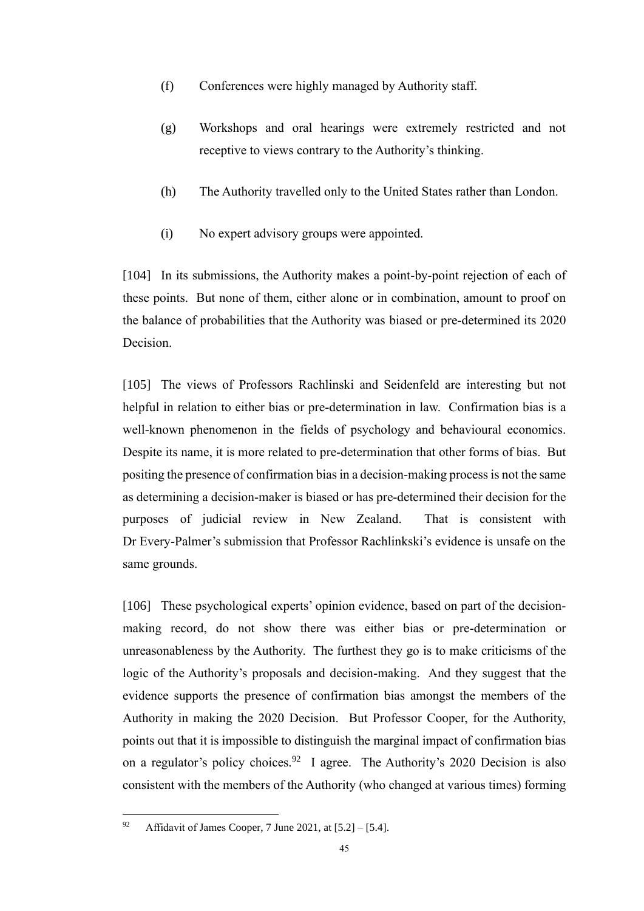(f) Conferences were highly managed by Authority staff.

(g) Workshops and oral hearings were extremely restricted and not receptive to views contrary to the Authority's thinking.

(h) The Authority travelled only to the United States rather than London.

(i) No expert advisory groups were appointed.

[104] In its submissions, the Authority makes a point-by-point rejection of each of these points. But none of them, either alone or in combination, amount to proof on the balance of probabilities that the Authority was biased or pre-determined its 2020 Decision.

[105] The views of Professors Rachlinski and Seidenfeld are interesting but not helpful in relation to either bias or pre-determination in law. Confirmation bias is a well-known phenomenon in the fields of psychology and behavioural economics. Despite its name, it is more related to pre-determination that other forms of bias. But positing the presence of confirmation bias in a decision-making process is not the same as determining a decision-maker is biased or has pre-determined their decision for the purposes of judicial review in New Zealand. That is consistent with Dr Every-Palmer's submission that Professor Rachlinkski's evidence is unsafe on the same grounds.

[106] These psychological experts' opinion evidence, based on part of the decision-making record, do not show there was either bias or pre-determination or unreasonableness by the Authority. The furthest they go is to make criticisms of the logic of the Authority's proposals and decision-making. And they suggest that the evidence supports the presence of confirmation bias amongst the members of the Authority in making the 2020 Decision. But Professor Cooper, for the Authority, points out that it is impossible to distinguish the marginal impact of confirmation bias on a regulator's policy choices.[92] I agree. The Authority's 2020 Decision is also consistent with the members of the Authority (who changed at various times) forming

[92] Affidavit of James Cooper, 7 June 2021, at [5.2] – [5.4].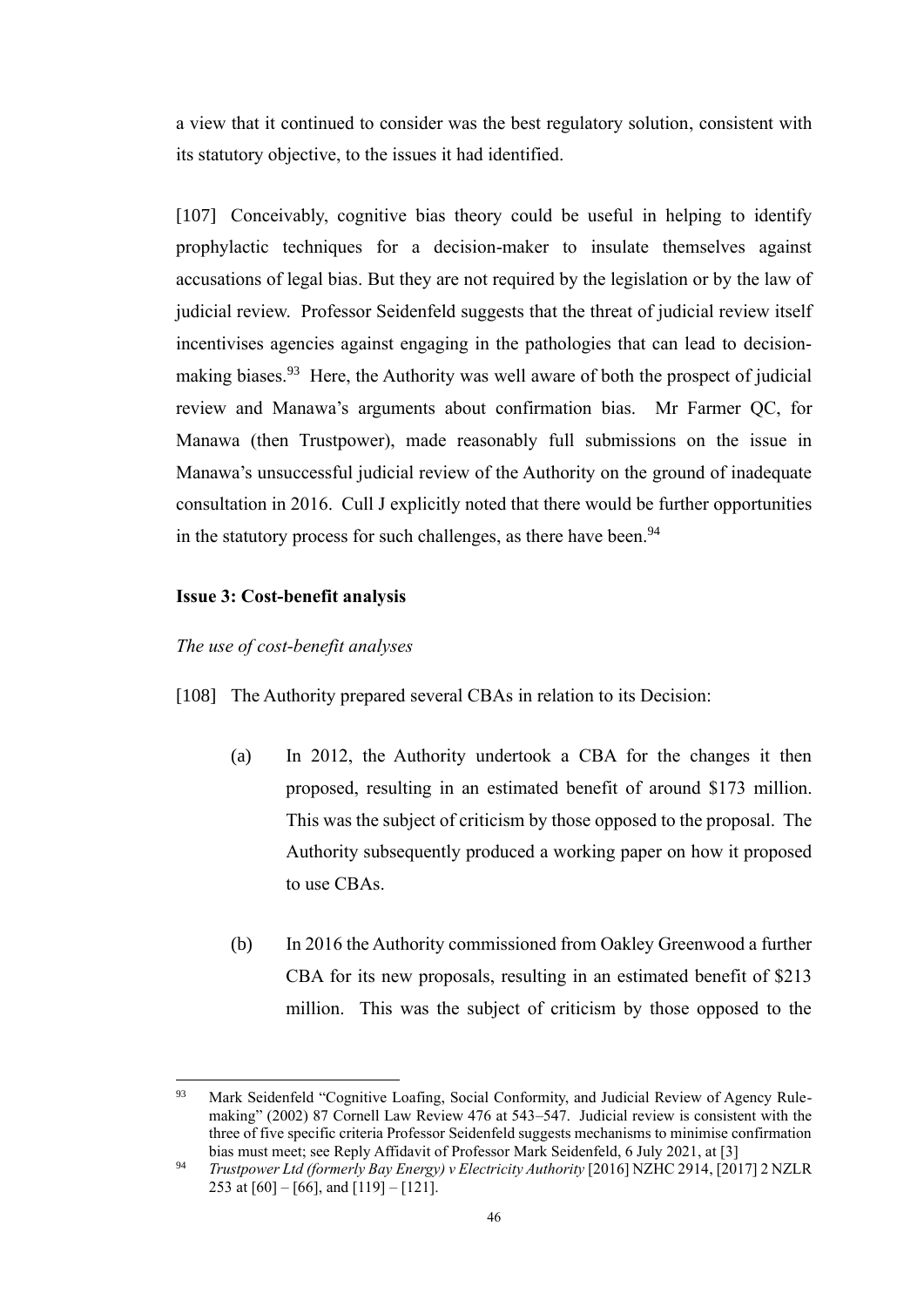a view that it continued to consider was the best regulatory solution, consistent with its statutory objective, to the issues it had identified.

[107] Conceivably, cognitive bias theory could be useful in helping to identify prophylactic techniques for a decision-maker to insulate themselves against accusations of legal bias. But they are not required by the legislation or by the law of judicial review. Professor Seidenfeld suggests that the threat of judicial review itself incentivises agencies against engaging in the pathologies that can lead to decision-making biases.[93] Here, the Authority was well aware of both the prospect of judicial review and Manawa's arguments about confirmation bias. Mr Farmer QC, for Manawa (then Trustpower), made reasonably full submissions on the issue in Manawa's unsuccessful judicial review of the Authority on the ground of inadequate consultation in 2016. Cull J explicitly noted that there would be further opportunities in the statutory process for such challenges, as there have been.[94]

**Issue 3: Cost-benefit analysis**

*The use of cost-benefit analyses*

[108] The Authority prepared several CBAs in relation to its Decision:

(a) In 2012, the Authority undertook a CBA for the changes it then proposed, resulting in an estimated benefit of around $173 million. This was the subject of criticism by those opposed to the proposal. The Authority subsequently produced a working paper on how it proposed to use CBAs.

(b) In 2016 the Authority commissioned from Oakley Greenwood a further CBA for its new proposals, resulting in an estimated benefit of $213 million. This was the subject of criticism by those opposed to the

---

[93] Mark Seidenfeld "Cognitive Loafing, Social Conformity, and Judicial Review of Agency Rule-making" (2002) 87 Cornell Law Review 476 at 543–547. Judicial review is consistent with the three of five specific criteria Professor Seidenfeld suggests mechanisms to minimise confirmation bias must meet; see Reply Affidavit of Professor Mark Seidenfeld, 6 July 2021, at [3]

[94] *Trustpower Ltd (formerly Bay Energy) v Electricity Authority* [2016] NZHC 2914, [2017] 2 NZLR 253 at [60] – [66], and [119] – [121].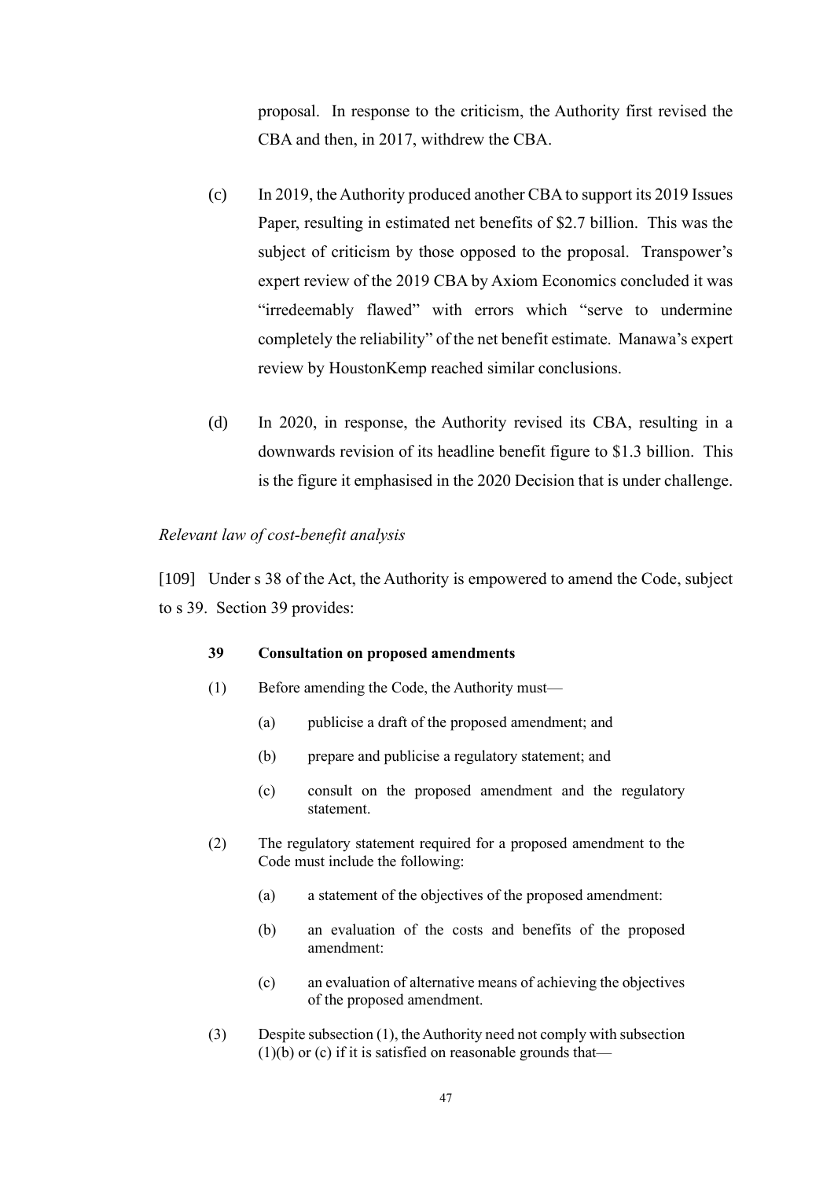proposal. In response to the criticism, the Authority first revised the CBA and then, in 2017, withdrew the CBA.

(c) In 2019, the Authority produced another CBA to support its 2019 Issues Paper, resulting in estimated net benefits of $2.7 billion. This was the subject of criticism by those opposed to the proposal. Transpower's expert review of the 2019 CBA by Axiom Economics concluded it was "irredeemably flawed" with errors which "serve to undermine completely the reliability" of the net benefit estimate. Manawa's expert review by HoustonKemp reached similar conclusions.

(d) In 2020, in response, the Authority revised its CBA, resulting in a downwards revision of its headline benefit figure to $1.3 billion. This is the figure it emphasised in the 2020 Decision that is under challenge.

*Relevant law of cost-benefit analysis*

[109] Under s 38 of the Act, the Authority is empowered to amend the Code, subject to s 39. Section 39 provides:

> **39 Consultation on proposed amendments**
>
> (1) Before amending the Code, the Authority must—
>
> (a) publicise a draft of the proposed amendment; and
>
> (b) prepare and publicise a regulatory statement; and
>
> (c) consult on the proposed amendment and the regulatory statement.
>
> (2) The regulatory statement required for a proposed amendment to the Code must include the following:
>
> (a) a statement of the objectives of the proposed amendment:
>
> (b) an evaluation of the costs and benefits of the proposed amendment:
>
> (c) an evaluation of alternative means of achieving the objectives of the proposed amendment.
>
> (3) Despite subsection (1), the Authority need not comply with subsection (1)(b) or (c) if it is satisfied on reasonable grounds that—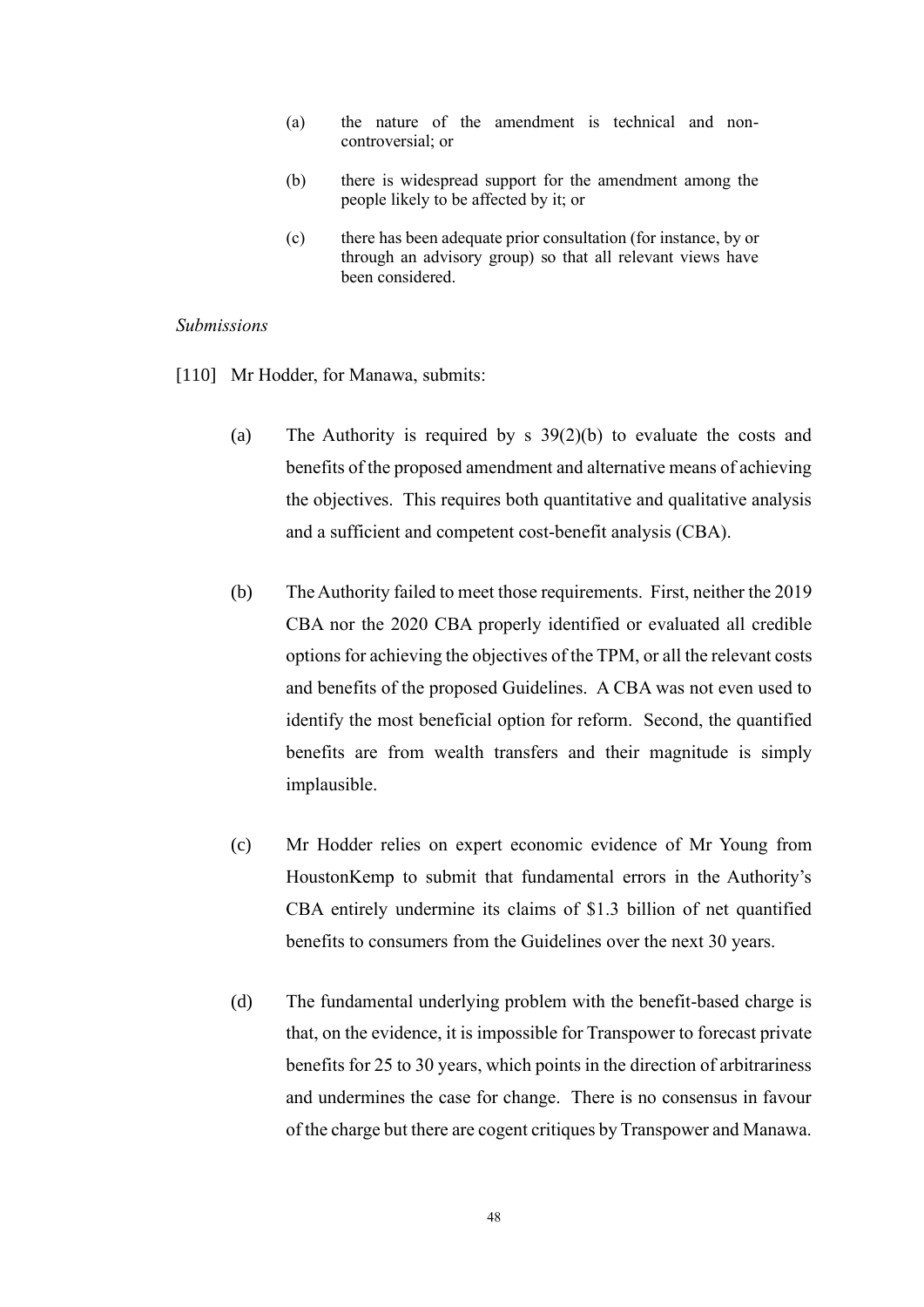(a) the nature of the amendment is technical and non-controversial; or

(b) there is widespread support for the amendment among the people likely to be affected by it; or

(c) there has been adequate prior consultation (for instance, by or through an advisory group) so that all relevant views have been considered.

*Submissions*

[110] Mr Hodder, for Manawa, submits:

(a) The Authority is required by s 39(2)(b) to evaluate the costs and benefits of the proposed amendment and alternative means of achieving the objectives. This requires both quantitative and qualitative analysis and a sufficient and competent cost-benefit analysis (CBA).

(b) The Authority failed to meet those requirements. First, neither the 2019 CBA nor the 2020 CBA properly identified or evaluated all credible options for achieving the objectives of the TPM, or all the relevant costs and benefits of the proposed Guidelines. A CBA was not even used to identify the most beneficial option for reform. Second, the quantified benefits are from wealth transfers and their magnitude is simply implausible.

(c) Mr Hodder relies on expert economic evidence of Mr Young from HoustonKemp to submit that fundamental errors in the Authority's CBA entirely undermine its claims of $1.3 billion of net quantified benefits to consumers from the Guidelines over the next 30 years.

(d) The fundamental underlying problem with the benefit-based charge is that, on the evidence, it is impossible for Transpower to forecast private benefits for 25 to 30 years, which points in the direction of arbitrariness and undermines the case for change. There is no consensus in favour of the charge but there are cogent critiques by Transpower and Manawa.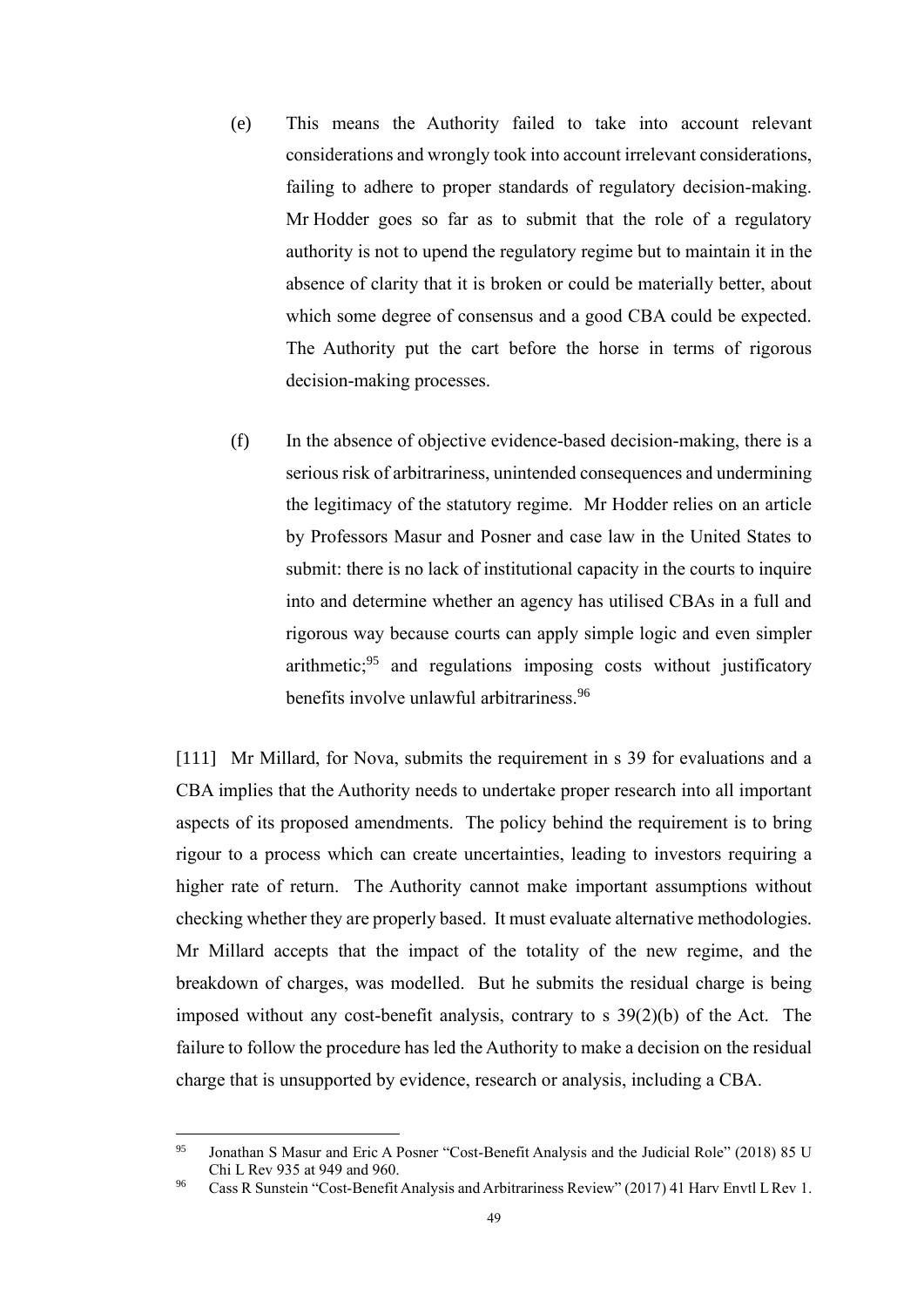(e) This means the Authority failed to take into account relevant considerations and wrongly took into account irrelevant considerations, failing to adhere to proper standards of regulatory decision-making. Mr Hodder goes so far as to submit that the role of a regulatory authority is not to upend the regulatory regime but to maintain it in the absence of clarity that it is broken or could be materially better, about which some degree of consensus and a good CBA could be expected. The Authority put the cart before the horse in terms of rigorous decision-making processes.

(f) In the absence of objective evidence-based decision-making, there is a serious risk of arbitrariness, unintended consequences and undermining the legitimacy of the statutory regime. Mr Hodder relies on an article by Professors Masur and Posner and case law in the United States to submit: there is no lack of institutional capacity in the courts to inquire into and determine whether an agency has utilised CBAs in a full and rigorous way because courts can apply simple logic and even simpler arithmetic;[95] and regulations imposing costs without justificatory benefits involve unlawful arbitrariness.[96]

[111] Mr Millard, for Nova, submits the requirement in s 39 for evaluations and a CBA implies that the Authority needs to undertake proper research into all important aspects of its proposed amendments. The policy behind the requirement is to bring rigour to a process which can create uncertainties, leading to investors requiring a higher rate of return. The Authority cannot make important assumptions without checking whether they are properly based. It must evaluate alternative methodologies. Mr Millard accepts that the impact of the totality of the new regime, and the breakdown of charges, was modelled. But he submits the residual charge is being imposed without any cost-benefit analysis, contrary to s 39(2)(b) of the Act. The failure to follow the procedure has led the Authority to make a decision on the residual charge that is unsupported by evidence, research or analysis, including a CBA.

---

[95] Jonathan S Masur and Eric A Posner "Cost-Benefit Analysis and the Judicial Role" (2018) 85 U Chi L Rev 935 at 949 and 960.

[96] Cass R Sunstein "Cost-Benefit Analysis and Arbitrariness Review" (2017) 41 Harv Envtl L Rev 1.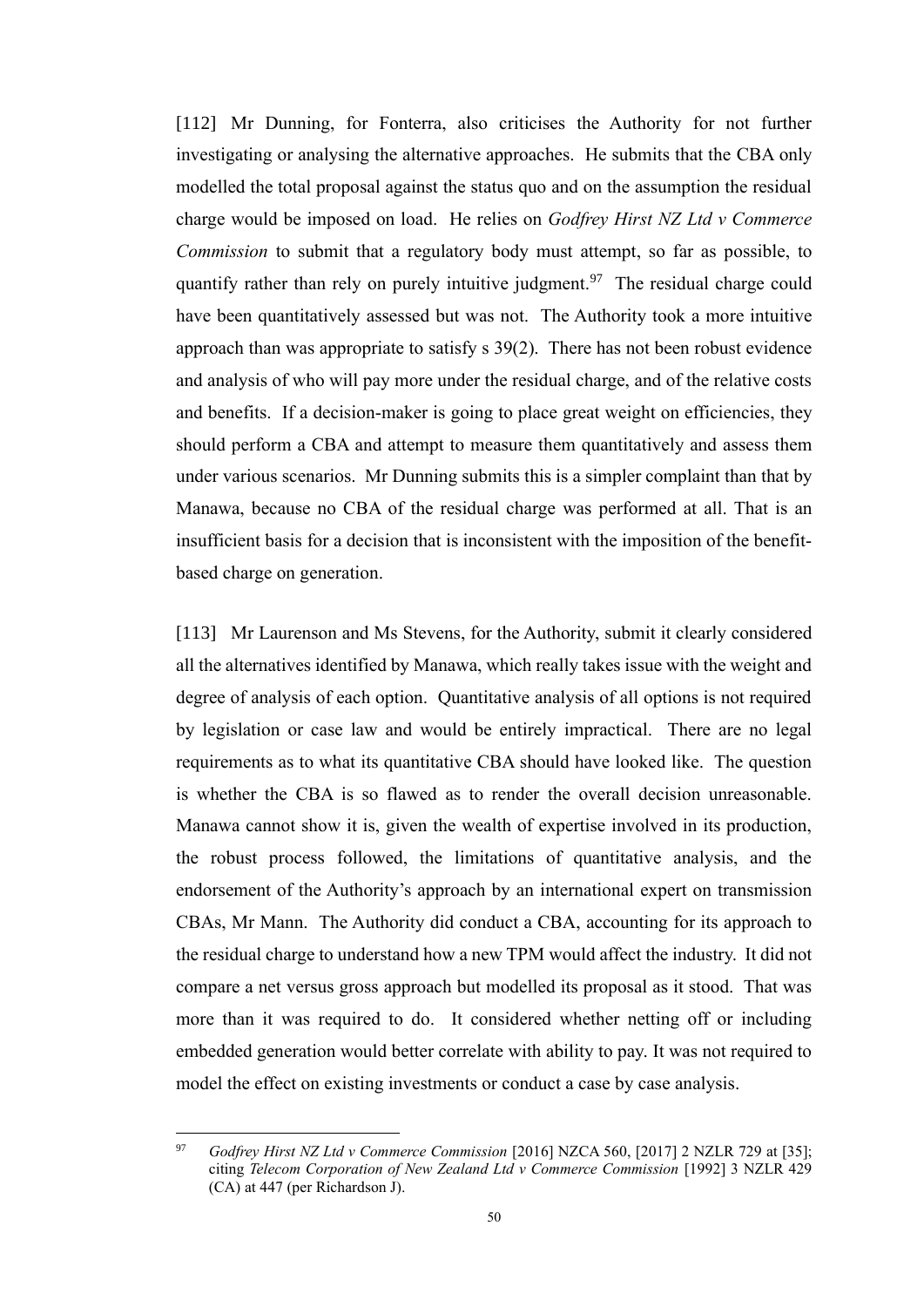[112] Mr Dunning, for Fonterra, also criticises the Authority for not further investigating or analysing the alternative approaches. He submits that the CBA only modelled the total proposal against the status quo and on the assumption the residual charge would be imposed on load. He relies on *Godfrey Hirst NZ Ltd v Commerce Commission* to submit that a regulatory body must attempt, so far as possible, to quantify rather than rely on purely intuitive judgment.[97] The residual charge could have been quantitatively assessed but was not. The Authority took a more intuitive approach than was appropriate to satisfy s 39(2). There has not been robust evidence and analysis of who will pay more under the residual charge, and of the relative costs and benefits. If a decision-maker is going to place great weight on efficiencies, they should perform a CBA and attempt to measure them quantitatively and assess them under various scenarios. Mr Dunning submits this is a simpler complaint than that by Manawa, because no CBA of the residual charge was performed at all. That is an insufficient basis for a decision that is inconsistent with the imposition of the benefit-based charge on generation.

[113] Mr Laurenson and Ms Stevens, for the Authority, submit it clearly considered all the alternatives identified by Manawa, which really takes issue with the weight and degree of analysis of each option. Quantitative analysis of all options is not required by legislation or case law and would be entirely impractical. There are no legal requirements as to what its quantitative CBA should have looked like. The question is whether the CBA is so flawed as to render the overall decision unreasonable. Manawa cannot show it is, given the wealth of expertise involved in its production, the robust process followed, the limitations of quantitative analysis, and the endorsement of the Authority's approach by an international expert on transmission CBAs, Mr Mann. The Authority did conduct a CBA, accounting for its approach to the residual charge to understand how a new TPM would affect the industry. It did not compare a net versus gross approach but modelled its proposal as it stood. That was more than it was required to do. It considered whether netting off or including embedded generation would better correlate with ability to pay. It was not required to model the effect on existing investments or conduct a case by case analysis.

[97] *Godfrey Hirst NZ Ltd v Commerce Commission* [2016] NZCA 560, [2017] 2 NZLR 729 at [35]; citing *Telecom Corporation of New Zealand Ltd v Commerce Commission* [1992] 3 NZLR 429 (CA) at 447 (per Richardson J).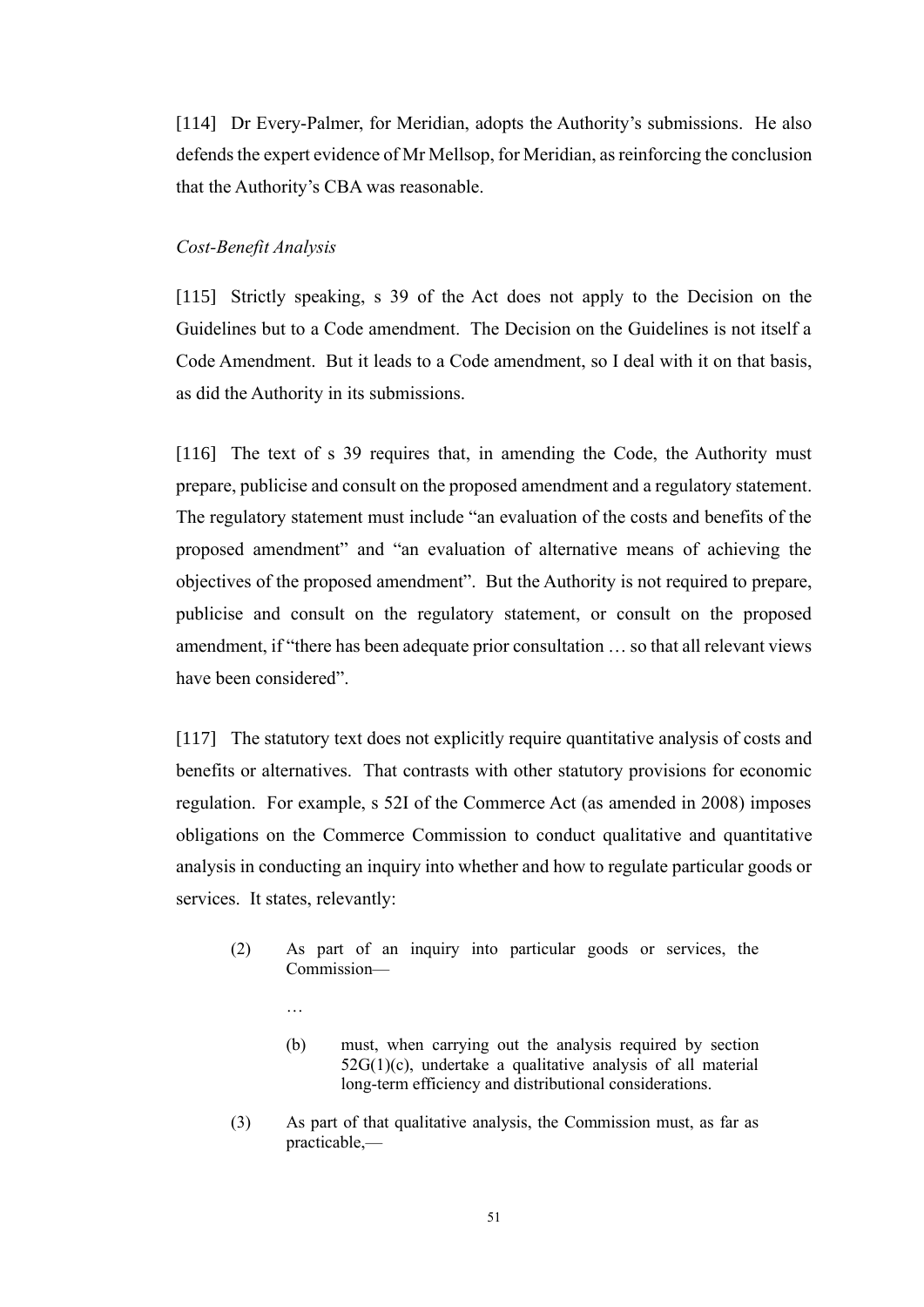[114] Dr Every-Palmer, for Meridian, adopts the Authority's submissions. He also defends the expert evidence of Mr Mellsop, for Meridian, as reinforcing the conclusion that the Authority's CBA was reasonable.

*Cost-Benefit Analysis*

[115] Strictly speaking, s 39 of the Act does not apply to the Decision on the Guidelines but to a Code amendment. The Decision on the Guidelines is not itself a Code Amendment. But it leads to a Code amendment, so I deal with it on that basis, as did the Authority in its submissions.

[116] The text of s 39 requires that, in amending the Code, the Authority must prepare, publicise and consult on the proposed amendment and a regulatory statement. The regulatory statement must include "an evaluation of the costs and benefits of the proposed amendment" and "an evaluation of alternative means of achieving the objectives of the proposed amendment". But the Authority is not required to prepare, publicise and consult on the regulatory statement, or consult on the proposed amendment, if "there has been adequate prior consultation … so that all relevant views have been considered".

[117] The statutory text does not explicitly require quantitative analysis of costs and benefits or alternatives. That contrasts with other statutory provisions for economic regulation. For example, s 52I of the Commerce Act (as amended in 2008) imposes obligations on the Commerce Commission to conduct qualitative and quantitative analysis in conducting an inquiry into whether and how to regulate particular goods or services. It states, relevantly:

> (2) As part of an inquiry into particular goods or services, the Commission—
>
> …
>
> (b) must, when carrying out the analysis required by section 52G(1)(c), undertake a qualitative analysis of all material long-term efficiency and distributional considerations.
>
> (3) As part of that qualitative analysis, the Commission must, as far as practicable,—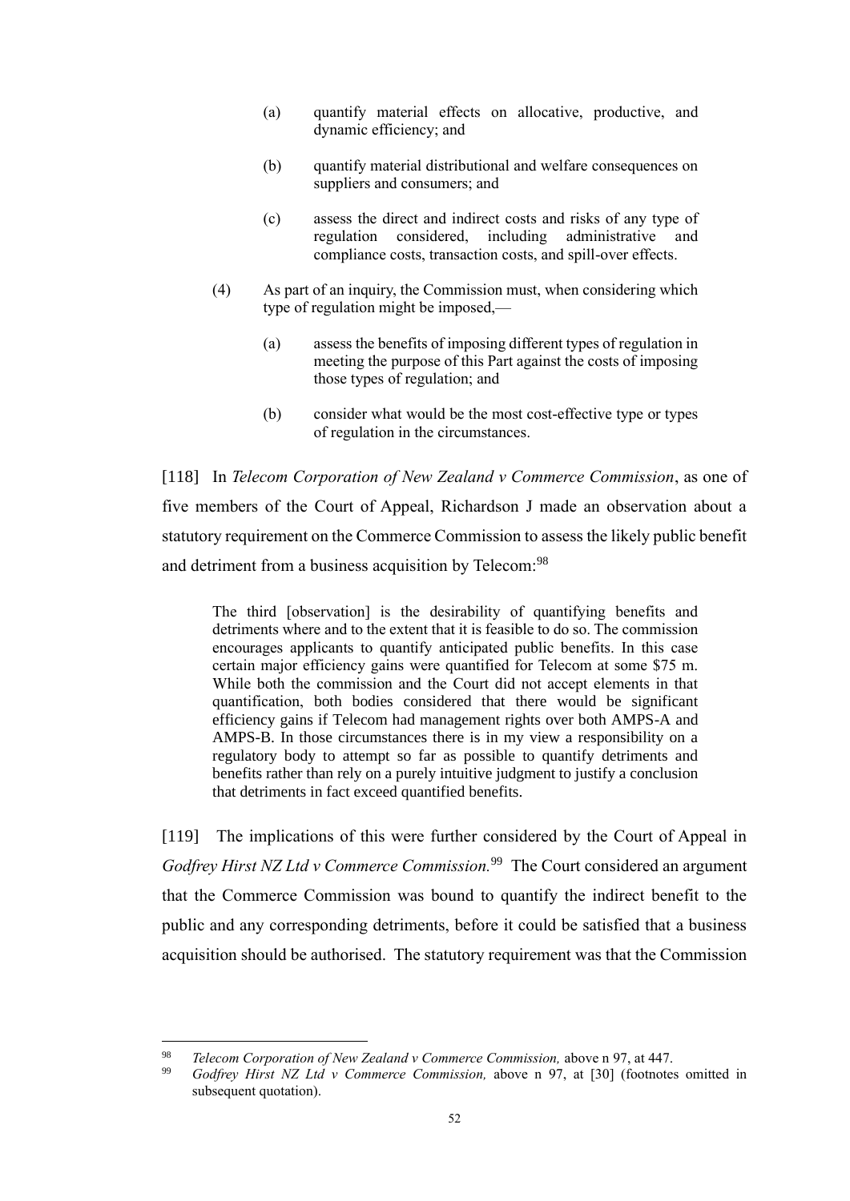> (a) quantify material effects on allocative, productive, and dynamic efficiency; and
>
> (b) quantify material distributional and welfare consequences on suppliers and consumers; and
>
> (c) assess the direct and indirect costs and risks of any type of regulation considered, including administrative and compliance costs, transaction costs, and spill-over effects.
>
> (4) As part of an inquiry, the Commission must, when considering which type of regulation might be imposed,—
>
> (a) assess the benefits of imposing different types of regulation in meeting the purpose of this Part against the costs of imposing those types of regulation; and
>
> (b) consider what would be the most cost-effective type or types of regulation in the circumstances.

[118] In *Telecom Corporation of New Zealand v Commerce Commission*, as one of five members of the Court of Appeal, Richardson J made an observation about a statutory requirement on the Commerce Commission to assess the likely public benefit and detriment from a business acquisition by Telecom:[98]

> The third [observation] is the desirability of quantifying benefits and detriments where and to the extent that it is feasible to do so. The commission encourages applicants to quantify anticipated public benefits. In this case certain major efficiency gains were quantified for Telecom at some $75 m. While both the commission and the Court did not accept elements in that quantification, both bodies considered that there would be significant efficiency gains if Telecom had management rights over both AMPS-A and AMPS-B. In those circumstances there is in my view a responsibility on a regulatory body to attempt so far as possible to quantify detriments and benefits rather than rely on a purely intuitive judgment to justify a conclusion that detriments in fact exceed quantified benefits.

[119] The implications of this were further considered by the Court of Appeal in *Godfrey Hirst NZ Ltd v Commerce Commission.*[99] The Court considered an argument that the Commerce Commission was bound to quantify the indirect benefit to the public and any corresponding detriments, before it could be satisfied that a business acquisition should be authorised. The statutory requirement was that the Commission

---

[98] *Telecom Corporation of New Zealand v Commerce Commission,* above n 97, at 447.

[99] *Godfrey Hirst NZ Ltd v Commerce Commission,* above n 97, at [30] (footnotes omitted in subsequent quotation).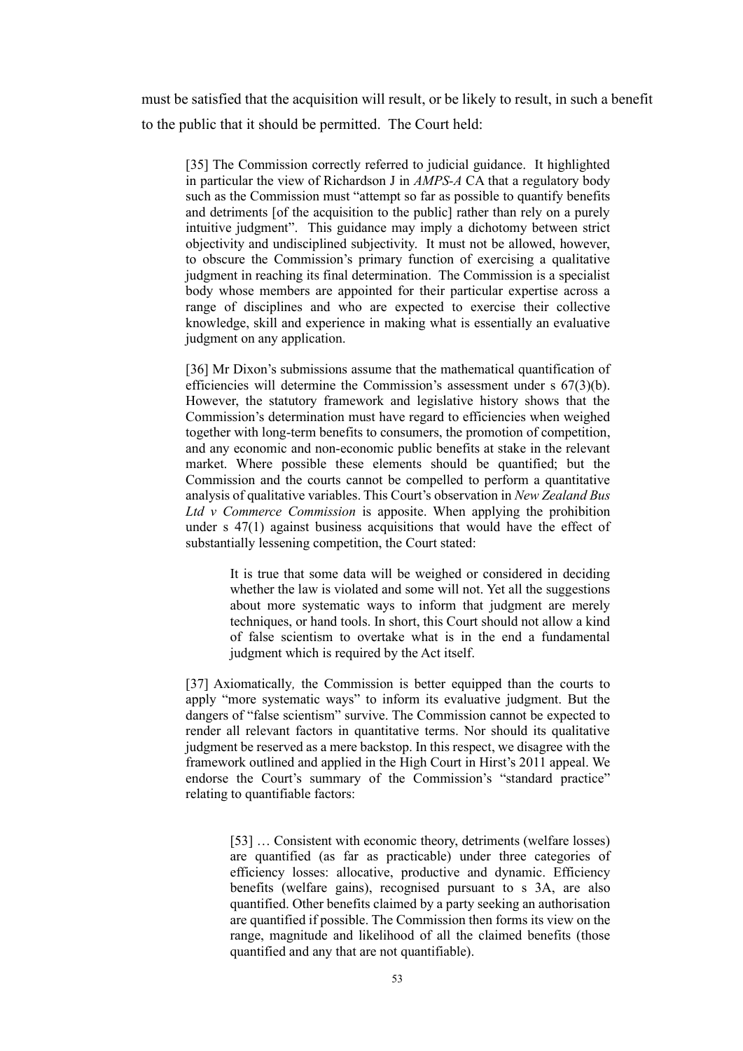must be satisfied that the acquisition will result, or be likely to result, in such a benefit to the public that it should be permitted. The Court held:

> [35] The Commission correctly referred to judicial guidance. It highlighted in particular the view of Richardson J in *AMPS-A* CA that a regulatory body such as the Commission must "attempt so far as possible to quantify benefits and detriments [of the acquisition to the public] rather than rely on a purely intuitive judgment". This guidance may imply a dichotomy between strict objectivity and undisciplined subjectivity. It must not be allowed, however, to obscure the Commission's primary function of exercising a qualitative judgment in reaching its final determination. The Commission is a specialist body whose members are appointed for their particular expertise across a range of disciplines and who are expected to exercise their collective knowledge, skill and experience in making what is essentially an evaluative judgment on any application.
>
> [36] Mr Dixon's submissions assume that the mathematical quantification of efficiencies will determine the Commission's assessment under s 67(3)(b). However, the statutory framework and legislative history shows that the Commission's determination must have regard to efficiencies when weighed together with long-term benefits to consumers, the promotion of competition, and any economic and non-economic public benefits at stake in the relevant market. Where possible these elements should be quantified; but the Commission and the courts cannot be compelled to perform a quantitative analysis of qualitative variables. This Court's observation in *New Zealand Bus Ltd v Commerce Commission* is apposite. When applying the prohibition under s 47(1) against business acquisitions that would have the effect of substantially lessening competition, the Court stated:
>
> > It is true that some data will be weighed or considered in deciding whether the law is violated and some will not. Yet all the suggestions about more systematic ways to inform that judgment are merely techniques, or hand tools. In short, this Court should not allow a kind of false scientism to overtake what is in the end a fundamental judgment which is required by the Act itself.
>
> [37] Axiomatically, the Commission is better equipped than the courts to apply "more systematic ways" to inform its evaluative judgment. But the dangers of "false scientism" survive. The Commission cannot be expected to render all relevant factors in quantitative terms. Nor should its qualitative judgment be reserved as a mere backstop. In this respect, we disagree with the framework outlined and applied in the High Court in Hirst's 2011 appeal. We endorse the Court's summary of the Commission's "standard practice" relating to quantifiable factors:
>
> > [53] … Consistent with economic theory, detriments (welfare losses) are quantified (as far as practicable) under three categories of efficiency losses: allocative, productive and dynamic. Efficiency benefits (welfare gains), recognised pursuant to s 3A, are also quantified. Other benefits claimed by a party seeking an authorisation are quantified if possible. The Commission then forms its view on the range, magnitude and likelihood of all the claimed benefits (those quantified and any that are not quantifiable).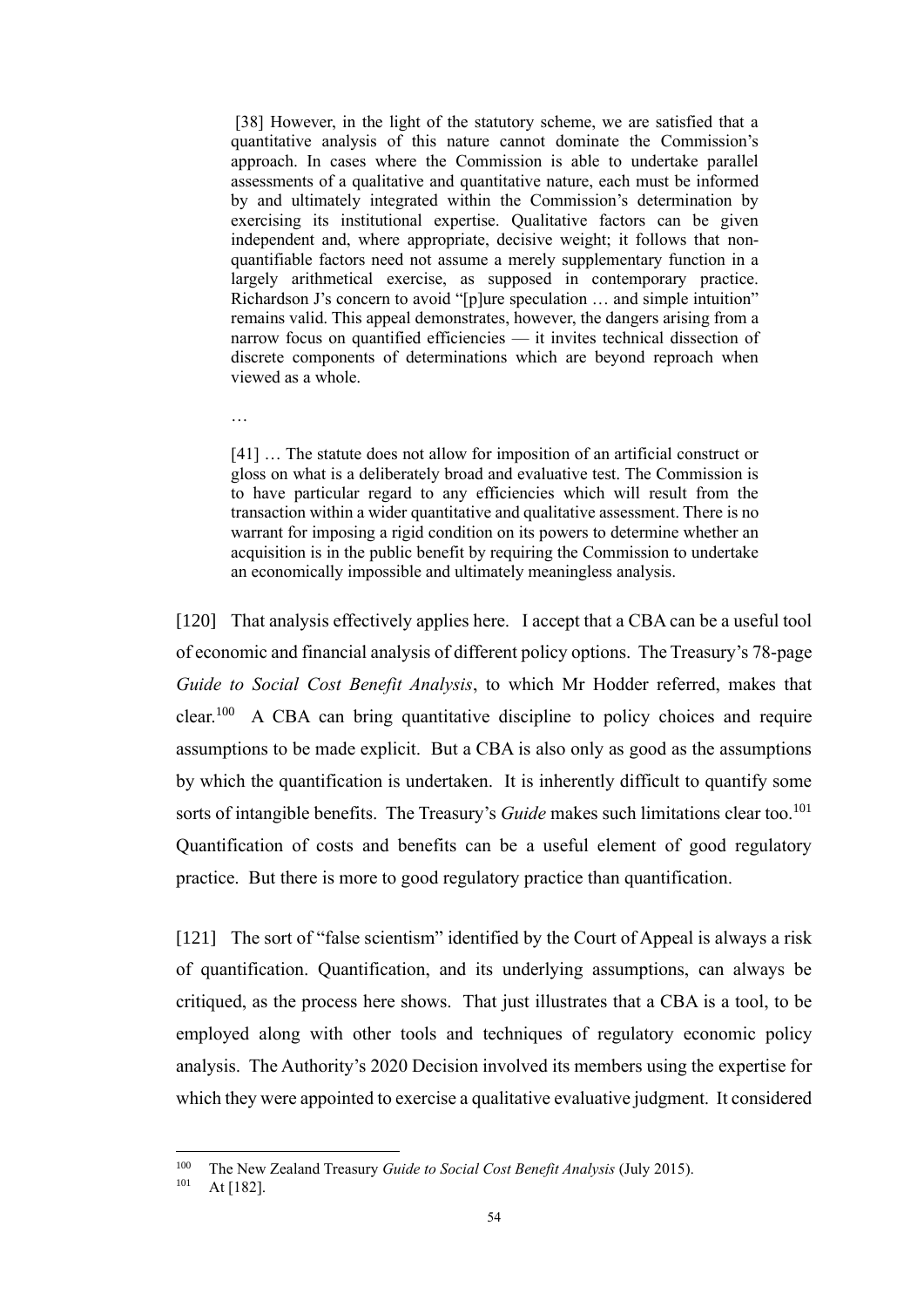> [38] However, in the light of the statutory scheme, we are satisfied that a quantitative analysis of this nature cannot dominate the Commission's approach. In cases where the Commission is able to undertake parallel assessments of a qualitative and quantitative nature, each must be informed by and ultimately integrated within the Commission's determination by exercising its institutional expertise. Qualitative factors can be given independent and, where appropriate, decisive weight; it follows that non-quantifiable factors need not assume a merely supplementary function in a largely arithmetical exercise, as supposed in contemporary practice. Richardson J's concern to avoid "[p]ure speculation … and simple intuition" remains valid. This appeal demonstrates, however, the dangers arising from a narrow focus on quantified efficiencies — it invites technical dissection of discrete components of determinations which are beyond reproach when viewed as a whole.
>
> …
>
> [41] … The statute does not allow for imposition of an artificial construct or gloss on what is a deliberately broad and evaluative test. The Commission is to have particular regard to any efficiencies which will result from the transaction within a wider quantitative and qualitative assessment. There is no warrant for imposing a rigid condition on its powers to determine whether an acquisition is in the public benefit by requiring the Commission to undertake an economically impossible and ultimately meaningless analysis.

[120] That analysis effectively applies here. I accept that a CBA can be a useful tool of economic and financial analysis of different policy options. The Treasury's 78-page *Guide to Social Cost Benefit Analysis*, to which Mr Hodder referred, makes that clear.[100] A CBA can bring quantitative discipline to policy choices and require assumptions to be made explicit. But a CBA is also only as good as the assumptions by which the quantification is undertaken. It is inherently difficult to quantify some sorts of intangible benefits. The Treasury's *Guide* makes such limitations clear too.[101] Quantification of costs and benefits can be a useful element of good regulatory practice. But there is more to good regulatory practice than quantification.

[121] The sort of "false scientism" identified by the Court of Appeal is always a risk of quantification. Quantification, and its underlying assumptions, can always be critiqued, as the process here shows. That just illustrates that a CBA is a tool, to be employed along with other tools and techniques of regulatory economic policy analysis. The Authority's 2020 Decision involved its members using the expertise for which they were appointed to exercise a qualitative evaluative judgment. It considered

---

[100] The New Zealand Treasury *Guide to Social Cost Benefit Analysis* (July 2015).

[101] At [182].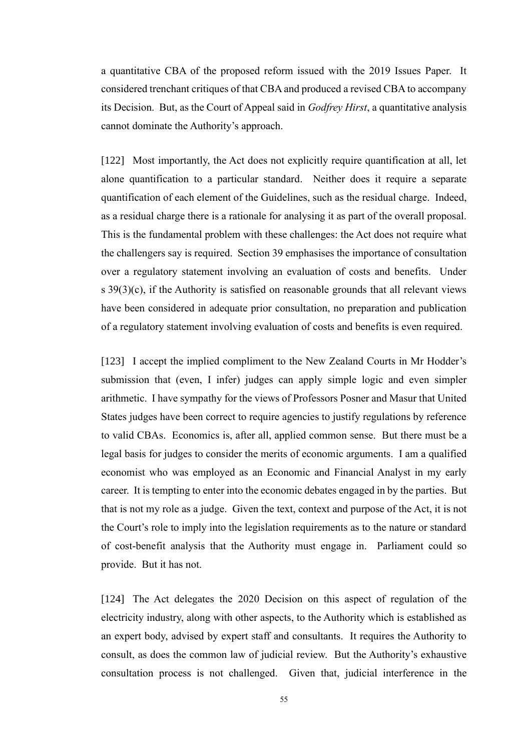a quantitative CBA of the proposed reform issued with the 2019 Issues Paper. It considered trenchant critiques of that CBA and produced a revised CBA to accompany its Decision. But, as the Court of Appeal said in *Godfrey Hirst*, a quantitative analysis cannot dominate the Authority's approach.

[122] Most importantly, the Act does not explicitly require quantification at all, let alone quantification to a particular standard. Neither does it require a separate quantification of each element of the Guidelines, such as the residual charge. Indeed, as a residual charge there is a rationale for analysing it as part of the overall proposal. This is the fundamental problem with these challenges: the Act does not require what the challengers say is required. Section 39 emphasises the importance of consultation over a regulatory statement involving an evaluation of costs and benefits. Under s 39(3)(c), if the Authority is satisfied on reasonable grounds that all relevant views have been considered in adequate prior consultation, no preparation and publication of a regulatory statement involving evaluation of costs and benefits is even required.

[123] I accept the implied compliment to the New Zealand Courts in Mr Hodder's submission that (even, I infer) judges can apply simple logic and even simpler arithmetic. I have sympathy for the views of Professors Posner and Masur that United States judges have been correct to require agencies to justify regulations by reference to valid CBAs. Economics is, after all, applied common sense. But there must be a legal basis for judges to consider the merits of economic arguments. I am a qualified economist who was employed as an Economic and Financial Analyst in my early career. It is tempting to enter into the economic debates engaged in by the parties. But that is not my role as a judge. Given the text, context and purpose of the Act, it is not the Court's role to imply into the legislation requirements as to the nature or standard of cost-benefit analysis that the Authority must engage in. Parliament could so provide. But it has not.

[124] The Act delegates the 2020 Decision on this aspect of regulation of the electricity industry, along with other aspects, to the Authority which is established as an expert body, advised by expert staff and consultants. It requires the Authority to consult, as does the common law of judicial review. But the Authority's exhaustive consultation process is not challenged. Given that, judicial interference in the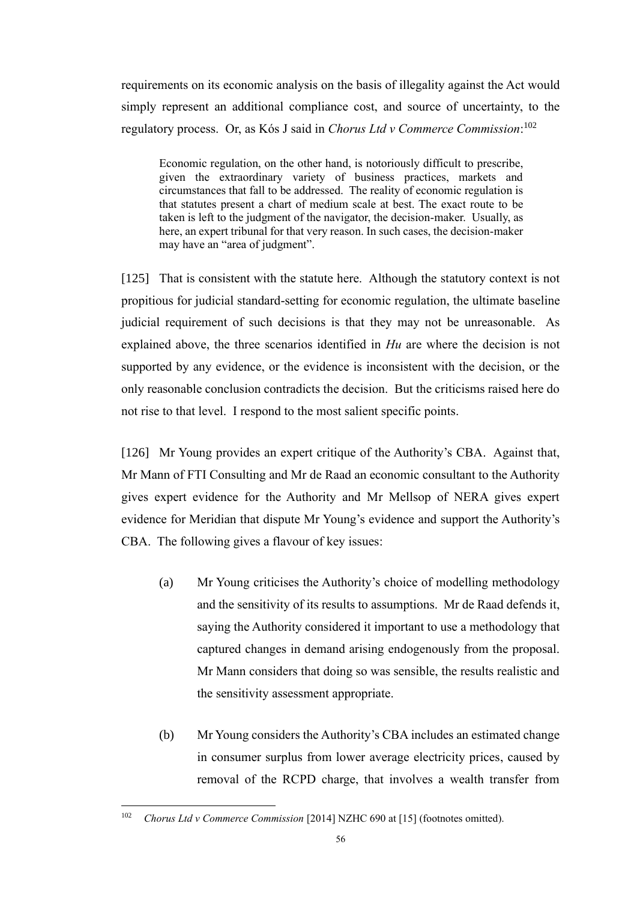requirements on its economic analysis on the basis of illegality against the Act would simply represent an additional compliance cost, and source of uncertainty, to the regulatory process. Or, as Kós J said in *Chorus Ltd v Commerce Commission*:[102]

> Economic regulation, on the other hand, is notoriously difficult to prescribe, given the extraordinary variety of business practices, markets and circumstances that fall to be addressed. The reality of economic regulation is that statutes present a chart of medium scale at best. The exact route to be taken is left to the judgment of the navigator, the decision-maker. Usually, as here, an expert tribunal for that very reason. In such cases, the decision-maker may have an "area of judgment".

[125] That is consistent with the statute here. Although the statutory context is not propitious for judicial standard-setting for economic regulation, the ultimate baseline judicial requirement of such decisions is that they may not be unreasonable. As explained above, the three scenarios identified in *Hu* are where the decision is not supported by any evidence, or the evidence is inconsistent with the decision, or the only reasonable conclusion contradicts the decision. But the criticisms raised here do not rise to that level. I respond to the most salient specific points.

[126] Mr Young provides an expert critique of the Authority's CBA. Against that, Mr Mann of FTI Consulting and Mr de Raad an economic consultant to the Authority gives expert evidence for the Authority and Mr Mellsop of NERA gives expert evidence for Meridian that dispute Mr Young's evidence and support the Authority's CBA. The following gives a flavour of key issues:

(a) Mr Young criticises the Authority's choice of modelling methodology and the sensitivity of its results to assumptions. Mr de Raad defends it, saying the Authority considered it important to use a methodology that captured changes in demand arising endogenously from the proposal. Mr Mann considers that doing so was sensible, the results realistic and the sensitivity assessment appropriate.

(b) Mr Young considers the Authority's CBA includes an estimated change in consumer surplus from lower average electricity prices, caused by removal of the RCPD charge, that involves a wealth transfer from

---

[102] *Chorus Ltd v Commerce Commission* [2014] NZHC 690 at [15] (footnotes omitted).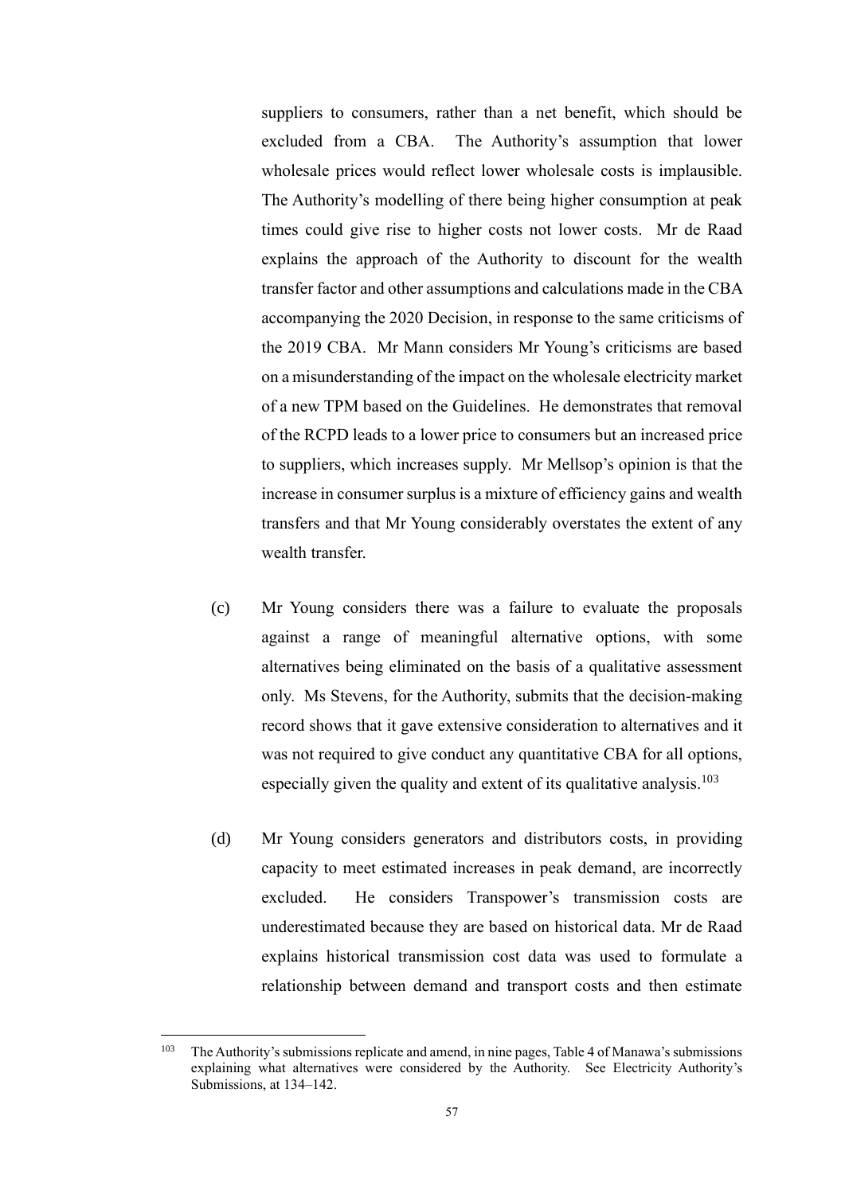suppliers to consumers, rather than a net benefit, which should be excluded from a CBA. The Authority's assumption that lower wholesale prices would reflect lower wholesale costs is implausible. The Authority's modelling of there being higher consumption at peak times could give rise to higher costs not lower costs. Mr de Raad explains the approach of the Authority to discount for the wealth transfer factor and other assumptions and calculations made in the CBA accompanying the 2020 Decision, in response to the same criticisms of the 2019 CBA. Mr Mann considers Mr Young's criticisms are based on a misunderstanding of the impact on the wholesale electricity market of a new TPM based on the Guidelines. He demonstrates that removal of the RCPD leads to a lower price to consumers but an increased price to suppliers, which increases supply. Mr Mellsop's opinion is that the increase in consumer surplus is a mixture of efficiency gains and wealth transfers and that Mr Young considerably overstates the extent of any wealth transfer.

(c) Mr Young considers there was a failure to evaluate the proposals against a range of meaningful alternative options, with some alternatives being eliminated on the basis of a qualitative assessment only. Ms Stevens, for the Authority, submits that the decision-making record shows that it gave extensive consideration to alternatives and it was not required to give conduct any quantitative CBA for all options, especially given the quality and extent of its qualitative analysis.[103]

(d) Mr Young considers generators and distributors costs, in providing capacity to meet estimated increases in peak demand, are incorrectly excluded. He considers Transpower's transmission costs are underestimated because they are based on historical data. Mr de Raad explains historical transmission cost data was used to formulate a relationship between demand and transport costs and then estimate

---

[103] The Authority's submissions replicate and amend, in nine pages, Table 4 of Manawa's submissions explaining what alternatives were considered by the Authority. See Electricity Authority's Submissions, at 134–142.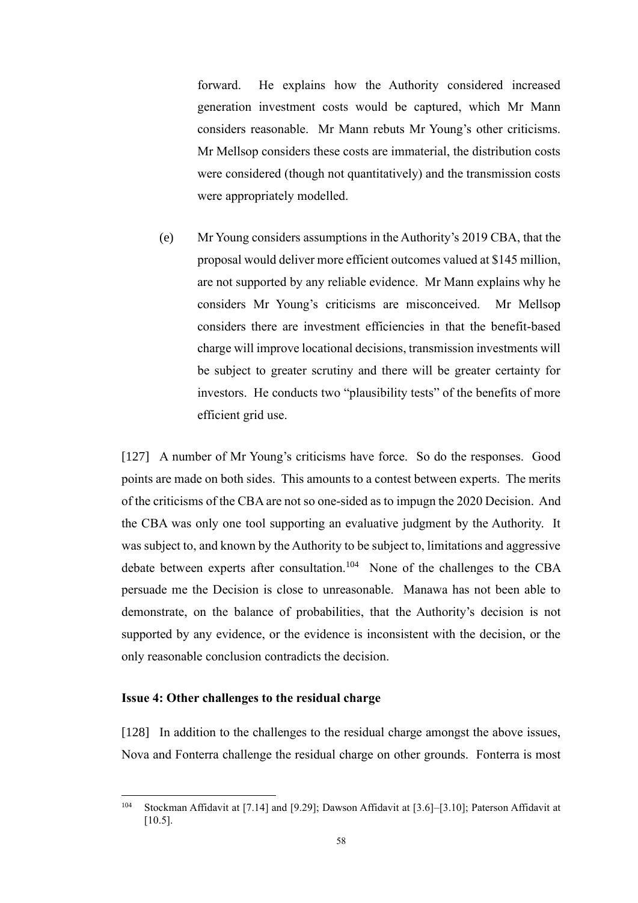forward. He explains how the Authority considered increased generation investment costs would be captured, which Mr Mann considers reasonable. Mr Mann rebuts Mr Young's other criticisms. Mr Mellsop considers these costs are immaterial, the distribution costs were considered (though not quantitatively) and the transmission costs were appropriately modelled.

(e) Mr Young considers assumptions in the Authority's 2019 CBA, that the proposal would deliver more efficient outcomes valued at $145 million, are not supported by any reliable evidence. Mr Mann explains why he considers Mr Young's criticisms are misconceived. Mr Mellsop considers there are investment efficiencies in that the benefit-based charge will improve locational decisions, transmission investments will be subject to greater scrutiny and there will be greater certainty for investors. He conducts two "plausibility tests" of the benefits of more efficient grid use.

[127] A number of Mr Young's criticisms have force. So do the responses. Good points are made on both sides. This amounts to a contest between experts. The merits of the criticisms of the CBA are not so one-sided as to impugn the 2020 Decision. And the CBA was only one tool supporting an evaluative judgment by the Authority. It was subject to, and known by the Authority to be subject to, limitations and aggressive debate between experts after consultation.[104] None of the challenges to the CBA persuade me the Decision is close to unreasonable. Manawa has not been able to demonstrate, on the balance of probabilities, that the Authority's decision is not supported by any evidence, or the evidence is inconsistent with the decision, or the only reasonable conclusion contradicts the decision.

**Issue 4: Other challenges to the residual charge**

[128] In addition to the challenges to the residual charge amongst the above issues, Nova and Fonterra challenge the residual charge on other grounds. Fonterra is most

[104] Stockman Affidavit at [7.14] and [9.29]; Dawson Affidavit at [3.6]–[3.10]; Paterson Affidavit at [10.5].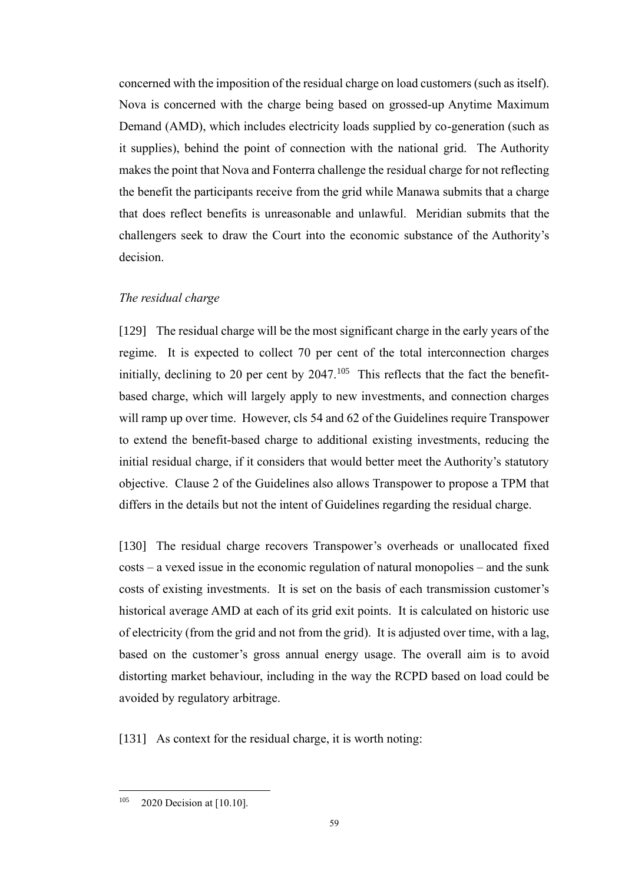concerned with the imposition of the residual charge on load customers (such as itself). Nova is concerned with the charge being based on grossed-up Anytime Maximum Demand (AMD), which includes electricity loads supplied by co-generation (such as it supplies), behind the point of connection with the national grid. The Authority makes the point that Nova and Fonterra challenge the residual charge for not reflecting the benefit the participants receive from the grid while Manawa submits that a charge that does reflect benefits is unreasonable and unlawful. Meridian submits that the challengers seek to draw the Court into the economic substance of the Authority's decision.

*The residual charge*

[129] The residual charge will be the most significant charge in the early years of the regime. It is expected to collect 70 per cent of the total interconnection charges initially, declining to 20 per cent by 2047.[105] This reflects that the fact the benefit-based charge, which will largely apply to new investments, and connection charges will ramp up over time. However, cls 54 and 62 of the Guidelines require Transpower to extend the benefit-based charge to additional existing investments, reducing the initial residual charge, if it considers that would better meet the Authority's statutory objective. Clause 2 of the Guidelines also allows Transpower to propose a TPM that differs in the details but not the intent of Guidelines regarding the residual charge.

[130] The residual charge recovers Transpower's overheads or unallocated fixed costs – a vexed issue in the economic regulation of natural monopolies – and the sunk costs of existing investments. It is set on the basis of each transmission customer's historical average AMD at each of its grid exit points. It is calculated on historic use of electricity (from the grid and not from the grid). It is adjusted over time, with a lag, based on the customer's gross annual energy usage. The overall aim is to avoid distorting market behaviour, including in the way the RCPD based on load could be avoided by regulatory arbitrage.

[131] As context for the residual charge, it is worth noting:

[105] 2020 Decision at [10.10].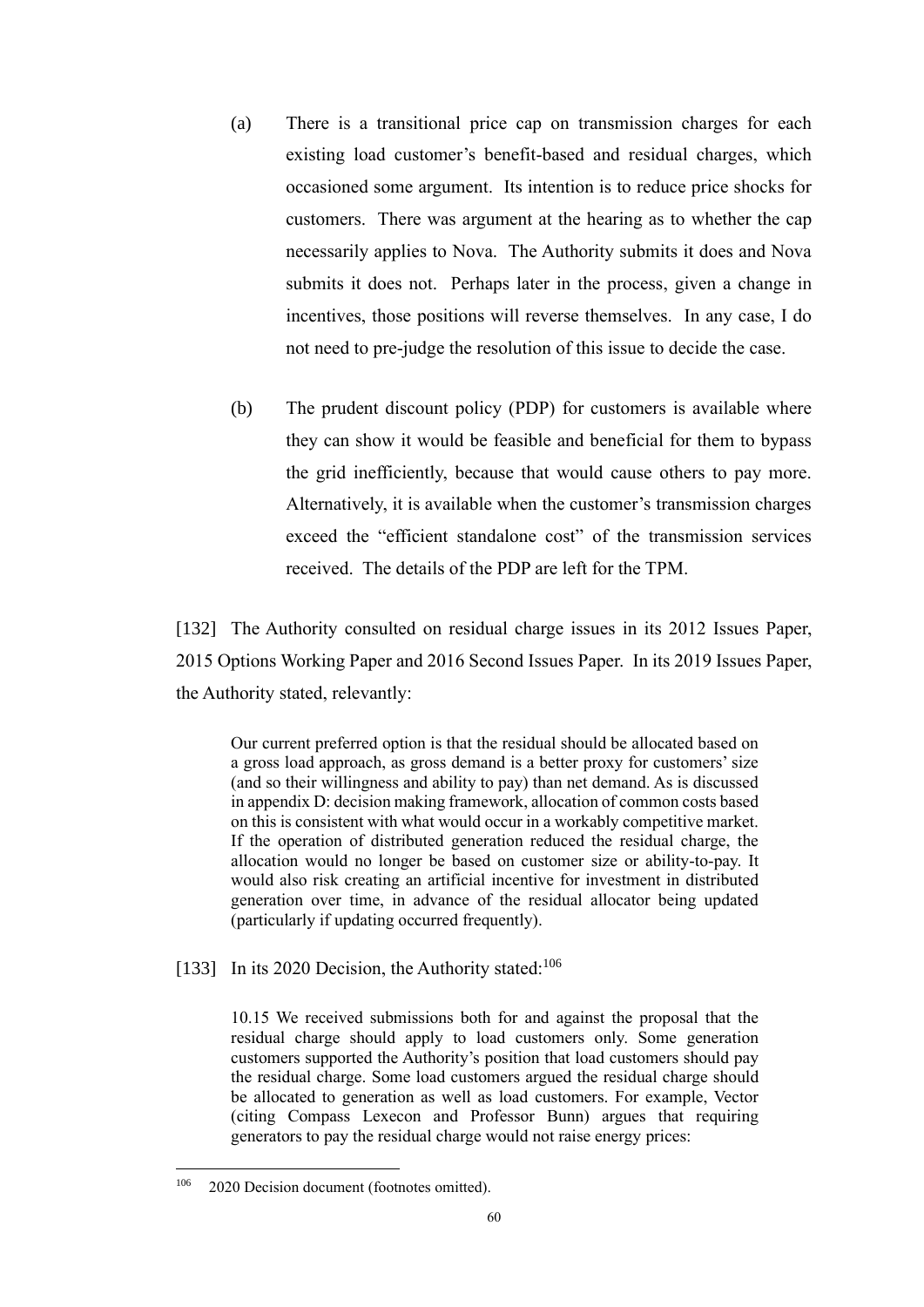(a) There is a transitional price cap on transmission charges for each existing load customer's benefit-based and residual charges, which occasioned some argument. Its intention is to reduce price shocks for customers. There was argument at the hearing as to whether the cap necessarily applies to Nova. The Authority submits it does and Nova submits it does not. Perhaps later in the process, given a change in incentives, those positions will reverse themselves. In any case, I do not need to pre-judge the resolution of this issue to decide the case.

(b) The prudent discount policy (PDP) for customers is available where they can show it would be feasible and beneficial for them to bypass the grid inefficiently, because that would cause others to pay more. Alternatively, it is available when the customer's transmission charges exceed the "efficient standalone cost" of the transmission services received. The details of the PDP are left for the TPM.

[132] The Authority consulted on residual charge issues in its 2012 Issues Paper, 2015 Options Working Paper and 2016 Second Issues Paper. In its 2019 Issues Paper, the Authority stated, relevantly:

> Our current preferred option is that the residual should be allocated based on a gross load approach, as gross demand is a better proxy for customers' size (and so their willingness and ability to pay) than net demand. As is discussed in appendix D: decision making framework, allocation of common costs based on this is consistent with what would occur in a workably competitive market. If the operation of distributed generation reduced the residual charge, the allocation would no longer be based on customer size or ability-to-pay. It would also risk creating an artificial incentive for investment in distributed generation over time, in advance of the residual allocator being updated (particularly if updating occurred frequently).

[133] In its 2020 Decision, the Authority stated:[106]

> 10.15 We received submissions both for and against the proposal that the residual charge should apply to load customers only. Some generation customers supported the Authority's position that load customers should pay the residual charge. Some load customers argued the residual charge should be allocated to generation as well as load customers. For example, Vector (citing Compass Lexecon and Professor Bunn) argues that requiring generators to pay the residual charge would not raise energy prices:

[106] 2020 Decision document (footnotes omitted).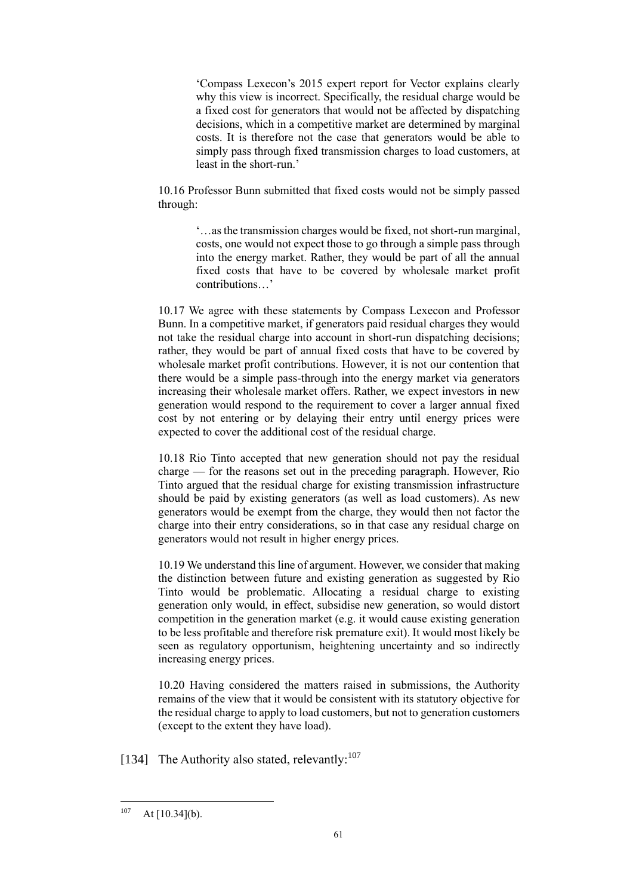> 'Compass Lexecon's 2015 expert report for Vector explains clearly why this view is incorrect. Specifically, the residual charge would be a fixed cost for generators that would not be affected by dispatching decisions, which in a competitive market are determined by marginal costs. It is therefore not the case that generators would be able to simply pass through fixed transmission charges to load customers, at least in the short-run.'

> 10.16 Professor Bunn submitted that fixed costs would not be simply passed through:
>
> > '…as the transmission charges would be fixed, not short-run marginal, costs, one would not expect those to go through a simple pass through into the energy market. Rather, they would be part of all the annual fixed costs that have to be covered by wholesale market profit contributions…'
>
> 10.17 We agree with these statements by Compass Lexecon and Professor Bunn. In a competitive market, if generators paid residual charges they would not take the residual charge into account in short-run dispatching decisions; rather, they would be part of annual fixed costs that have to be covered by wholesale market profit contributions. However, it is not our contention that there would be a simple pass-through into the energy market via generators increasing their wholesale market offers. Rather, we expect investors in new generation would respond to the requirement to cover a larger annual fixed cost by not entering or by delaying their entry until energy prices were expected to cover the additional cost of the residual charge.
>
> 10.18 Rio Tinto accepted that new generation should not pay the residual charge — for the reasons set out in the preceding paragraph. However, Rio Tinto argued that the residual charge for existing transmission infrastructure should be paid by existing generators (as well as load customers). As new generators would be exempt from the charge, they would then not factor the charge into their entry considerations, so in that case any residual charge on generators would not result in higher energy prices.
>
> 10.19 We understand this line of argument. However, we consider that making the distinction between future and existing generation as suggested by Rio Tinto would be problematic. Allocating a residual charge to existing generation only would, in effect, subsidise new generation, so would distort competition in the generation market (e.g. it would cause existing generation to be less profitable and therefore risk premature exit). It would most likely be seen as regulatory opportunism, heightening uncertainty and so indirectly increasing energy prices.
>
> 10.20 Having considered the matters raised in submissions, the Authority remains of the view that it would be consistent with its statutory objective for the residual charge to apply to load customers, but not to generation customers (except to the extent they have load).

[134] The Authority also stated, relevantly:[107]

[107] At [10.34](b).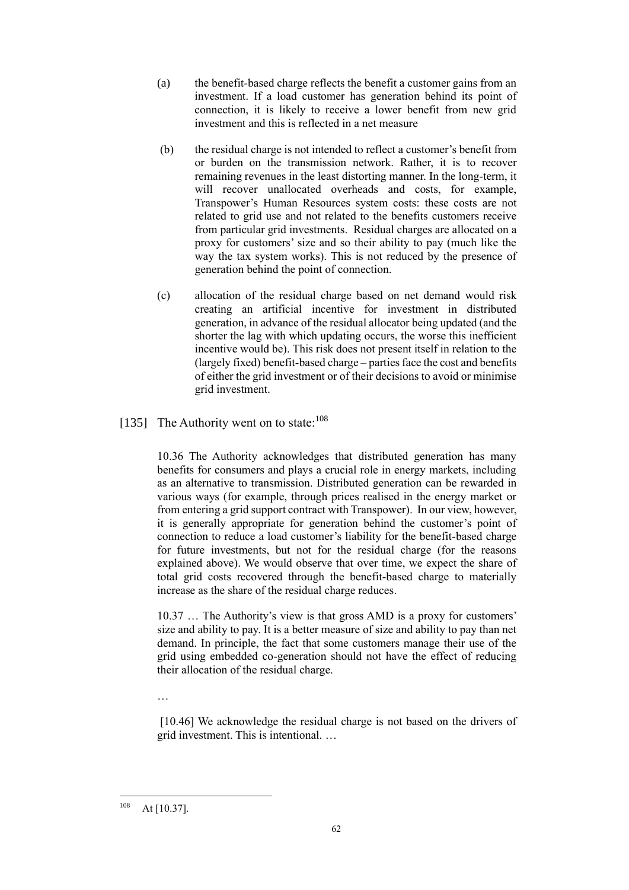(a) the benefit-based charge reflects the benefit a customer gains from an investment. If a load customer has generation behind its point of connection, it is likely to receive a lower benefit from new grid investment and this is reflected in a net measure

(b) the residual charge is not intended to reflect a customer's benefit from or burden on the transmission network. Rather, it is to recover remaining revenues in the least distorting manner. In the long-term, it will recover unallocated overheads and costs, for example, Transpower's Human Resources system costs: these costs are not related to grid use and not related to the benefits customers receive from particular grid investments. Residual charges are allocated on a proxy for customers' size and so their ability to pay (much like the way the tax system works). This is not reduced by the presence of generation behind the point of connection.

(c) allocation of the residual charge based on net demand would risk creating an artificial incentive for investment in distributed generation, in advance of the residual allocator being updated (and the shorter the lag with which updating occurs, the worse this inefficient incentive would be). This risk does not present itself in relation to the (largely fixed) benefit-based charge – parties face the cost and benefits of either the grid investment or of their decisions to avoid or minimise grid investment.

[135] The Authority went on to state:[108]

> 10.36 The Authority acknowledges that distributed generation has many benefits for consumers and plays a crucial role in energy markets, including as an alternative to transmission. Distributed generation can be rewarded in various ways (for example, through prices realised in the energy market or from entering a grid support contract with Transpower). In our view, however, it is generally appropriate for generation behind the customer's point of connection to reduce a load customer's liability for the benefit-based charge for future investments, but not for the residual charge (for the reasons explained above). We would observe that over time, we expect the share of total grid costs recovered through the benefit-based charge to materially increase as the share of the residual charge reduces.
>
> 10.37 … The Authority's view is that gross AMD is a proxy for customers' size and ability to pay. It is a better measure of size and ability to pay than net demand. In principle, the fact that some customers manage their use of the grid using embedded co-generation should not have the effect of reducing their allocation of the residual charge.
>
> …
>
> [10.46] We acknowledge the residual charge is not based on the drivers of grid investment. This is intentional. …

[108] At [10.37].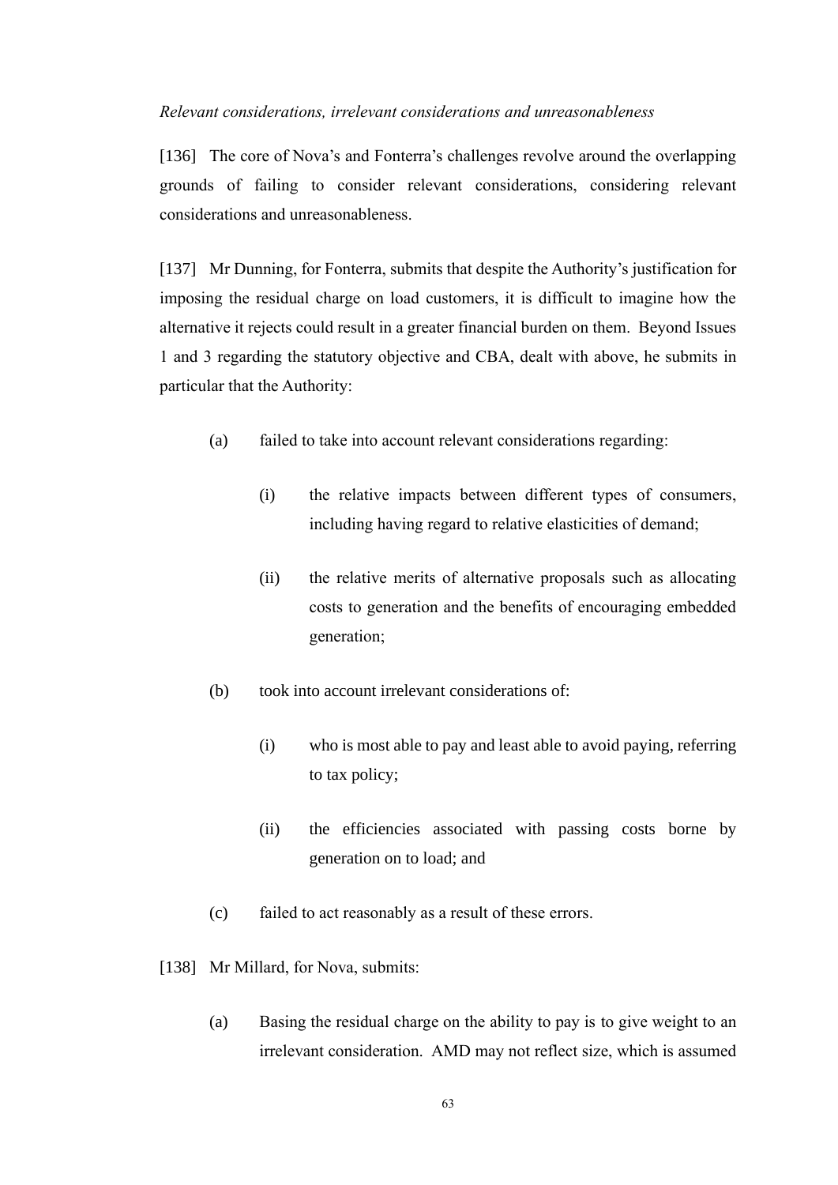*Relevant considerations, irrelevant considerations and unreasonableness*

[136] The core of Nova's and Fonterra's challenges revolve around the overlapping grounds of failing to consider relevant considerations, considering relevant considerations and unreasonableness.

[137] Mr Dunning, for Fonterra, submits that despite the Authority's justification for imposing the residual charge on load customers, it is difficult to imagine how the alternative it rejects could result in a greater financial burden on them. Beyond Issues 1 and 3 regarding the statutory objective and CBA, dealt with above, he submits in particular that the Authority:

(a) failed to take into account relevant considerations regarding:

  (i) the relative impacts between different types of consumers, including having regard to relative elasticities of demand;

  (ii) the relative merits of alternative proposals such as allocating costs to generation and the benefits of encouraging embedded generation;

(b) took into account irrelevant considerations of:

  (i) who is most able to pay and least able to avoid paying, referring to tax policy;

  (ii) the efficiencies associated with passing costs borne by generation on to load; and

(c) failed to act reasonably as a result of these errors.

[138] Mr Millard, for Nova, submits:

(a) Basing the residual charge on the ability to pay is to give weight to an irrelevant consideration. AMD may not reflect size, which is assumed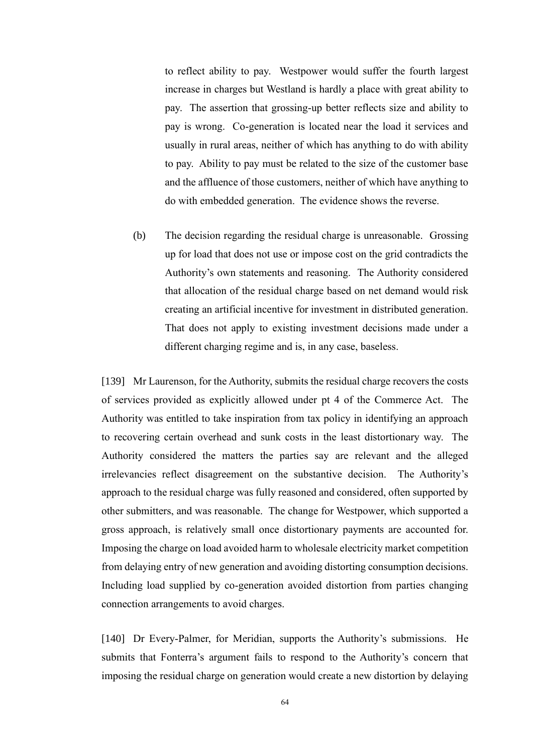to reflect ability to pay. Westpower would suffer the fourth largest increase in charges but Westland is hardly a place with great ability to pay. The assertion that grossing-up better reflects size and ability to pay is wrong. Co-generation is located near the load it services and usually in rural areas, neither of which has anything to do with ability to pay. Ability to pay must be related to the size of the customer base and the affluence of those customers, neither of which have anything to do with embedded generation. The evidence shows the reverse.

(b) The decision regarding the residual charge is unreasonable. Grossing up for load that does not use or impose cost on the grid contradicts the Authority's own statements and reasoning. The Authority considered that allocation of the residual charge based on net demand would risk creating an artificial incentive for investment in distributed generation. That does not apply to existing investment decisions made under a different charging regime and is, in any case, baseless.

[139] Mr Laurenson, for the Authority, submits the residual charge recovers the costs of services provided as explicitly allowed under pt 4 of the Commerce Act. The Authority was entitled to take inspiration from tax policy in identifying an approach to recovering certain overhead and sunk costs in the least distortionary way. The Authority considered the matters the parties say are relevant and the alleged irrelevancies reflect disagreement on the substantive decision. The Authority's approach to the residual charge was fully reasoned and considered, often supported by other submitters, and was reasonable. The change for Westpower, which supported a gross approach, is relatively small once distortionary payments are accounted for. Imposing the charge on load avoided harm to wholesale electricity market competition from delaying entry of new generation and avoiding distorting consumption decisions. Including load supplied by co-generation avoided distortion from parties changing connection arrangements to avoid charges.

[140] Dr Every-Palmer, for Meridian, supports the Authority's submissions. He submits that Fonterra's argument fails to respond to the Authority's concern that imposing the residual charge on generation would create a new distortion by delaying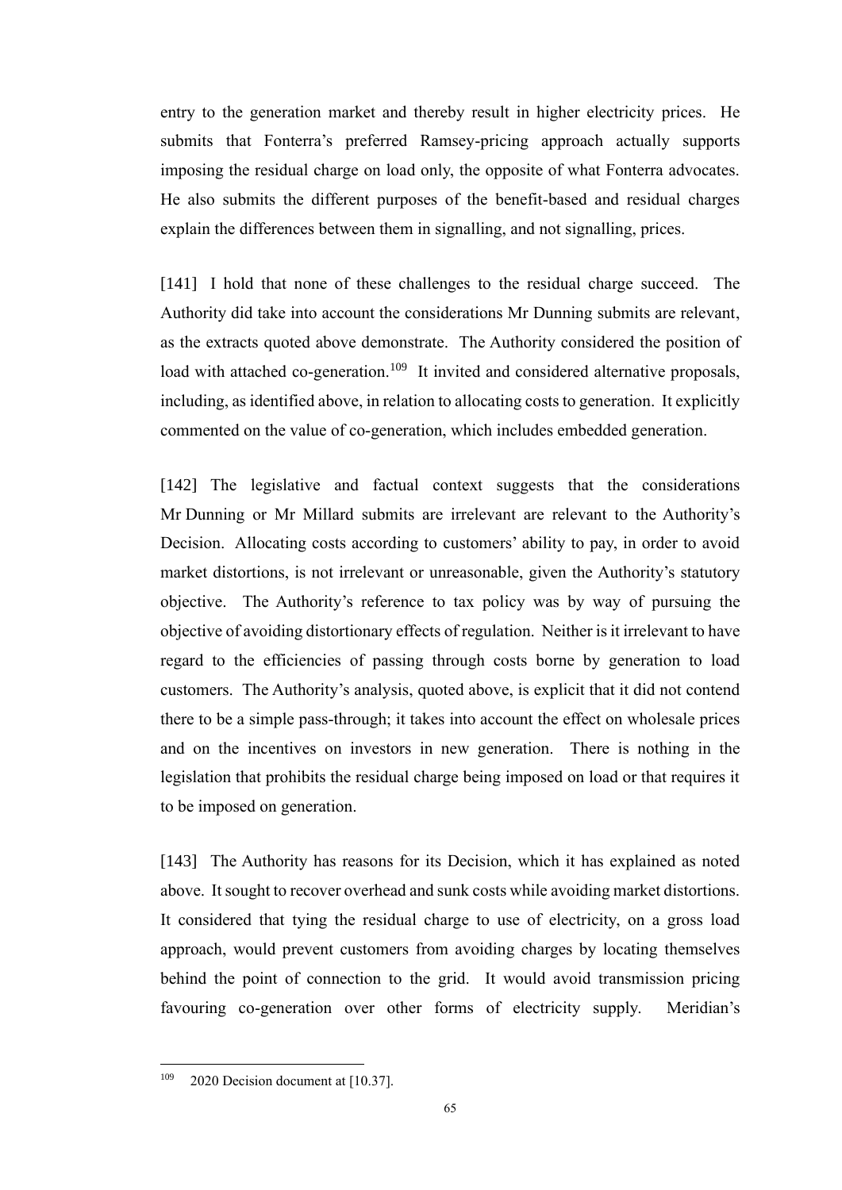entry to the generation market and thereby result in higher electricity prices. He submits that Fonterra's preferred Ramsey-pricing approach actually supports imposing the residual charge on load only, the opposite of what Fonterra advocates. He also submits the different purposes of the benefit-based and residual charges explain the differences between them in signalling, and not signalling, prices.

[141] I hold that none of these challenges to the residual charge succeed. The Authority did take into account the considerations Mr Dunning submits are relevant, as the extracts quoted above demonstrate. The Authority considered the position of load with attached co-generation.[109] It invited and considered alternative proposals, including, as identified above, in relation to allocating costs to generation. It explicitly commented on the value of co-generation, which includes embedded generation.

[142] The legislative and factual context suggests that the considerations Mr Dunning or Mr Millard submits are irrelevant are relevant to the Authority's Decision. Allocating costs according to customers' ability to pay, in order to avoid market distortions, is not irrelevant or unreasonable, given the Authority's statutory objective. The Authority's reference to tax policy was by way of pursuing the objective of avoiding distortionary effects of regulation. Neither is it irrelevant to have regard to the efficiencies of passing through costs borne by generation to load customers. The Authority's analysis, quoted above, is explicit that it did not contend there to be a simple pass-through; it takes into account the effect on wholesale prices and on the incentives on investors in new generation. There is nothing in the legislation that prohibits the residual charge being imposed on load or that requires it to be imposed on generation.

[143] The Authority has reasons for its Decision, which it has explained as noted above. It sought to recover overhead and sunk costs while avoiding market distortions. It considered that tying the residual charge to use of electricity, on a gross load approach, would prevent customers from avoiding charges by locating themselves behind the point of connection to the grid. It would avoid transmission pricing favouring co-generation over other forms of electricity supply. Meridian's

---

[109] 2020 Decision document at [10.37].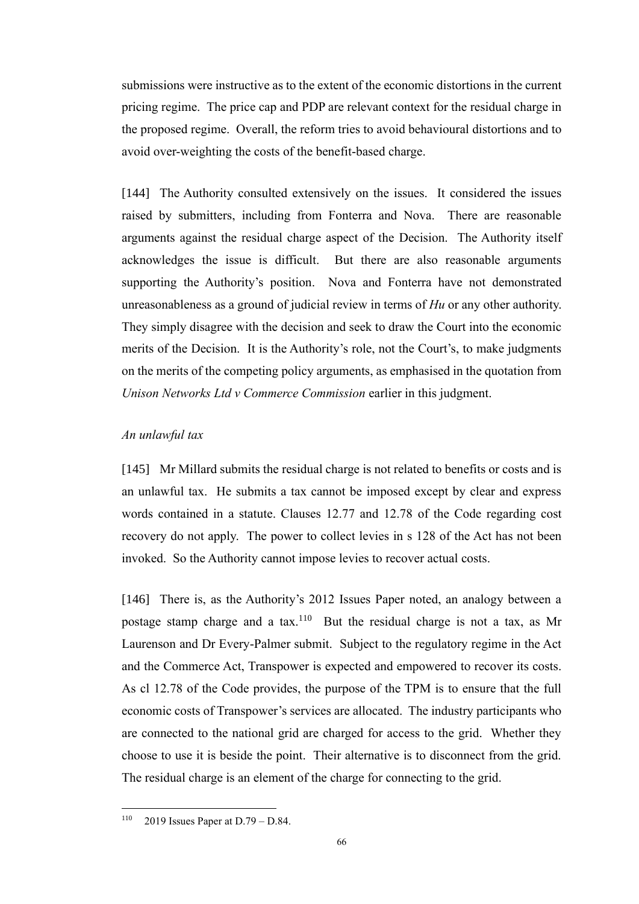submissions were instructive as to the extent of the economic distortions in the current pricing regime. The price cap and PDP are relevant context for the residual charge in the proposed regime. Overall, the reform tries to avoid behavioural distortions and to avoid over-weighting the costs of the benefit-based charge.

[144] The Authority consulted extensively on the issues. It considered the issues raised by submitters, including from Fonterra and Nova. There are reasonable arguments against the residual charge aspect of the Decision. The Authority itself acknowledges the issue is difficult. But there are also reasonable arguments supporting the Authority's position. Nova and Fonterra have not demonstrated unreasonableness as a ground of judicial review in terms of *Hu* or any other authority. They simply disagree with the decision and seek to draw the Court into the economic merits of the Decision. It is the Authority's role, not the Court's, to make judgments on the merits of the competing policy arguments, as emphasised in the quotation from *Unison Networks Ltd v Commerce Commission* earlier in this judgment.

*An unlawful tax*

[145] Mr Millard submits the residual charge is not related to benefits or costs and is an unlawful tax. He submits a tax cannot be imposed except by clear and express words contained in a statute. Clauses 12.77 and 12.78 of the Code regarding cost recovery do not apply. The power to collect levies in s 128 of the Act has not been invoked. So the Authority cannot impose levies to recover actual costs.

[146] There is, as the Authority's 2012 Issues Paper noted, an analogy between a postage stamp charge and a tax.[110] But the residual charge is not a tax, as Mr Laurenson and Dr Every-Palmer submit. Subject to the regulatory regime in the Act and the Commerce Act, Transpower is expected and empowered to recover its costs. As cl 12.78 of the Code provides, the purpose of the TPM is to ensure that the full economic costs of Transpower's services are allocated. The industry participants who are connected to the national grid are charged for access to the grid. Whether they choose to use it is beside the point. Their alternative is to disconnect from the grid. The residual charge is an element of the charge for connecting to the grid.

[110] 2019 Issues Paper at D.79 – D.84.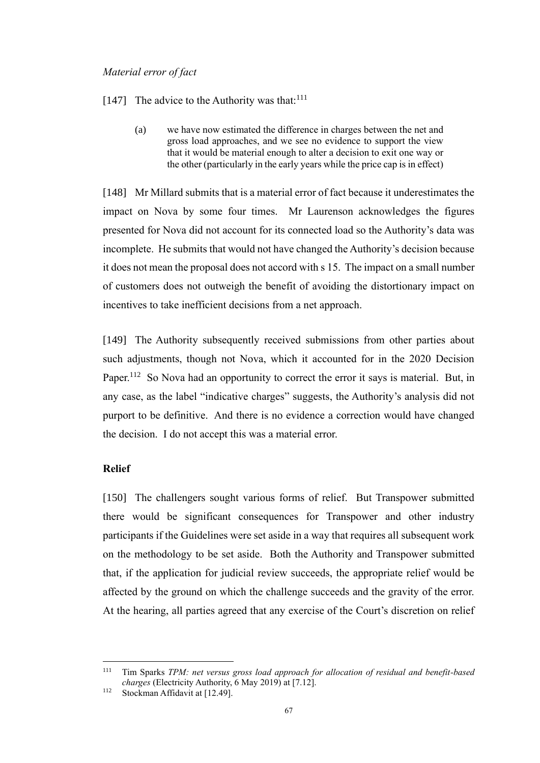*Material error of fact*

[147] The advice to the Authority was that:[111]

> (a) we have now estimated the difference in charges between the net and gross load approaches, and we see no evidence to support the view that it would be material enough to alter a decision to exit one way or the other (particularly in the early years while the price cap is in effect)

[148] Mr Millard submits that is a material error of fact because it underestimates the impact on Nova by some four times. Mr Laurenson acknowledges the figures presented for Nova did not account for its connected load so the Authority's data was incomplete. He submits that would not have changed the Authority's decision because it does not mean the proposal does not accord with s 15. The impact on a small number of customers does not outweigh the benefit of avoiding the distortionary impact on incentives to take inefficient decisions from a net approach.

[149] The Authority subsequently received submissions from other parties about such adjustments, though not Nova, which it accounted for in the 2020 Decision Paper.[112] So Nova had an opportunity to correct the error it says is material. But, in any case, as the label "indicative charges" suggests, the Authority's analysis did not purport to be definitive. And there is no evidence a correction would have changed the decision. I do not accept this was a material error.

## Relief

[150] The challengers sought various forms of relief. But Transpower submitted there would be significant consequences for Transpower and other industry participants if the Guidelines were set aside in a way that requires all subsequent work on the methodology to be set aside. Both the Authority and Transpower submitted that, if the application for judicial review succeeds, the appropriate relief would be affected by the ground on which the challenge succeeds and the gravity of the error. At the hearing, all parties agreed that any exercise of the Court's discretion on relief

---

[111] Tim Sparks *TPM: net versus gross load approach for allocation of residual and benefit-based charges* (Electricity Authority, 6 May 2019) at [7.12].

[112] Stockman Affidavit at [12.49].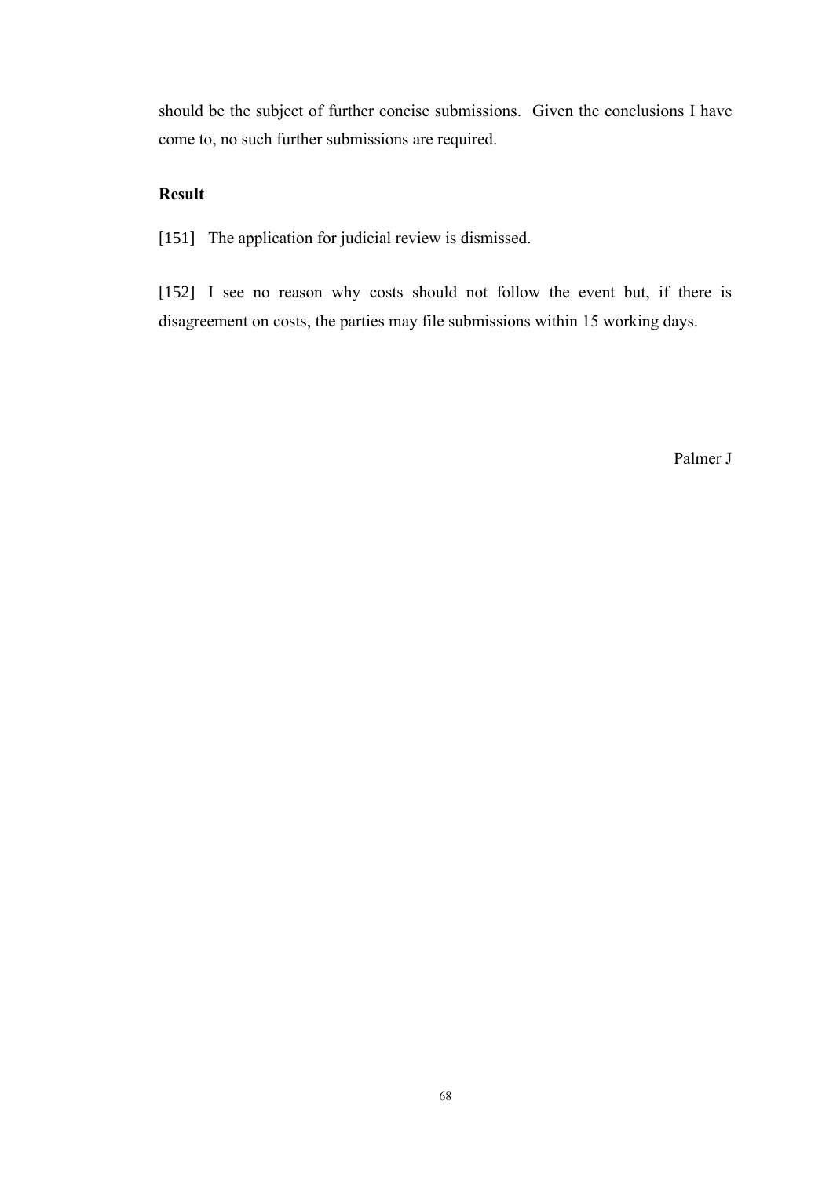should be the subject of further concise submissions. Given the conclusions I have come to, no such further submissions are required.

**Result**

[151] The application for judicial review is dismissed.

[152] I see no reason why costs should not follow the event but, if there is disagreement on costs, the parties may file submissions within 15 working days.

Palmer J